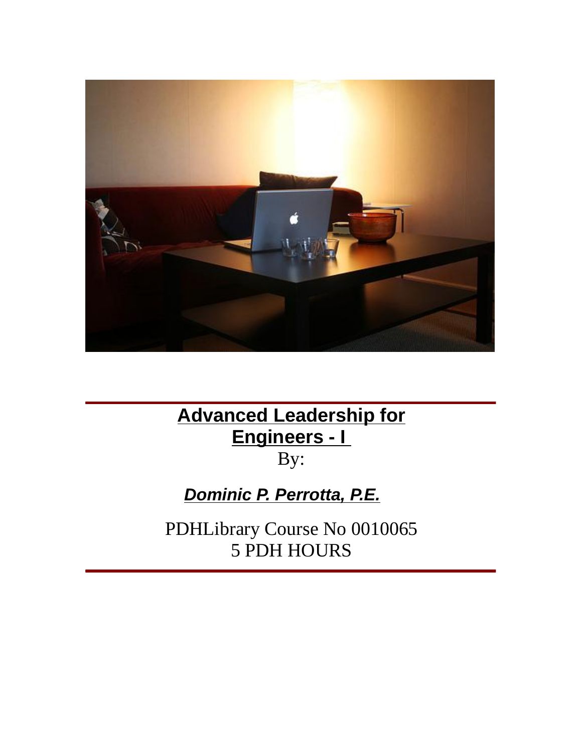# Advanced Leadership for Engineers - I

By:

***Dominic P. Perrotta, P.E.***

PDHLibrary Course No 0010065
5 PDH HOURS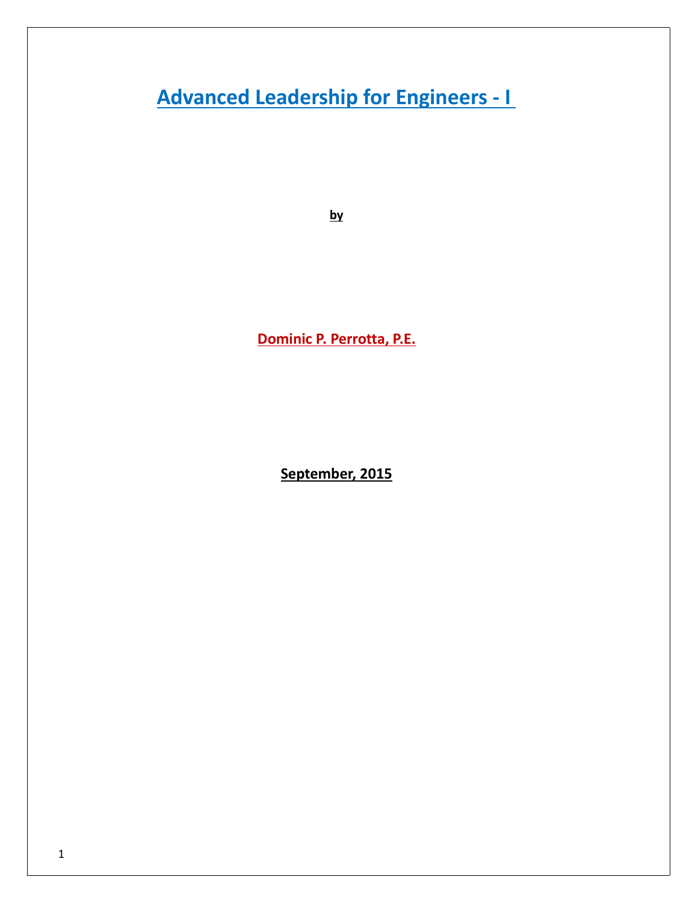# Advanced Leadership for Engineers - I

**by**

**Dominic P. Perrotta, P.E.**

**September, 2015**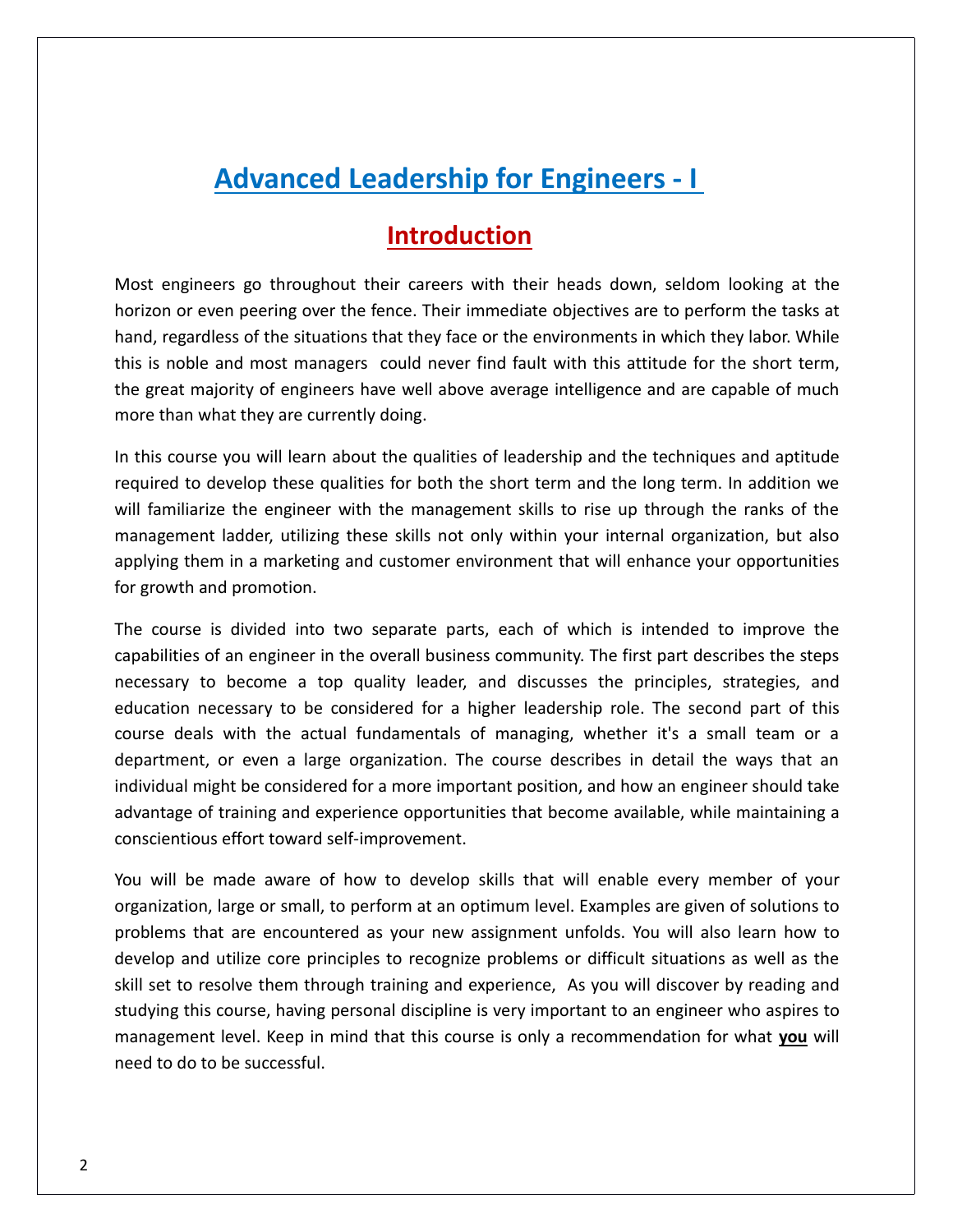# Advanced Leadership for Engineers - I

## Introduction

Most engineers go throughout their careers with their heads down, seldom looking at the horizon or even peering over the fence. Their immediate objectives are to perform the tasks at hand, regardless of the situations that they face or the environments in which they labor. While this is noble and most managers could never find fault with this attitude for the short term, the great majority of engineers have well above average intelligence and are capable of much more than what they are currently doing.

In this course you will learn about the qualities of leadership and the techniques and aptitude required to develop these qualities for both the short term and the long term. In addition we will familiarize the engineer with the management skills to rise up through the ranks of the management ladder, utilizing these skills not only within your internal organization, but also applying them in a marketing and customer environment that will enhance your opportunities for growth and promotion.

The course is divided into two separate parts, each of which is intended to improve the capabilities of an engineer in the overall business community. The first part describes the steps necessary to become a top quality leader, and discusses the principles, strategies, and education necessary to be considered for a higher leadership role. The second part of this course deals with the actual fundamentals of managing, whether it's a small team or a department, or even a large organization. The course describes in detail the ways that an individual might be considered for a more important position, and how an engineer should take advantage of training and experience opportunities that become available, while maintaining a conscientious effort toward self-improvement.

You will be made aware of how to develop skills that will enable every member of your organization, large or small, to perform at an optimum level. Examples are given of solutions to problems that are encountered as your new assignment unfolds. You will also learn how to develop and utilize core principles to recognize problems or difficult situations as well as the skill set to resolve them through training and experience, As you will discover by reading and studying this course, having personal discipline is very important to an engineer who aspires to management level. Keep in mind that this course is only a recommendation for what **you** will need to do to be successful.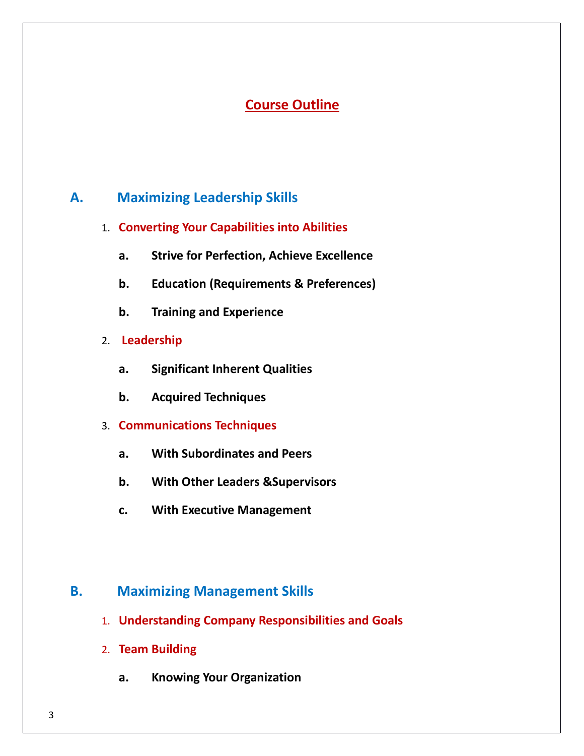# Course Outline

## A. Maximizing Leadership Skills

1. **Converting Your Capabilities into Abilities**
   - **a. Strive for Perfection, Achieve Excellence**
   - **b. Education (Requirements & Preferences)**
   - **b. Training and Experience**
2. **Leadership**
   - **a. Significant Inherent Qualities**
   - **b. Acquired Techniques**
3. **Communications Techniques**
   - **a. With Subordinates and Peers**
   - **b. With Other Leaders &Supervisors**
   - **c. With Executive Management**

## B. Maximizing Management Skills

1. **Understanding Company Responsibilities and Goals**
2. **Team Building**
   - **a. Knowing Your Organization**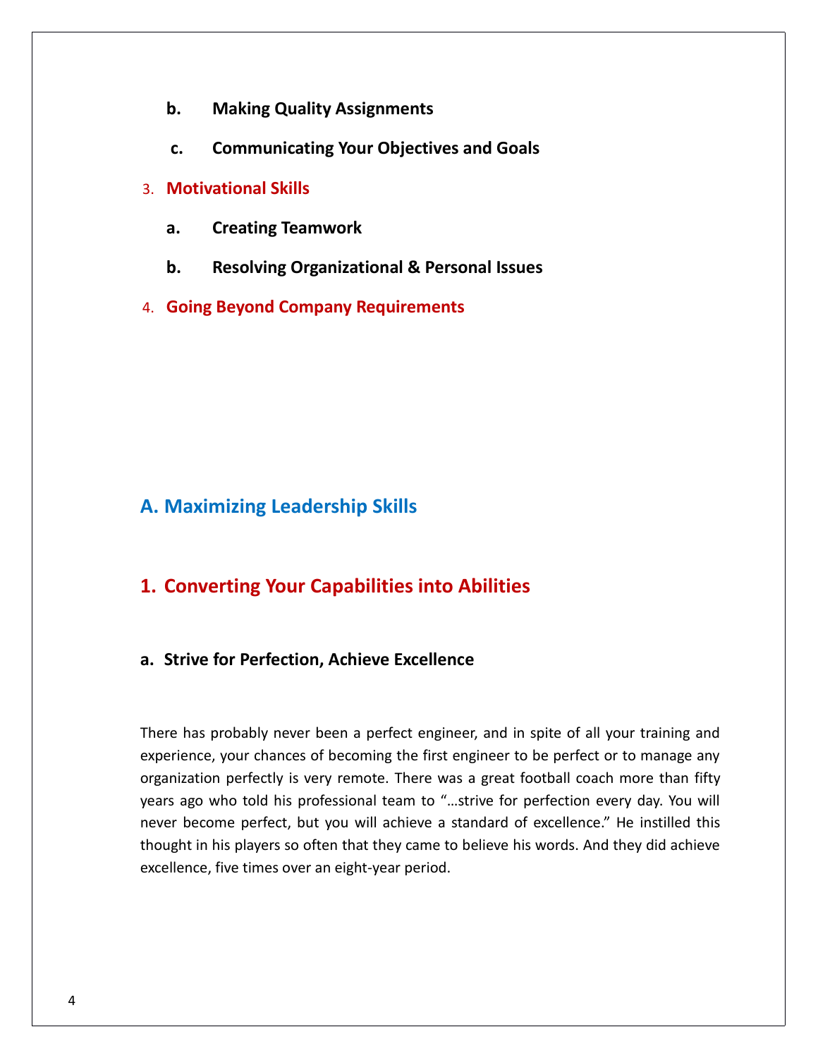b. **Making Quality Assignments**

c. **Communicating Your Objectives and Goals**

3. **Motivational Skills**

a. **Creating Teamwork**

b. **Resolving Organizational & Personal Issues**

4. **Going Beyond Company Requirements**

## A. Maximizing Leadership Skills

### 1. Converting Your Capabilities into Abilities

#### a. Strive for Perfection, Achieve Excellence

There has probably never been a perfect engineer, and in spite of all your training and experience, your chances of becoming the first engineer to be perfect or to manage any organization perfectly is very remote. There was a great football coach more than fifty years ago who told his professional team to "…strive for perfection every day. You will never become perfect, but you will achieve a standard of excellence." He instilled this thought in his players so often that they came to believe his words. And they did achieve excellence, five times over an eight-year period.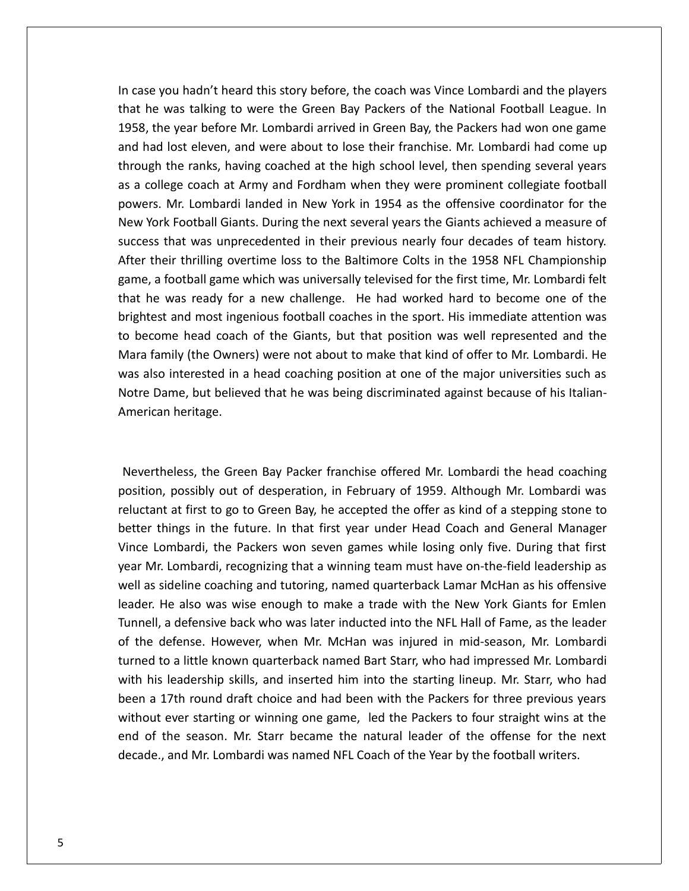In case you hadn't heard this story before, the coach was Vince Lombardi and the players that he was talking to were the Green Bay Packers of the National Football League. In 1958, the year before Mr. Lombardi arrived in Green Bay, the Packers had won one game and had lost eleven, and were about to lose their franchise. Mr. Lombardi had come up through the ranks, having coached at the high school level, then spending several years as a college coach at Army and Fordham when they were prominent collegiate football powers. Mr. Lombardi landed in New York in 1954 as the offensive coordinator for the New York Football Giants. During the next several years the Giants achieved a measure of success that was unprecedented in their previous nearly four decades of team history. After their thrilling overtime loss to the Baltimore Colts in the 1958 NFL Championship game, a football game which was universally televised for the first time, Mr. Lombardi felt that he was ready for a new challenge. He had worked hard to become one of the brightest and most ingenious football coaches in the sport. His immediate attention was to become head coach of the Giants, but that position was well represented and the Mara family (the Owners) were not about to make that kind of offer to Mr. Lombardi. He was also interested in a head coaching position at one of the major universities such as Notre Dame, but believed that he was being discriminated against because of his Italian-American heritage.

Nevertheless, the Green Bay Packer franchise offered Mr. Lombardi the head coaching position, possibly out of desperation, in February of 1959. Although Mr. Lombardi was reluctant at first to go to Green Bay, he accepted the offer as kind of a stepping stone to better things in the future. In that first year under Head Coach and General Manager Vince Lombardi, the Packers won seven games while losing only five. During that first year Mr. Lombardi, recognizing that a winning team must have on-the-field leadership as well as sideline coaching and tutoring, named quarterback Lamar McHan as his offensive leader. He also was wise enough to make a trade with the New York Giants for Emlen Tunnell, a defensive back who was later inducted into the NFL Hall of Fame, as the leader of the defense. However, when Mr. McHan was injured in mid-season, Mr. Lombardi turned to a little known quarterback named Bart Starr, who had impressed Mr. Lombardi with his leadership skills, and inserted him into the starting lineup. Mr. Starr, who had been a 17th round draft choice and had been with the Packers for three previous years without ever starting or winning one game, led the Packers to four straight wins at the end of the season. Mr. Starr became the natural leader of the offense for the next decade., and Mr. Lombardi was named NFL Coach of the Year by the football writers.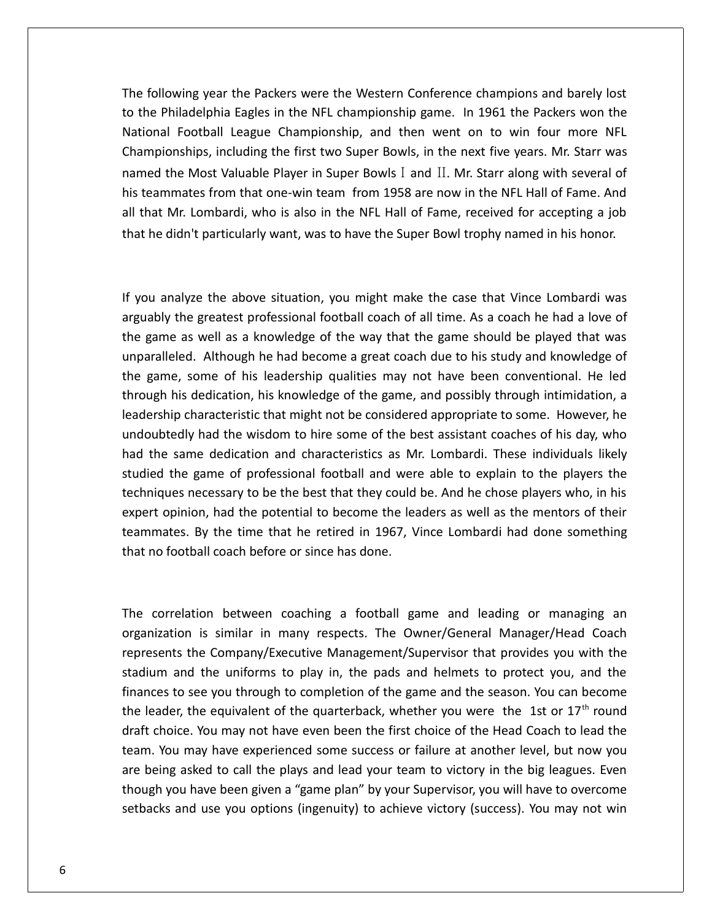The following year the Packers were the Western Conference champions and barely lost to the Philadelphia Eagles in the NFL championship game. In 1961 the Packers won the National Football League Championship, and then went on to win four more NFL Championships, including the first two Super Bowls, in the next five years. Mr. Starr was named the Most Valuable Player in Super Bowls Ⅰ and Ⅱ. Mr. Starr along with several of his teammates from that one-win team from 1958 are now in the NFL Hall of Fame. And all that Mr. Lombardi, who is also in the NFL Hall of Fame, received for accepting a job that he didn't particularly want, was to have the Super Bowl trophy named in his honor.

If you analyze the above situation, you might make the case that Vince Lombardi was arguably the greatest professional football coach of all time. As a coach he had a love of the game as well as a knowledge of the way that the game should be played that was unparalleled. Although he had become a great coach due to his study and knowledge of the game, some of his leadership qualities may not have been conventional. He led through his dedication, his knowledge of the game, and possibly through intimidation, a leadership characteristic that might not be considered appropriate to some. However, he undoubtedly had the wisdom to hire some of the best assistant coaches of his day, who had the same dedication and characteristics as Mr. Lombardi. These individuals likely studied the game of professional football and were able to explain to the players the techniques necessary to be the best that they could be. And he chose players who, in his expert opinion, had the potential to become the leaders as well as the mentors of their teammates. By the time that he retired in 1967, Vince Lombardi had done something that no football coach before or since has done.

The correlation between coaching a football game and leading or managing an organization is similar in many respects. The Owner/General Manager/Head Coach represents the Company/Executive Management/Supervisor that provides you with the stadium and the uniforms to play in, the pads and helmets to protect you, and the finances to see you through to completion of the game and the season. You can become the leader, the equivalent of the quarterback, whether you were the 1st or 17th round draft choice. You may not have even been the first choice of the Head Coach to lead the team. You may have experienced some success or failure at another level, but now you are being asked to call the plays and lead your team to victory in the big leagues. Even though you have been given a "game plan" by your Supervisor, you will have to overcome setbacks and use you options (ingenuity) to achieve victory (success). You may not win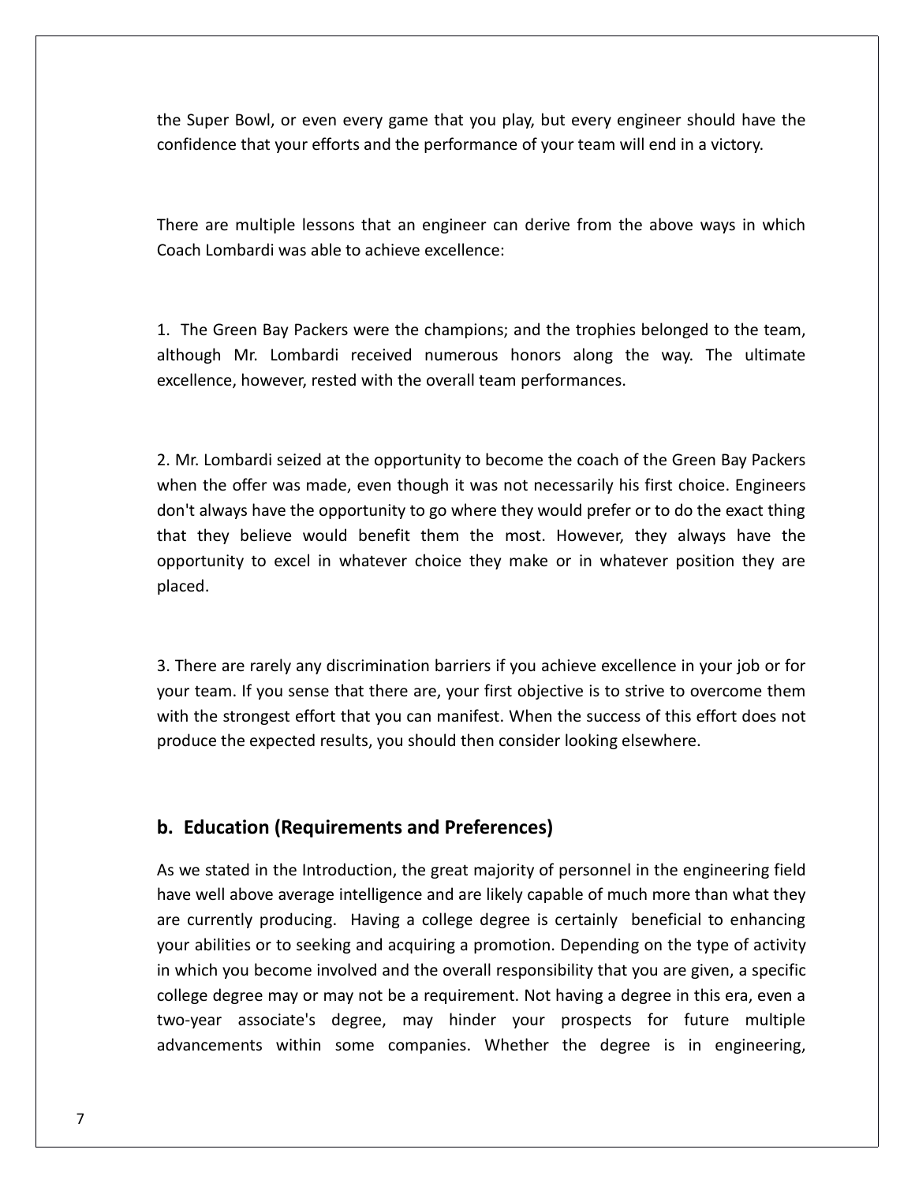the Super Bowl, or even every game that you play, but every engineer should have the confidence that your efforts and the performance of your team will end in a victory.

There are multiple lessons that an engineer can derive from the above ways in which Coach Lombardi was able to achieve excellence:

1. The Green Bay Packers were the champions; and the trophies belonged to the team, although Mr. Lombardi received numerous honors along the way. The ultimate excellence, however, rested with the overall team performances.

2. Mr. Lombardi seized at the opportunity to become the coach of the Green Bay Packers when the offer was made, even though it was not necessarily his first choice. Engineers don't always have the opportunity to go where they would prefer or to do the exact thing that they believe would benefit them the most. However, they always have the opportunity to excel in whatever choice they make or in whatever position they are placed.

3. There are rarely any discrimination barriers if you achieve excellence in your job or for your team. If you sense that there are, your first objective is to strive to overcome them with the strongest effort that you can manifest. When the success of this effort does not produce the expected results, you should then consider looking elsewhere.

## b. Education (Requirements and Preferences)

As we stated in the Introduction, the great majority of personnel in the engineering field have well above average intelligence and are likely capable of much more than what they are currently producing. Having a college degree is certainly beneficial to enhancing your abilities or to seeking and acquiring a promotion. Depending on the type of activity in which you become involved and the overall responsibility that you are given, a specific college degree may or may not be a requirement. Not having a degree in this era, even a two-year associate's degree, may hinder your prospects for future multiple advancements within some companies. Whether the degree is in engineering,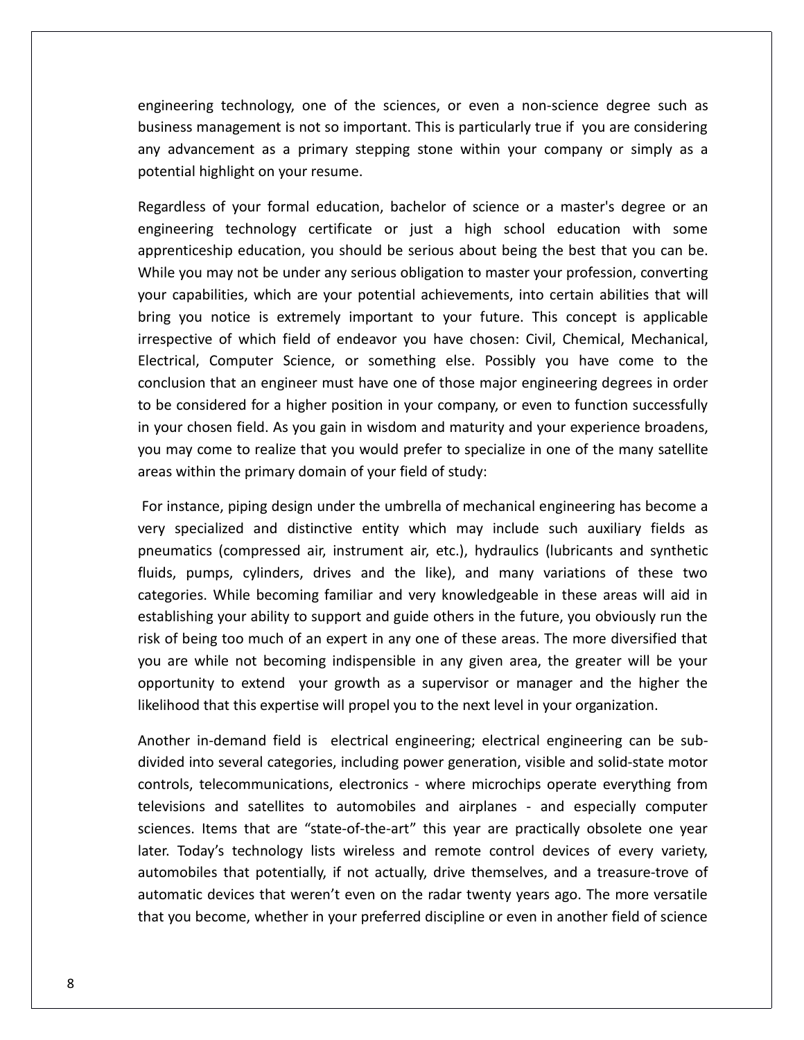engineering technology, one of the sciences, or even a non-science degree such as business management is not so important. This is particularly true if you are considering any advancement as a primary stepping stone within your company or simply as a potential highlight on your resume.

Regardless of your formal education, bachelor of science or a master's degree or an engineering technology certificate or just a high school education with some apprenticeship education, you should be serious about being the best that you can be. While you may not be under any serious obligation to master your profession, converting your capabilities, which are your potential achievements, into certain abilities that will bring you notice is extremely important to your future. This concept is applicable irrespective of which field of endeavor you have chosen: Civil, Chemical, Mechanical, Electrical, Computer Science, or something else. Possibly you have come to the conclusion that an engineer must have one of those major engineering degrees in order to be considered for a higher position in your company, or even to function successfully in your chosen field. As you gain in wisdom and maturity and your experience broadens, you may come to realize that you would prefer to specialize in one of the many satellite areas within the primary domain of your field of study:

For instance, piping design under the umbrella of mechanical engineering has become a very specialized and distinctive entity which may include such auxiliary fields as pneumatics (compressed air, instrument air, etc.), hydraulics (lubricants and synthetic fluids, pumps, cylinders, drives and the like), and many variations of these two categories. While becoming familiar and very knowledgeable in these areas will aid in establishing your ability to support and guide others in the future, you obviously run the risk of being too much of an expert in any one of these areas. The more diversified that you are while not becoming indispensible in any given area, the greater will be your opportunity to extend your growth as a supervisor or manager and the higher the likelihood that this expertise will propel you to the next level in your organization.

Another in-demand field is electrical engineering; electrical engineering can be sub-divided into several categories, including power generation, visible and solid-state motor controls, telecommunications, electronics - where microchips operate everything from televisions and satellites to automobiles and airplanes - and especially computer sciences. Items that are "state-of-the-art" this year are practically obsolete one year later. Today's technology lists wireless and remote control devices of every variety, automobiles that potentially, if not actually, drive themselves, and a treasure-trove of automatic devices that weren't even on the radar twenty years ago. The more versatile that you become, whether in your preferred discipline or even in another field of science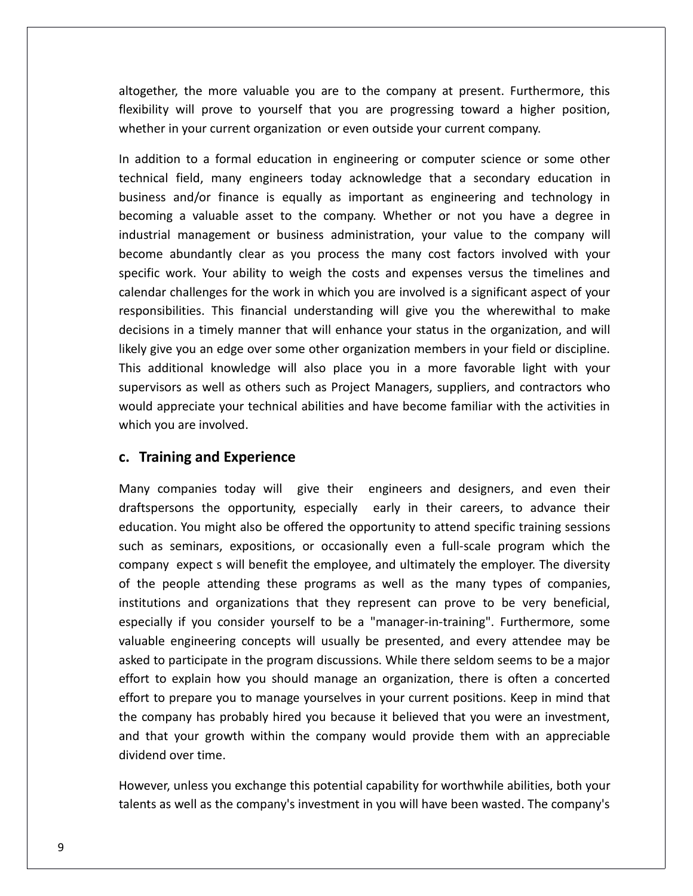altogether, the more valuable you are to the company at present. Furthermore, this flexibility will prove to yourself that you are progressing toward a higher position, whether in your current organization or even outside your current company.

In addition to a formal education in engineering or computer science or some other technical field, many engineers today acknowledge that a secondary education in business and/or finance is equally as important as engineering and technology in becoming a valuable asset to the company. Whether or not you have a degree in industrial management or business administration, your value to the company will become abundantly clear as you process the many cost factors involved with your specific work. Your ability to weigh the costs and expenses versus the timelines and calendar challenges for the work in which you are involved is a significant aspect of your responsibilities. This financial understanding will give you the wherewithal to make decisions in a timely manner that will enhance your status in the organization, and will likely give you an edge over some other organization members in your field or discipline. This additional knowledge will also place you in a more favorable light with your supervisors as well as others such as Project Managers, suppliers, and contractors who would appreciate your technical abilities and have become familiar with the activities in which you are involved.

### c. Training and Experience

Many companies today will give their engineers and designers, and even their draftspersons the opportunity, especially early in their careers, to advance their education. You might also be offered the opportunity to attend specific training sessions such as seminars, expositions, or occasionally even a full-scale program which the company expect s will benefit the employee, and ultimately the employer. The diversity of the people attending these programs as well as the many types of companies, institutions and organizations that they represent can prove to be very beneficial, especially if you consider yourself to be a "manager-in-training". Furthermore, some valuable engineering concepts will usually be presented, and every attendee may be asked to participate in the program discussions. While there seldom seems to be a major effort to explain how you should manage an organization, there is often a concerted effort to prepare you to manage yourselves in your current positions. Keep in mind that the company has probably hired you because it believed that you were an investment, and that your growth within the company would provide them with an appreciable dividend over time.

However, unless you exchange this potential capability for worthwhile abilities, both your talents as well as the company's investment in you will have been wasted. The company's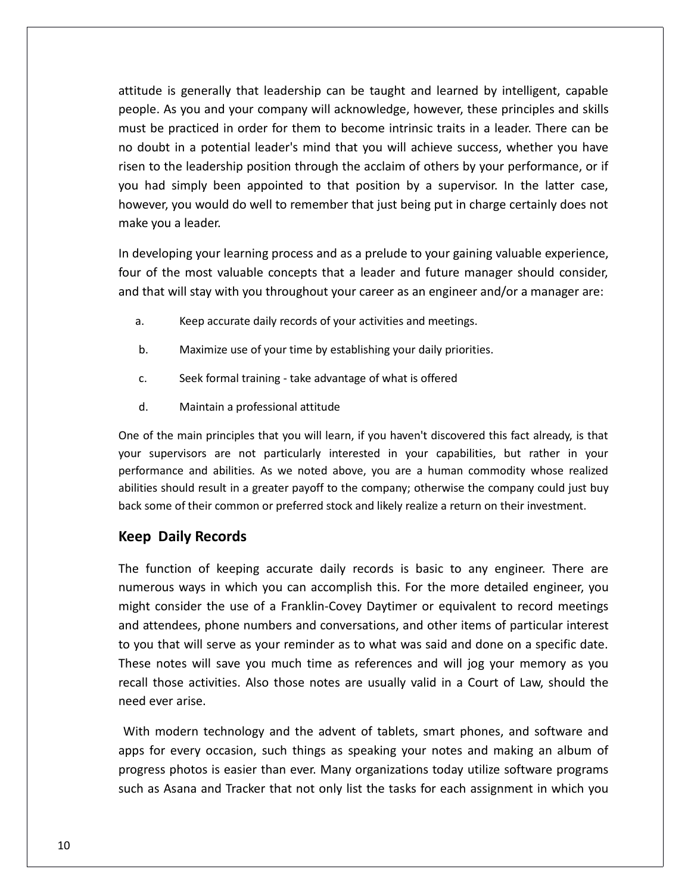attitude is generally that leadership can be taught and learned by intelligent, capable people. As you and your company will acknowledge, however, these principles and skills must be practiced in order for them to become intrinsic traits in a leader. There can be no doubt in a potential leader's mind that you will achieve success, whether you have risen to the leadership position through the acclaim of others by your performance, or if you had simply been appointed to that position by a supervisor. In the latter case, however, you would do well to remember that just being put in charge certainly does not make you a leader.

In developing your learning process and as a prelude to your gaining valuable experience, four of the most valuable concepts that a leader and future manager should consider, and that will stay with you throughout your career as an engineer and/or a manager are:

a. Keep accurate daily records of your activities and meetings.

b. Maximize use of your time by establishing your daily priorities.

c. Seek formal training - take advantage of what is offered

d. Maintain a professional attitude

One of the main principles that you will learn, if you haven't discovered this fact already, is that your supervisors are not particularly interested in your capabilities, but rather in your performance and abilities. As we noted above, you are a human commodity whose realized abilities should result in a greater payoff to the company; otherwise the company could just buy back some of their common or preferred stock and likely realize a return on their investment.

## Keep Daily Records

The function of keeping accurate daily records is basic to any engineer. There are numerous ways in which you can accomplish this. For the more detailed engineer, you might consider the use of a Franklin-Covey Daytimer or equivalent to record meetings and attendees, phone numbers and conversations, and other items of particular interest to you that will serve as your reminder as to what was said and done on a specific date. These notes will save you much time as references and will jog your memory as you recall those activities. Also those notes are usually valid in a Court of Law, should the need ever arise.

With modern technology and the advent of tablets, smart phones, and software and apps for every occasion, such things as speaking your notes and making an album of progress photos is easier than ever. Many organizations today utilize software programs such as Asana and Tracker that not only list the tasks for each assignment in which you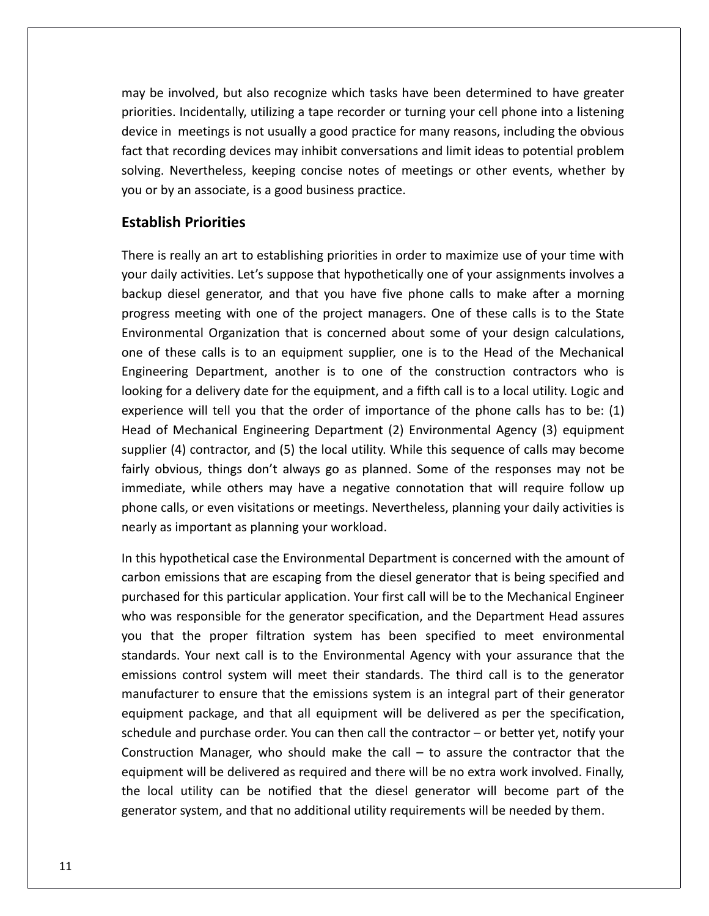may be involved, but also recognize which tasks have been determined to have greater priorities. Incidentally, utilizing a tape recorder or turning your cell phone into a listening device in meetings is not usually a good practice for many reasons, including the obvious fact that recording devices may inhibit conversations and limit ideas to potential problem solving. Nevertheless, keeping concise notes of meetings or other events, whether by you or by an associate, is a good business practice.

## Establish Priorities

There is really an art to establishing priorities in order to maximize use of your time with your daily activities. Let's suppose that hypothetically one of your assignments involves a backup diesel generator, and that you have five phone calls to make after a morning progress meeting with one of the project managers. One of these calls is to the State Environmental Organization that is concerned about some of your design calculations, one of these calls is to an equipment supplier, one is to the Head of the Mechanical Engineering Department, another is to one of the construction contractors who is looking for a delivery date for the equipment, and a fifth call is to a local utility. Logic and experience will tell you that the order of importance of the phone calls has to be: (1) Head of Mechanical Engineering Department (2) Environmental Agency (3) equipment supplier (4) contractor, and (5) the local utility. While this sequence of calls may become fairly obvious, things don't always go as planned. Some of the responses may not be immediate, while others may have a negative connotation that will require follow up phone calls, or even visitations or meetings. Nevertheless, planning your daily activities is nearly as important as planning your workload.

In this hypothetical case the Environmental Department is concerned with the amount of carbon emissions that are escaping from the diesel generator that is being specified and purchased for this particular application. Your first call will be to the Mechanical Engineer who was responsible for the generator specification, and the Department Head assures you that the proper filtration system has been specified to meet environmental standards. Your next call is to the Environmental Agency with your assurance that the emissions control system will meet their standards. The third call is to the generator manufacturer to ensure that the emissions system is an integral part of their generator equipment package, and that all equipment will be delivered as per the specification, schedule and purchase order. You can then call the contractor – or better yet, notify your Construction Manager, who should make the call – to assure the contractor that the equipment will be delivered as required and there will be no extra work involved. Finally, the local utility can be notified that the diesel generator will become part of the generator system, and that no additional utility requirements will be needed by them.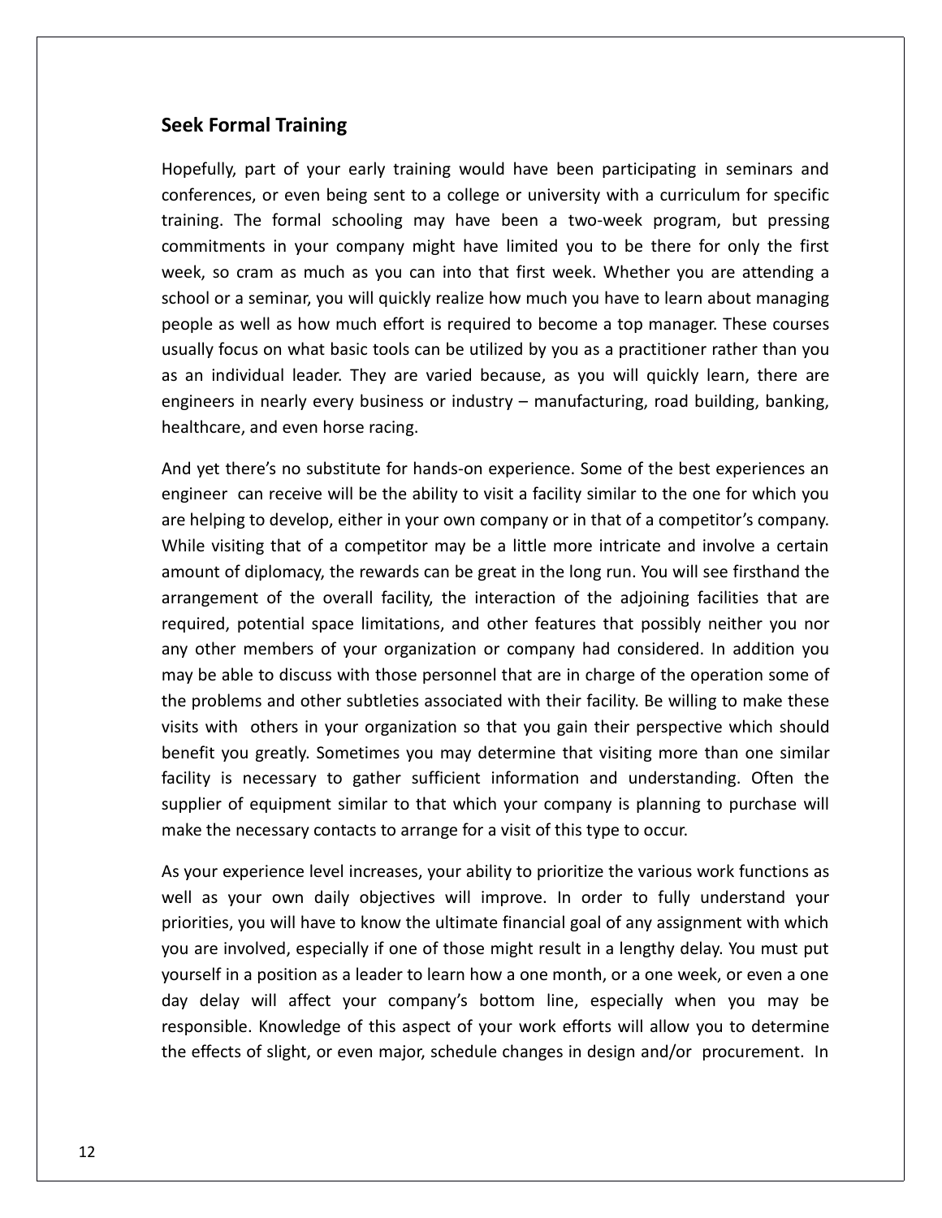## Seek Formal Training

Hopefully, part of your early training would have been participating in seminars and conferences, or even being sent to a college or university with a curriculum for specific training. The formal schooling may have been a two-week program, but pressing commitments in your company might have limited you to be there for only the first week, so cram as much as you can into that first week. Whether you are attending a school or a seminar, you will quickly realize how much you have to learn about managing people as well as how much effort is required to become a top manager. These courses usually focus on what basic tools can be utilized by you as a practitioner rather than you as an individual leader. They are varied because, as you will quickly learn, there are engineers in nearly every business or industry – manufacturing, road building, banking, healthcare, and even horse racing.

And yet there's no substitute for hands-on experience. Some of the best experiences an engineer can receive will be the ability to visit a facility similar to the one for which you are helping to develop, either in your own company or in that of a competitor's company. While visiting that of a competitor may be a little more intricate and involve a certain amount of diplomacy, the rewards can be great in the long run. You will see firsthand the arrangement of the overall facility, the interaction of the adjoining facilities that are required, potential space limitations, and other features that possibly neither you nor any other members of your organization or company had considered. In addition you may be able to discuss with those personnel that are in charge of the operation some of the problems and other subtleties associated with their facility. Be willing to make these visits with others in your organization so that you gain their perspective which should benefit you greatly. Sometimes you may determine that visiting more than one similar facility is necessary to gather sufficient information and understanding. Often the supplier of equipment similar to that which your company is planning to purchase will make the necessary contacts to arrange for a visit of this type to occur.

As your experience level increases, your ability to prioritize the various work functions as well as your own daily objectives will improve. In order to fully understand your priorities, you will have to know the ultimate financial goal of any assignment with which you are involved, especially if one of those might result in a lengthy delay. You must put yourself in a position as a leader to learn how a one month, or a one week, or even a one day delay will affect your company's bottom line, especially when you may be responsible. Knowledge of this aspect of your work efforts will allow you to determine the effects of slight, or even major, schedule changes in design and/or procurement. In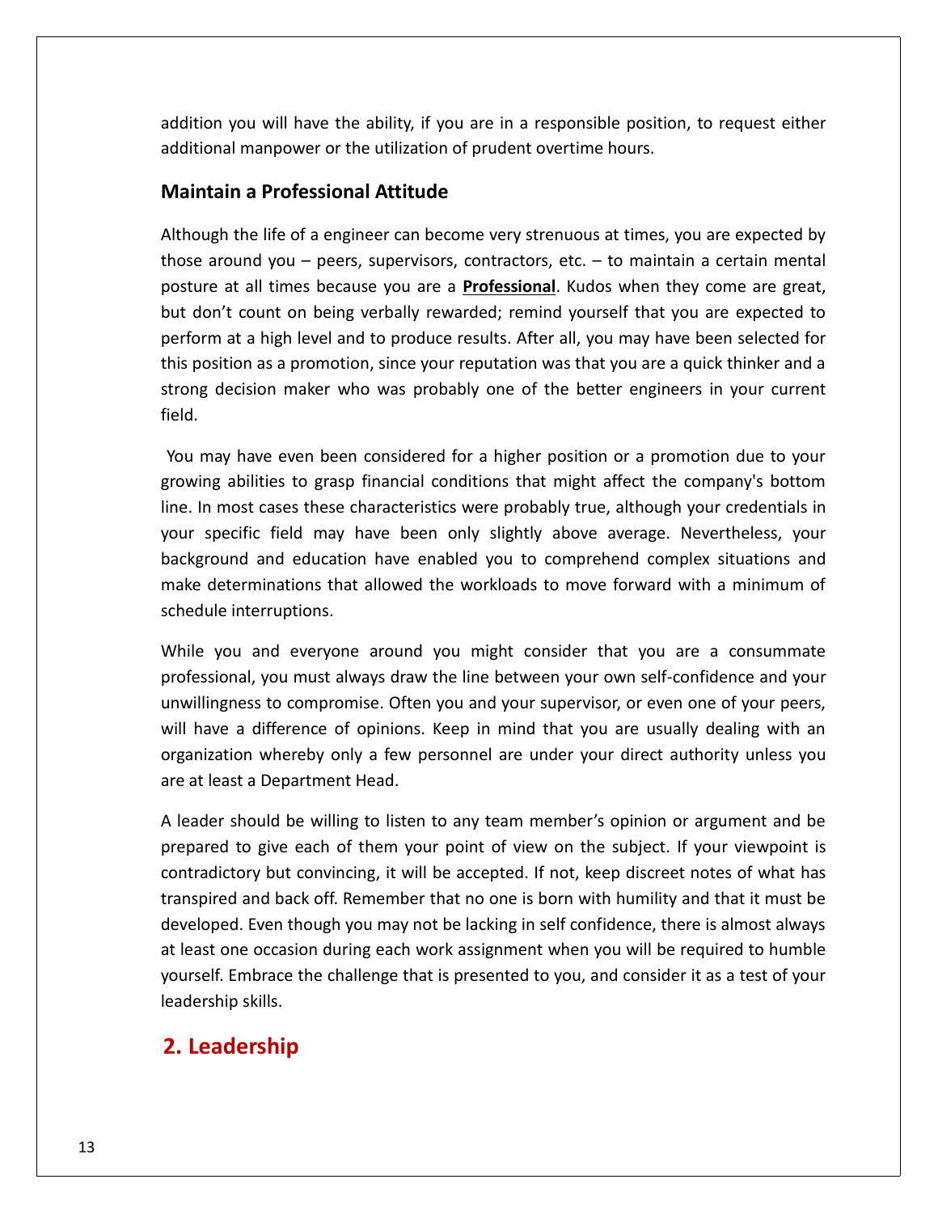addition you will have the ability, if you are in a responsible position, to request either additional manpower or the utilization of prudent overtime hours.

### Maintain a Professional Attitude

Although the life of a engineer can become very strenuous at times, you are expected by those around you – peers, supervisors, contractors, etc. – to maintain a certain mental posture at all times because you are a **Professional**. Kudos when they come are great, but don't count on being verbally rewarded; remind yourself that you are expected to perform at a high level and to produce results. After all, you may have been selected for this position as a promotion, since your reputation was that you are a quick thinker and a strong decision maker who was probably one of the better engineers in your current field.

You may have even been considered for a higher position or a promotion due to your growing abilities to grasp financial conditions that might affect the company's bottom line. In most cases these characteristics were probably true, although your credentials in your specific field may have been only slightly above average. Nevertheless, your background and education have enabled you to comprehend complex situations and make determinations that allowed the workloads to move forward with a minimum of schedule interruptions.

While you and everyone around you might consider that you are a consummate professional, you must always draw the line between your own self-confidence and your unwillingness to compromise. Often you and your supervisor, or even one of your peers, will have a difference of opinions. Keep in mind that you are usually dealing with an organization whereby only a few personnel are under your direct authority unless you are at least a Department Head.

A leader should be willing to listen to any team member's opinion or argument and be prepared to give each of them your point of view on the subject. If your viewpoint is contradictory but convincing, it will be accepted. If not, keep discreet notes of what has transpired and back off. Remember that no one is born with humility and that it must be developed. Even though you may not be lacking in self confidence, there is almost always at least one occasion during each work assignment when you will be required to humble yourself. Embrace the challenge that is presented to you, and consider it as a test of your leadership skills.

## 2. Leadership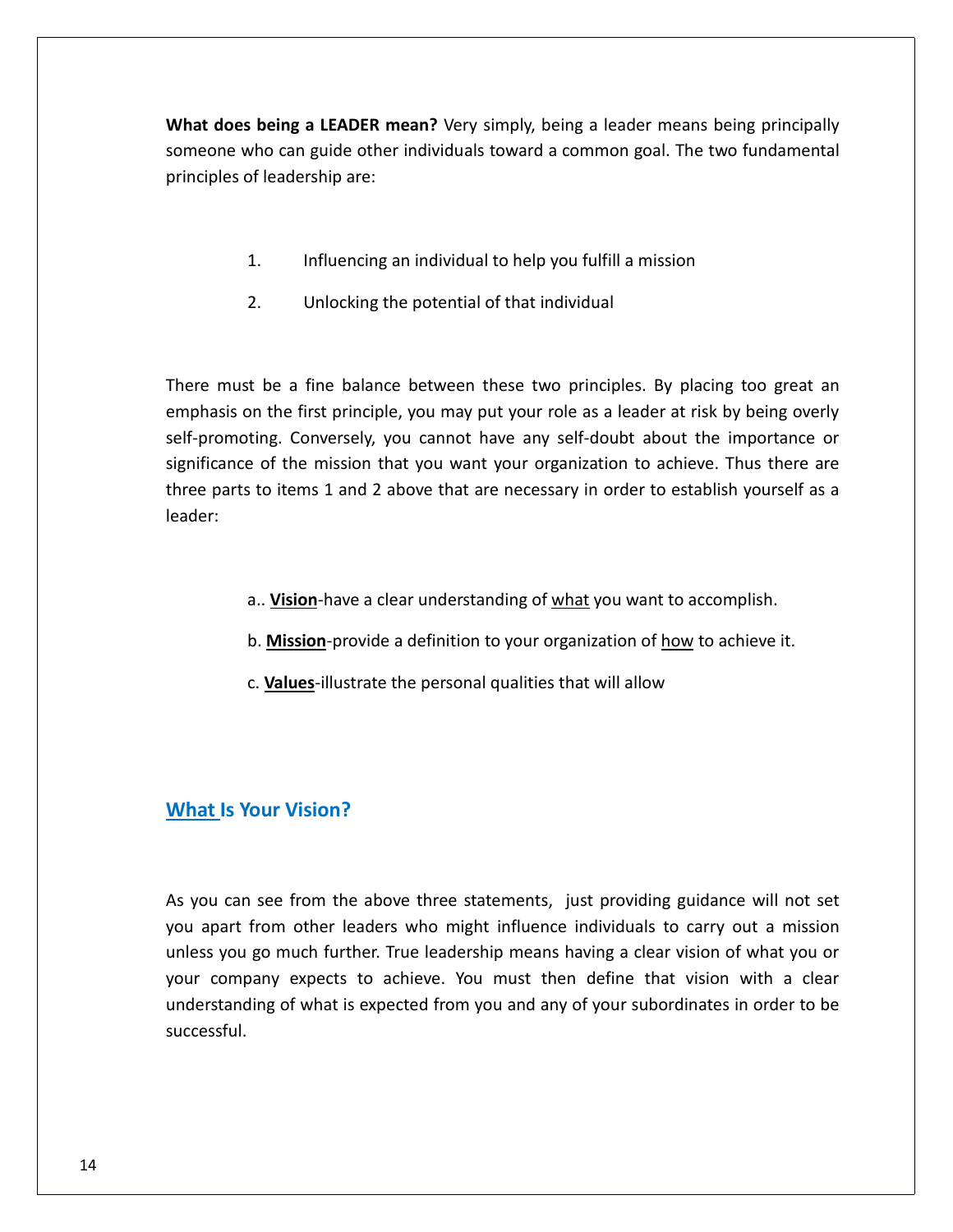**What does being a LEADER mean?** Very simply, being a leader means being principally someone who can guide other individuals toward a common goal. The two fundamental principles of leadership are:

1. Influencing an individual to help you fulfill a mission
2. Unlocking the potential of that individual

There must be a fine balance between these two principles. By placing too great an emphasis on the first principle, you may put your role as a leader at risk by being overly self-promoting. Conversely, you cannot have any self-doubt about the importance or significance of the mission that you want your organization to achieve. Thus there are three parts to items 1 and 2 above that are necessary in order to establish yourself as a leader:

a.. **<u>Vision</u>**-have a clear understanding of <u>what</u> you want to accomplish.

b. **<u>Mission</u>**-provide a definition to your organization of <u>how</u> to achieve it.

c. **<u>Values</u>**-illustrate the personal qualities that will allow

## What Is Your Vision?

As you can see from the above three statements, just providing guidance will not set you apart from other leaders who might influence individuals to carry out a mission unless you go much further. True leadership means having a clear vision of what you or your company expects to achieve. You must then define that vision with a clear understanding of what is expected from you and any of your subordinates in order to be successful.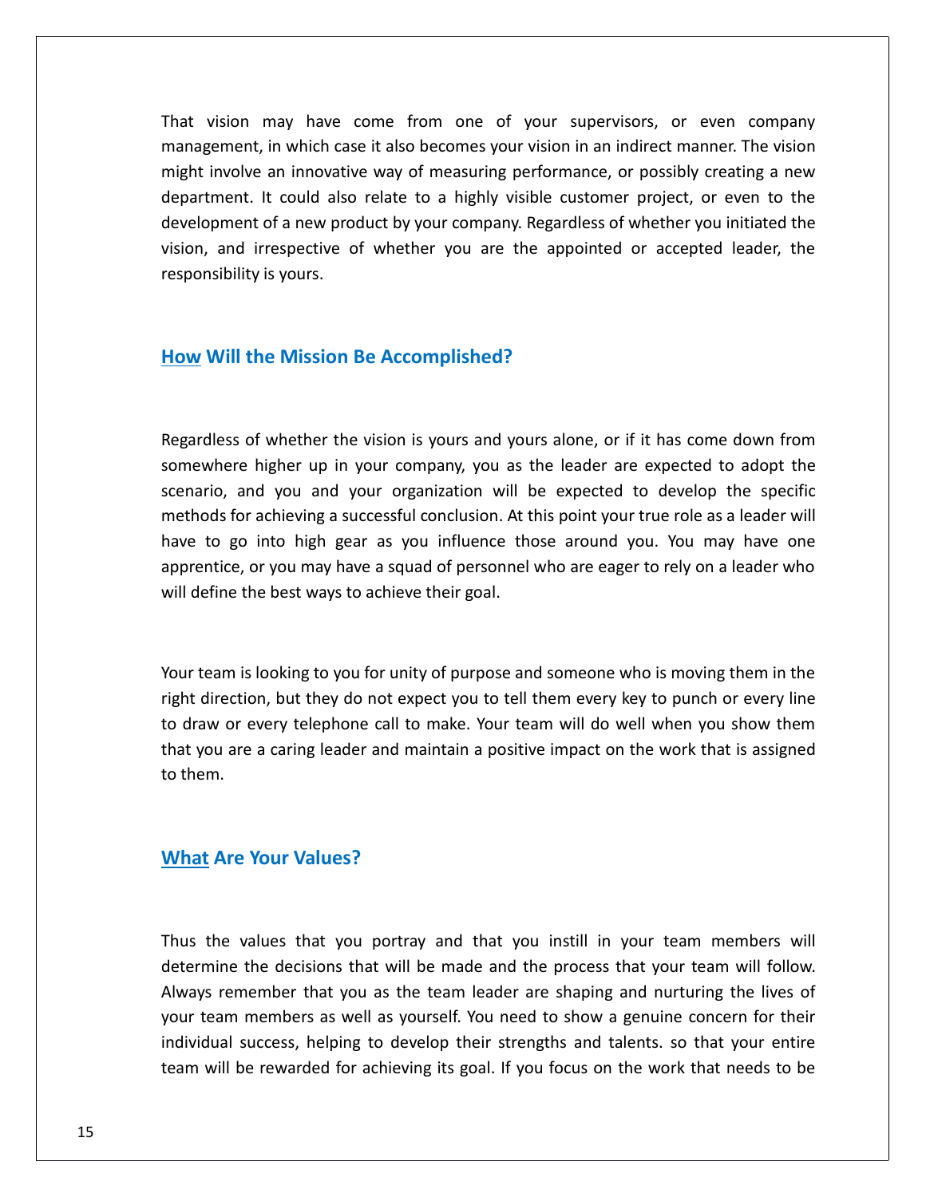That vision may have come from one of your supervisors, or even company management, in which case it also becomes your vision in an indirect manner. The vision might involve an innovative way of measuring performance, or possibly creating a new department. It could also relate to a highly visible customer project, or even to the development of a new product by your company. Regardless of whether you initiated the vision, and irrespective of whether you are the appointed or accepted leader, the responsibility is yours.

## <u>How</u> Will the Mission Be Accomplished?

Regardless of whether the vision is yours and yours alone, or if it has come down from somewhere higher up in your company, you as the leader are expected to adopt the scenario, and you and your organization will be expected to develop the specific methods for achieving a successful conclusion. At this point your true role as a leader will have to go into high gear as you influence those around you. You may have one apprentice, or you may have a squad of personnel who are eager to rely on a leader who will define the best ways to achieve their goal.

Your team is looking to you for unity of purpose and someone who is moving them in the right direction, but they do not expect you to tell them every key to punch or every line to draw or every telephone call to make. Your team will do well when you show them that you are a caring leader and maintain a positive impact on the work that is assigned to them.

## <u>What</u> Are Your Values?

Thus the values that you portray and that you instill in your team members will determine the decisions that will be made and the process that your team will follow. Always remember that you as the team leader are shaping and nurturing the lives of your team members as well as yourself. You need to show a genuine concern for their individual success, helping to develop their strengths and talents. so that your entire team will be rewarded for achieving its goal. If you focus on the work that needs to be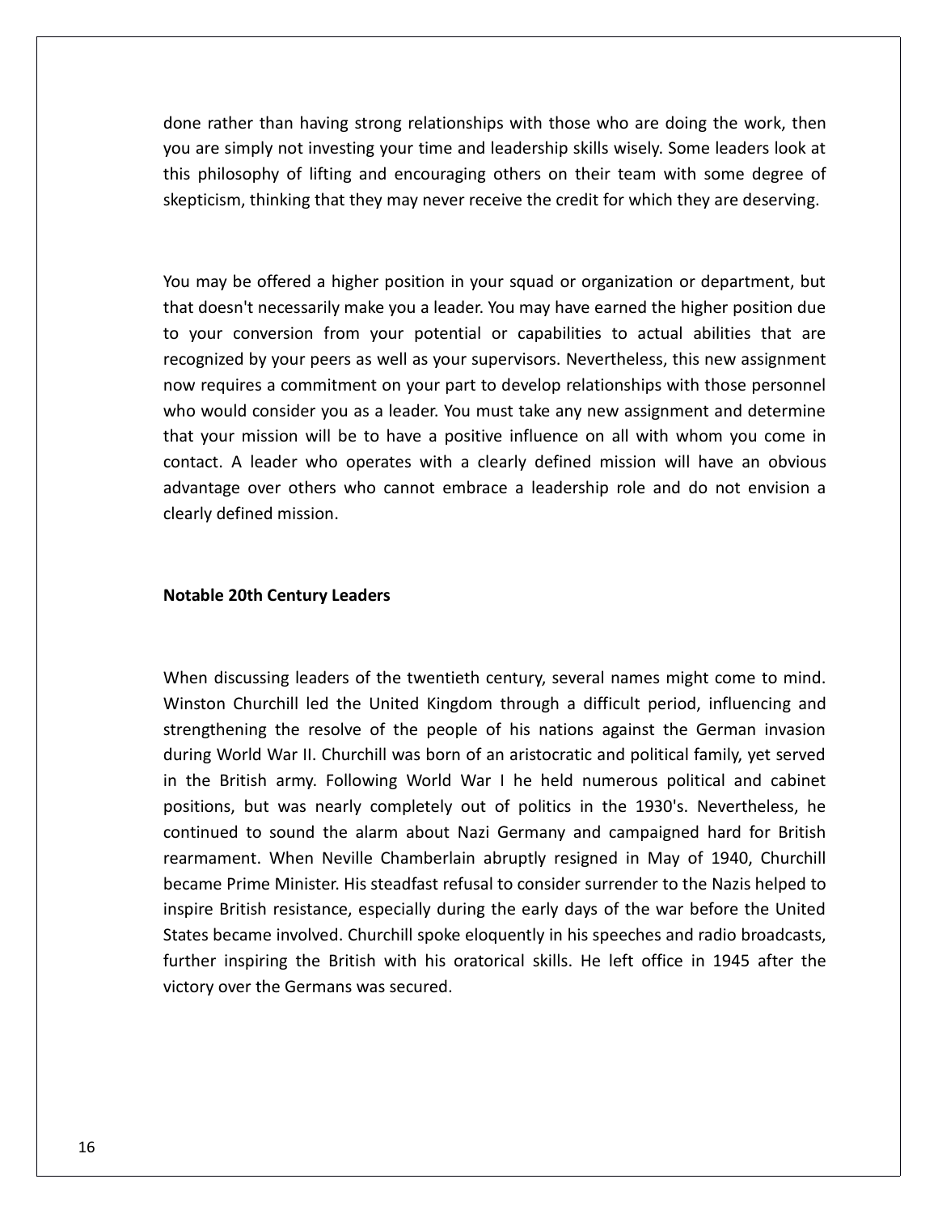done rather than having strong relationships with those who are doing the work, then you are simply not investing your time and leadership skills wisely. Some leaders look at this philosophy of lifting and encouraging others on their team with some degree of skepticism, thinking that they may never receive the credit for which they are deserving.

You may be offered a higher position in your squad or organization or department, but that doesn't necessarily make you a leader. You may have earned the higher position due to your conversion from your potential or capabilities to actual abilities that are recognized by your peers as well as your supervisors. Nevertheless, this new assignment now requires a commitment on your part to develop relationships with those personnel who would consider you as a leader. You must take any new assignment and determine that your mission will be to have a positive influence on all with whom you come in contact. A leader who operates with a clearly defined mission will have an obvious advantage over others who cannot embrace a leadership role and do not envision a clearly defined mission.

## Notable 20th Century Leaders

When discussing leaders of the twentieth century, several names might come to mind. Winston Churchill led the United Kingdom through a difficult period, influencing and strengthening the resolve of the people of his nations against the German invasion during World War II. Churchill was born of an aristocratic and political family, yet served in the British army. Following World War I he held numerous political and cabinet positions, but was nearly completely out of politics in the 1930's. Nevertheless, he continued to sound the alarm about Nazi Germany and campaigned hard for British rearmament. When Neville Chamberlain abruptly resigned in May of 1940, Churchill became Prime Minister. His steadfast refusal to consider surrender to the Nazis helped to inspire British resistance, especially during the early days of the war before the United States became involved. Churchill spoke eloquently in his speeches and radio broadcasts, further inspiring the British with his oratorical skills. He left office in 1945 after the victory over the Germans was secured.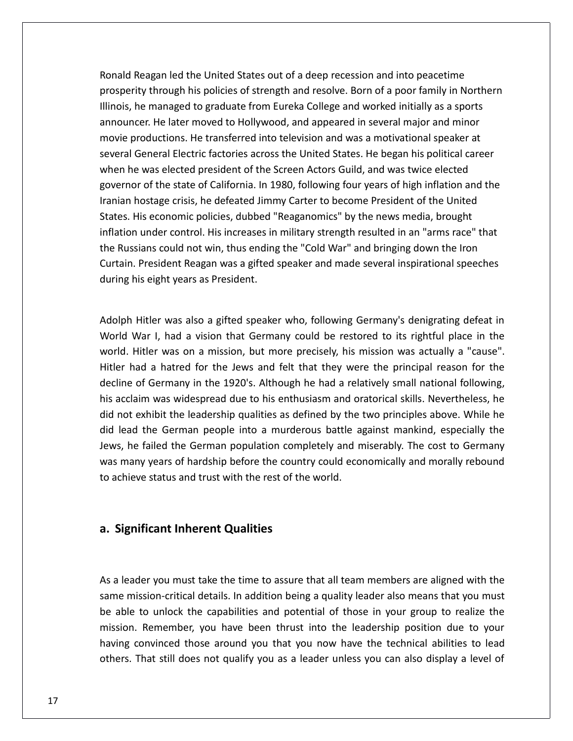Ronald Reagan led the United States out of a deep recession and into peacetime prosperity through his policies of strength and resolve. Born of a poor family in Northern Illinois, he managed to graduate from Eureka College and worked initially as a sports announcer. He later moved to Hollywood, and appeared in several major and minor movie productions. He transferred into television and was a motivational speaker at several General Electric factories across the United States. He began his political career when he was elected president of the Screen Actors Guild, and was twice elected governor of the state of California. In 1980, following four years of high inflation and the Iranian hostage crisis, he defeated Jimmy Carter to become President of the United States. His economic policies, dubbed "Reaganomics" by the news media, brought inflation under control. His increases in military strength resulted in an "arms race" that the Russians could not win, thus ending the "Cold War" and bringing down the Iron Curtain. President Reagan was a gifted speaker and made several inspirational speeches during his eight years as President.

Adolph Hitler was also a gifted speaker who, following Germany's denigrating defeat in World War I, had a vision that Germany could be restored to its rightful place in the world. Hitler was on a mission, but more precisely, his mission was actually a "cause". Hitler had a hatred for the Jews and felt that they were the principal reason for the decline of Germany in the 1920's. Although he had a relatively small national following, his acclaim was widespread due to his enthusiasm and oratorical skills. Nevertheless, he did not exhibit the leadership qualities as defined by the two principles above. While he did lead the German people into a murderous battle against mankind, especially the Jews, he failed the German population completely and miserably. The cost to Germany was many years of hardship before the country could economically and morally rebound to achieve status and trust with the rest of the world.

## a. Significant Inherent Qualities

As a leader you must take the time to assure that all team members are aligned with the same mission-critical details. In addition being a quality leader also means that you must be able to unlock the capabilities and potential of those in your group to realize the mission. Remember, you have been thrust into the leadership position due to your having convinced those around you that you now have the technical abilities to lead others. That still does not qualify you as a leader unless you can also display a level of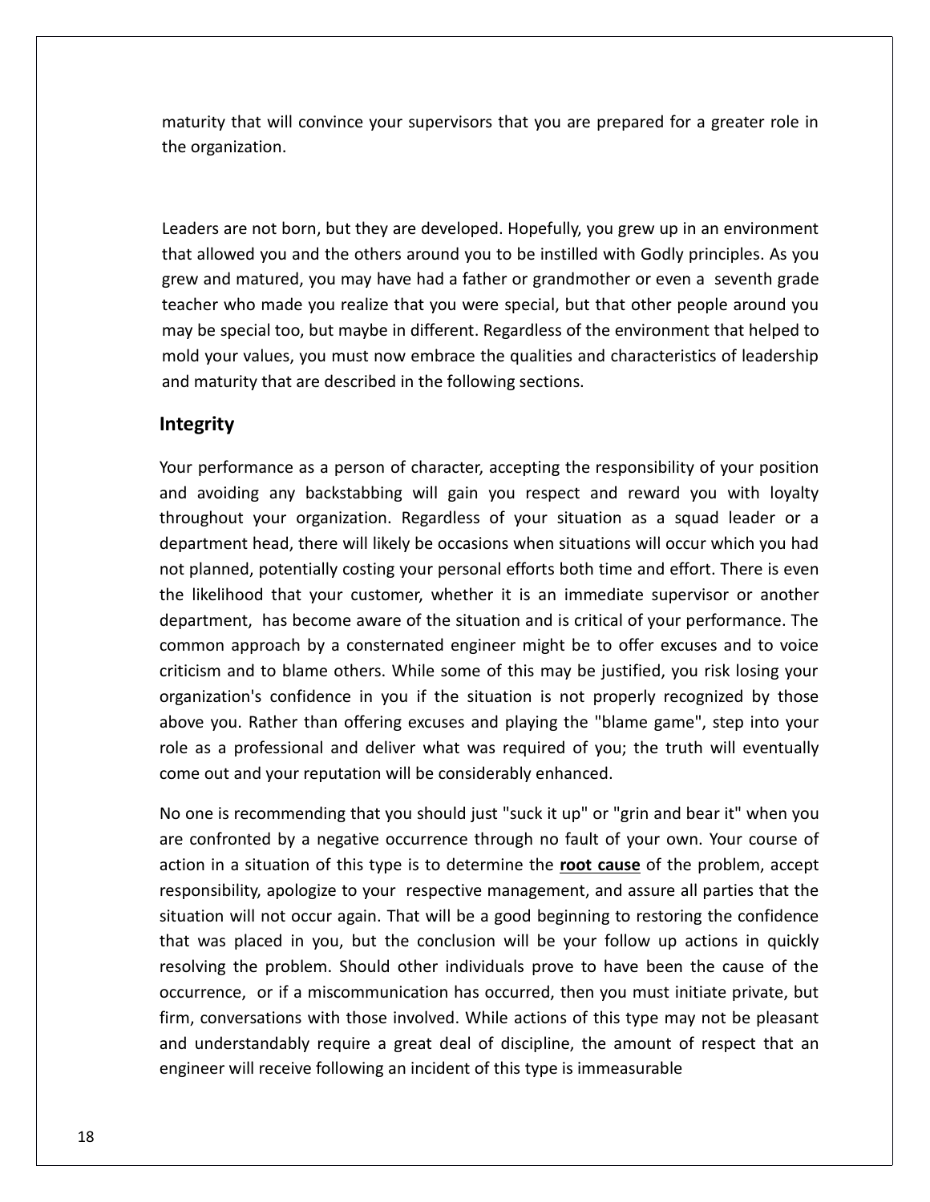maturity that will convince your supervisors that you are prepared for a greater role in the organization.

Leaders are not born, but they are developed. Hopefully, you grew up in an environment that allowed you and the others around you to be instilled with Godly principles. As you grew and matured, you may have had a father or grandmother or even a seventh grade teacher who made you realize that you were special, but that other people around you may be special too, but maybe in different. Regardless of the environment that helped to mold your values, you must now embrace the qualities and characteristics of leadership and maturity that are described in the following sections.

## Integrity

Your performance as a person of character, accepting the responsibility of your position and avoiding any backstabbing will gain you respect and reward you with loyalty throughout your organization. Regardless of your situation as a squad leader or a department head, there will likely be occasions when situations will occur which you had not planned, potentially costing your personal efforts both time and effort. There is even the likelihood that your customer, whether it is an immediate supervisor or another department, has become aware of the situation and is critical of your performance. The common approach by a consternated engineer might be to offer excuses and to voice criticism and to blame others. While some of this may be justified, you risk losing your organization's confidence in you if the situation is not properly recognized by those above you. Rather than offering excuses and playing the "blame game", step into your role as a professional and deliver what was required of you; the truth will eventually come out and your reputation will be considerably enhanced.

No one is recommending that you should just "suck it up" or "grin and bear it" when you are confronted by a negative occurrence through no fault of your own. Your course of action in a situation of this type is to determine the **root cause** of the problem, accept responsibility, apologize to your respective management, and assure all parties that the situation will not occur again. That will be a good beginning to restoring the confidence that was placed in you, but the conclusion will be your follow up actions in quickly resolving the problem. Should other individuals prove to have been the cause of the occurrence, or if a miscommunication has occurred, then you must initiate private, but firm, conversations with those involved. While actions of this type may not be pleasant and understandably require a great deal of discipline, the amount of respect that an engineer will receive following an incident of this type is immeasurable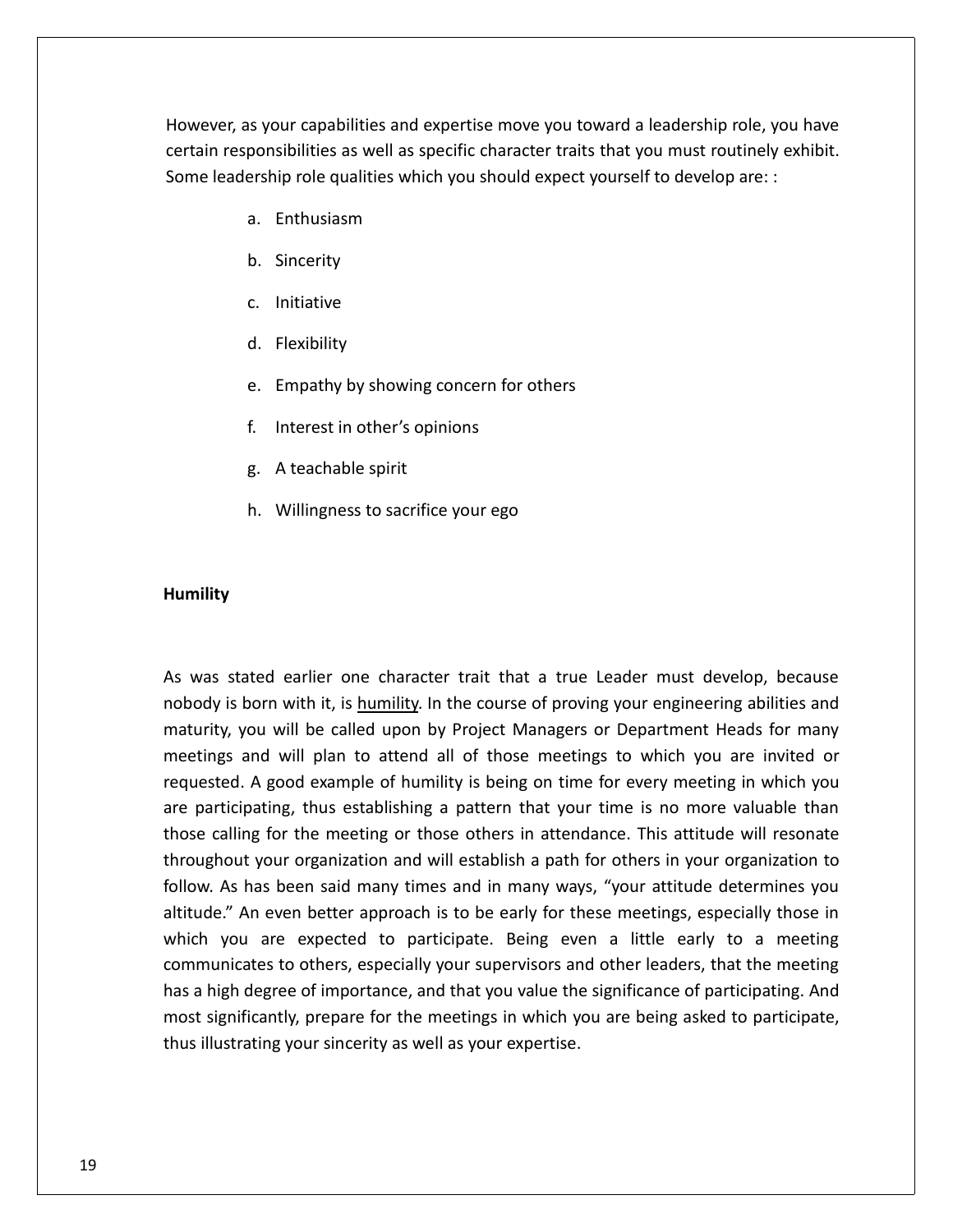However, as your capabilities and expertise move you toward a leadership role, you have certain responsibilities as well as specific character traits that you must routinely exhibit. Some leadership role qualities which you should expect yourself to develop are: :

a. Enthusiasm

b. Sincerity

c. Initiative

d. Flexibility

e. Empathy by showing concern for others

f. Interest in other's opinions

g. A teachable spirit

h. Willingness to sacrifice your ego

**Humility**

As was stated earlier one character trait that a true Leader must develop, because nobody is born with it, is <u>humility</u>. In the course of proving your engineering abilities and maturity, you will be called upon by Project Managers or Department Heads for many meetings and will plan to attend all of those meetings to which you are invited or requested. A good example of humility is being on time for every meeting in which you are participating, thus establishing a pattern that your time is no more valuable than those calling for the meeting or those others in attendance. This attitude will resonate throughout your organization and will establish a path for others in your organization to follow. As has been said many times and in many ways, "your attitude determines you altitude." An even better approach is to be early for these meetings, especially those in which you are expected to participate. Being even a little early to a meeting communicates to others, especially your supervisors and other leaders, that the meeting has a high degree of importance, and that you value the significance of participating. And most significantly, prepare for the meetings in which you are being asked to participate, thus illustrating your sincerity as well as your expertise.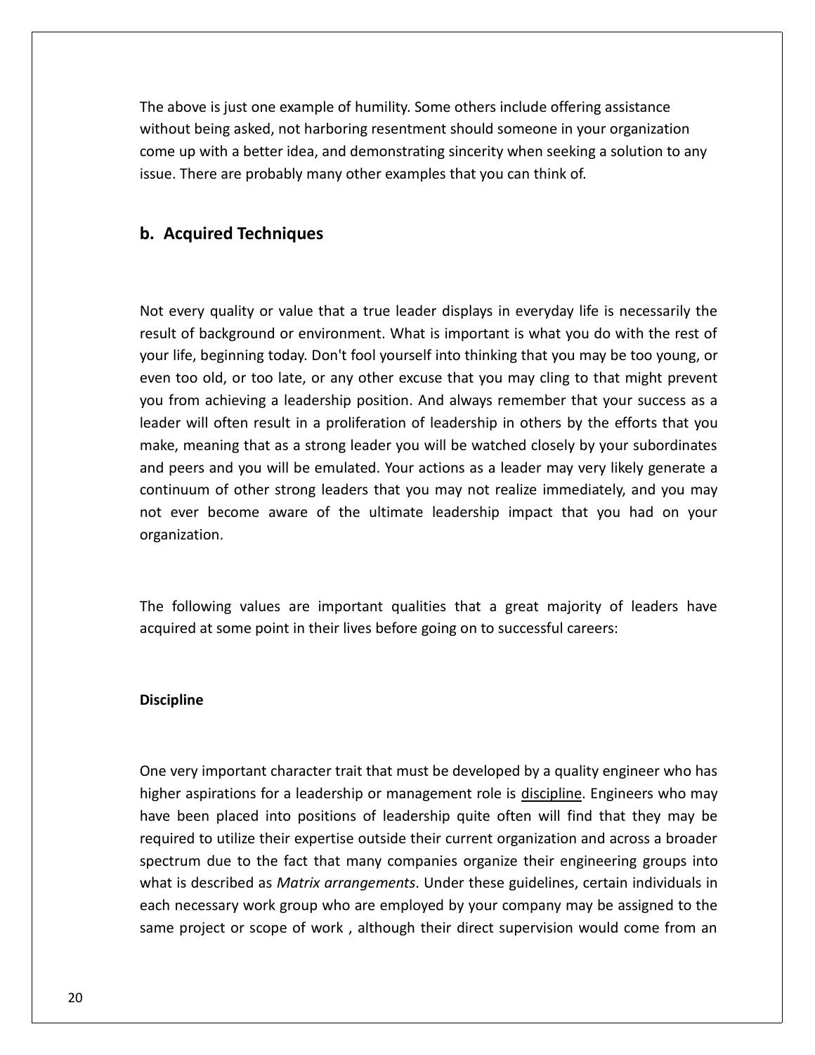The above is just one example of humility. Some others include offering assistance without being asked, not harboring resentment should someone in your organization come up with a better idea, and demonstrating sincerity when seeking a solution to any issue. There are probably many other examples that you can think of.

## b. Acquired Techniques

Not every quality or value that a true leader displays in everyday life is necessarily the result of background or environment. What is important is what you do with the rest of your life, beginning today. Don't fool yourself into thinking that you may be too young, or even too old, or too late, or any other excuse that you may cling to that might prevent you from achieving a leadership position. And always remember that your success as a leader will often result in a proliferation of leadership in others by the efforts that you make, meaning that as a strong leader you will be watched closely by your subordinates and peers and you will be emulated. Your actions as a leader may very likely generate a continuum of other strong leaders that you may not realize immediately, and you may not ever become aware of the ultimate leadership impact that you had on your organization.

The following values are important qualities that a great majority of leaders have acquired at some point in their lives before going on to successful careers:

**Discipline**

One very important character trait that must be developed by a quality engineer who has higher aspirations for a leadership or management role is discipline. Engineers who may have been placed into positions of leadership quite often will find that they may be required to utilize their expertise outside their current organization and across a broader spectrum due to the fact that many companies organize their engineering groups into what is described as *Matrix arrangements*. Under these guidelines, certain individuals in each necessary work group who are employed by your company may be assigned to the same project or scope of work , although their direct supervision would come from an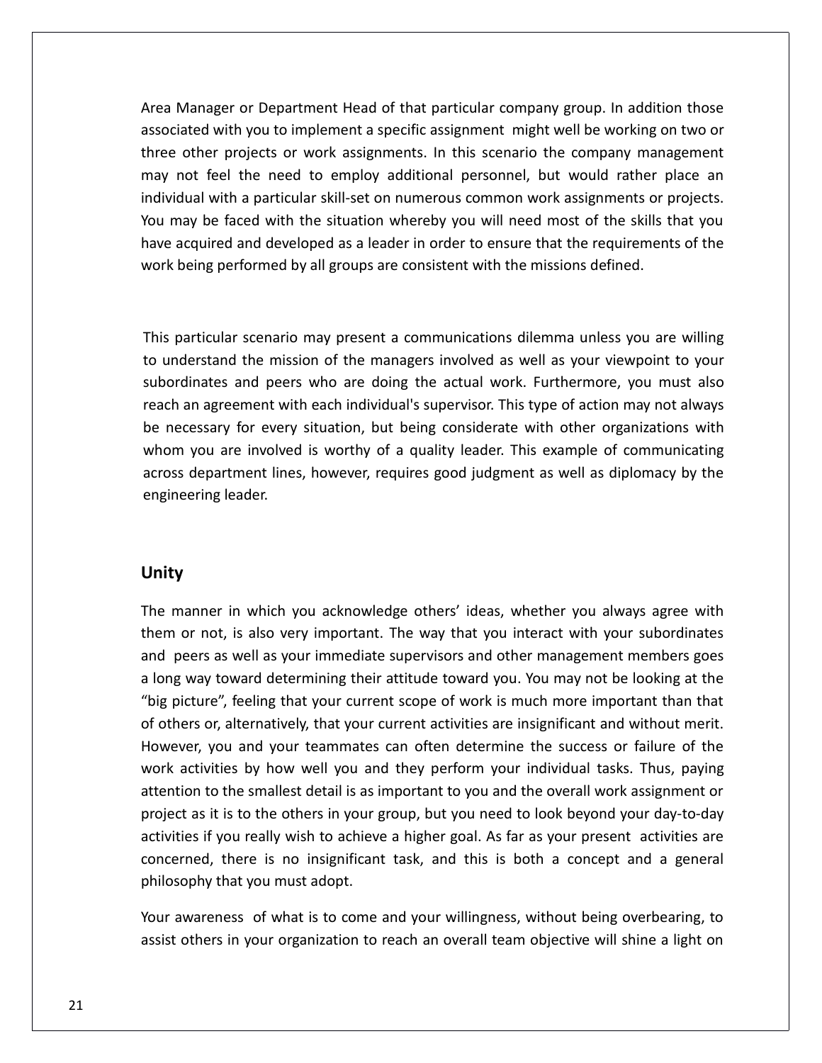Area Manager or Department Head of that particular company group. In addition those associated with you to implement a specific assignment might well be working on two or three other projects or work assignments. In this scenario the company management may not feel the need to employ additional personnel, but would rather place an individual with a particular skill-set on numerous common work assignments or projects. You may be faced with the situation whereby you will need most of the skills that you have acquired and developed as a leader in order to ensure that the requirements of the work being performed by all groups are consistent with the missions defined.

This particular scenario may present a communications dilemma unless you are willing to understand the mission of the managers involved as well as your viewpoint to your subordinates and peers who are doing the actual work. Furthermore, you must also reach an agreement with each individual's supervisor. This type of action may not always be necessary for every situation, but being considerate with other organizations with whom you are involved is worthy of a quality leader. This example of communicating across department lines, however, requires good judgment as well as diplomacy by the engineering leader.

## Unity

The manner in which you acknowledge others' ideas, whether you always agree with them or not, is also very important. The way that you interact with your subordinates and peers as well as your immediate supervisors and other management members goes a long way toward determining their attitude toward you. You may not be looking at the "big picture", feeling that your current scope of work is much more important than that of others or, alternatively, that your current activities are insignificant and without merit. However, you and your teammates can often determine the success or failure of the work activities by how well you and they perform your individual tasks. Thus, paying attention to the smallest detail is as important to you and the overall work assignment or project as it is to the others in your group, but you need to look beyond your day-to-day activities if you really wish to achieve a higher goal. As far as your present activities are concerned, there is no insignificant task, and this is both a concept and a general philosophy that you must adopt.

Your awareness of what is to come and your willingness, without being overbearing, to assist others in your organization to reach an overall team objective will shine a light on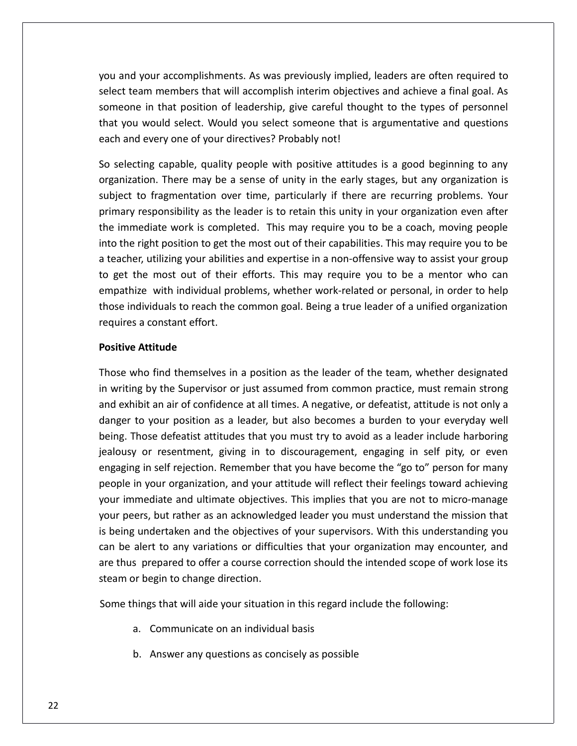you and your accomplishments. As was previously implied, leaders are often required to select team members that will accomplish interim objectives and achieve a final goal. As someone in that position of leadership, give careful thought to the types of personnel that you would select. Would you select someone that is argumentative and questions each and every one of your directives? Probably not!

So selecting capable, quality people with positive attitudes is a good beginning to any organization. There may be a sense of unity in the early stages, but any organization is subject to fragmentation over time, particularly if there are recurring problems. Your primary responsibility as the leader is to retain this unity in your organization even after the immediate work is completed. This may require you to be a coach, moving people into the right position to get the most out of their capabilities. This may require you to be a teacher, utilizing your abilities and expertise in a non-offensive way to assist your group to get the most out of their efforts. This may require you to be a mentor who can empathize with individual problems, whether work-related or personal, in order to help those individuals to reach the common goal. Being a true leader of a unified organization requires a constant effort.

**Positive Attitude**

Those who find themselves in a position as the leader of the team, whether designated in writing by the Supervisor or just assumed from common practice, must remain strong and exhibit an air of confidence at all times. A negative, or defeatist, attitude is not only a danger to your position as a leader, but also becomes a burden to your everyday well being. Those defeatist attitudes that you must try to avoid as a leader include harboring jealousy or resentment, giving in to discouragement, engaging in self pity, or even engaging in self rejection. Remember that you have become the "go to" person for many people in your organization, and your attitude will reflect their feelings toward achieving your immediate and ultimate objectives. This implies that you are not to micro-manage your peers, but rather as an acknowledged leader you must understand the mission that is being undertaken and the objectives of your supervisors. With this understanding you can be alert to any variations or difficulties that your organization may encounter, and are thus prepared to offer a course correction should the intended scope of work lose its steam or begin to change direction.

Some things that will aide your situation in this regard include the following:

a. Communicate on an individual basis

b. Answer any questions as concisely as possible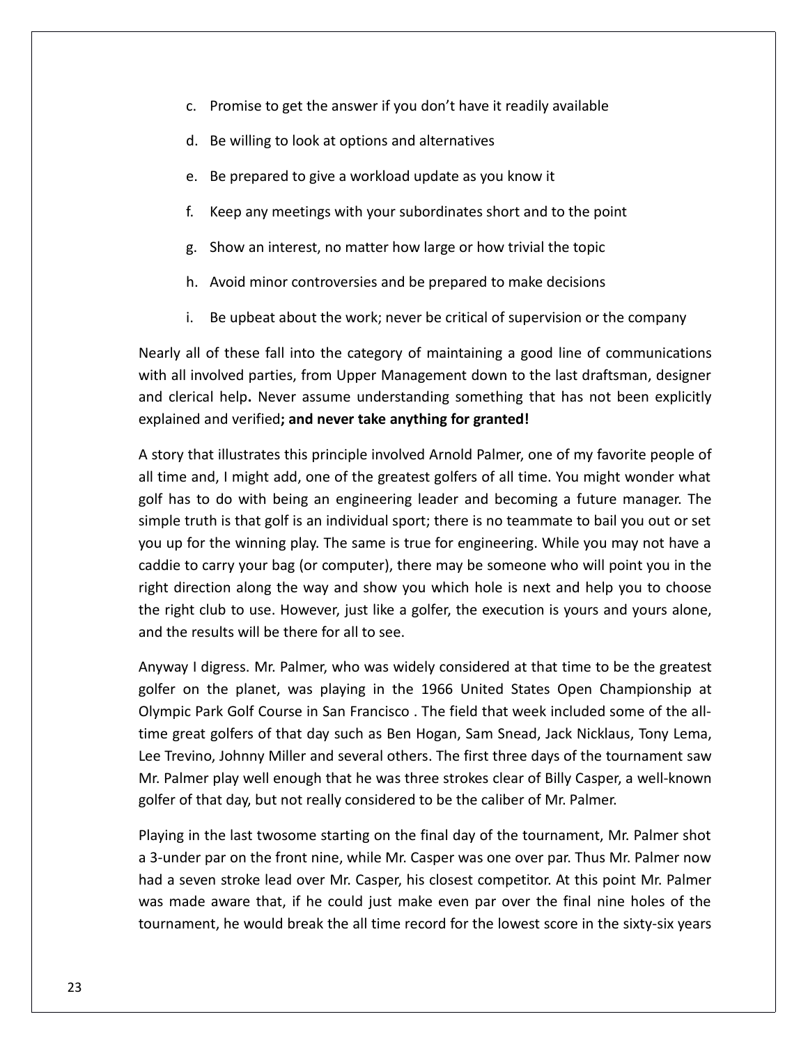c. Promise to get the answer if you don't have it readily available

d. Be willing to look at options and alternatives

e. Be prepared to give a workload update as you know it

f. Keep any meetings with your subordinates short and to the point

g. Show an interest, no matter how large or how trivial the topic

h. Avoid minor controversies and be prepared to make decisions

i. Be upbeat about the work; never be critical of supervision or the company

Nearly all of these fall into the category of maintaining a good line of communications with all involved parties, from Upper Management down to the last draftsman, designer and clerical help**.** Never assume understanding something that has not been explicitly explained and verified**; and never take anything for granted!**

A story that illustrates this principle involved Arnold Palmer, one of my favorite people of all time and, I might add, one of the greatest golfers of all time. You might wonder what golf has to do with being an engineering leader and becoming a future manager. The simple truth is that golf is an individual sport; there is no teammate to bail you out or set you up for the winning play. The same is true for engineering. While you may not have a caddie to carry your bag (or computer), there may be someone who will point you in the right direction along the way and show you which hole is next and help you to choose the right club to use. However, just like a golfer, the execution is yours and yours alone, and the results will be there for all to see.

Anyway I digress. Mr. Palmer, who was widely considered at that time to be the greatest golfer on the planet, was playing in the 1966 United States Open Championship at Olympic Park Golf Course in San Francisco . The field that week included some of the all-time great golfers of that day such as Ben Hogan, Sam Snead, Jack Nicklaus, Tony Lema, Lee Trevino, Johnny Miller and several others. The first three days of the tournament saw Mr. Palmer play well enough that he was three strokes clear of Billy Casper, a well-known golfer of that day, but not really considered to be the caliber of Mr. Palmer.

Playing in the last twosome starting on the final day of the tournament, Mr. Palmer shot a 3-under par on the front nine, while Mr. Casper was one over par. Thus Mr. Palmer now had a seven stroke lead over Mr. Casper, his closest competitor. At this point Mr. Palmer was made aware that, if he could just make even par over the final nine holes of the tournament, he would break the all time record for the lowest score in the sixty-six years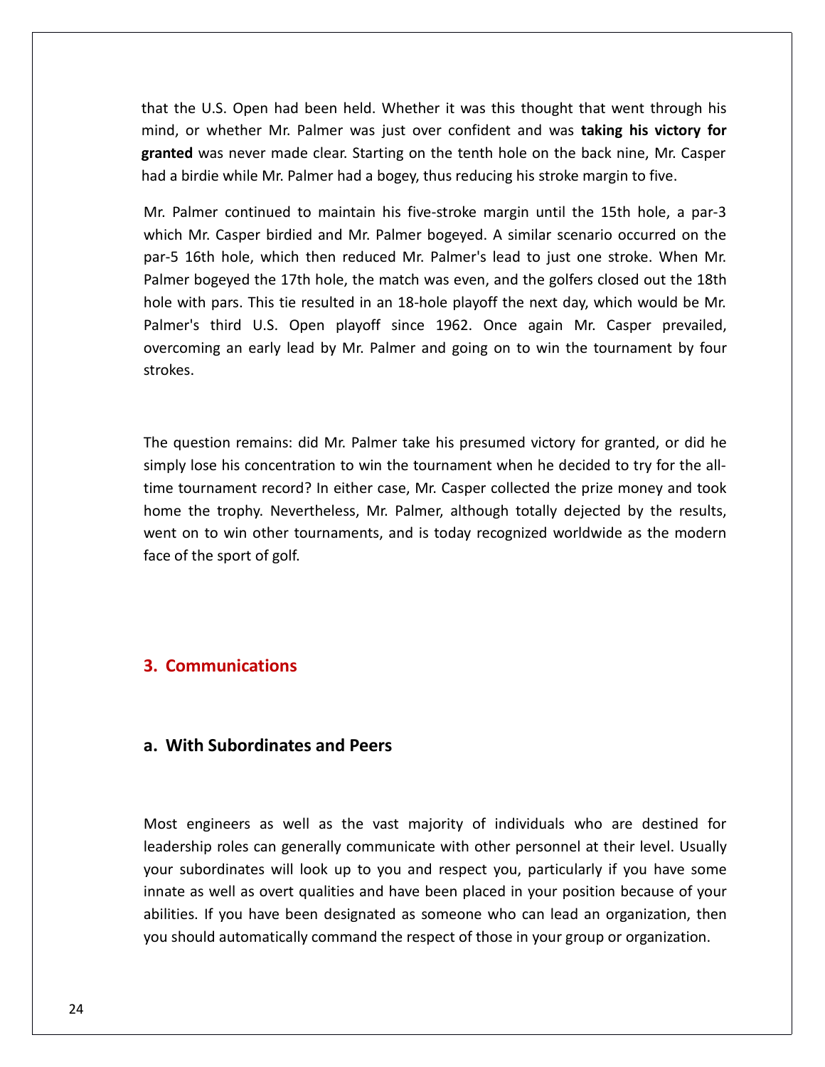that the U.S. Open had been held. Whether it was this thought that went through his mind, or whether Mr. Palmer was just over confident and was **taking his victory for granted** was never made clear. Starting on the tenth hole on the back nine, Mr. Casper had a birdie while Mr. Palmer had a bogey, thus reducing his stroke margin to five.

Mr. Palmer continued to maintain his five-stroke margin until the 15th hole, a par-3 which Mr. Casper birdied and Mr. Palmer bogeyed. A similar scenario occurred on the par-5 16th hole, which then reduced Mr. Palmer's lead to just one stroke. When Mr. Palmer bogeyed the 17th hole, the match was even, and the golfers closed out the 18th hole with pars. This tie resulted in an 18-hole playoff the next day, which would be Mr. Palmer's third U.S. Open playoff since 1962. Once again Mr. Casper prevailed, overcoming an early lead by Mr. Palmer and going on to win the tournament by four strokes.

The question remains: did Mr. Palmer take his presumed victory for granted, or did he simply lose his concentration to win the tournament when he decided to try for the all-time tournament record? In either case, Mr. Casper collected the prize money and took home the trophy. Nevertheless, Mr. Palmer, although totally dejected by the results, went on to win other tournaments, and is today recognized worldwide as the modern face of the sport of golf.

## 3. Communications

### a. With Subordinates and Peers

Most engineers as well as the vast majority of individuals who are destined for leadership roles can generally communicate with other personnel at their level. Usually your subordinates will look up to you and respect you, particularly if you have some innate as well as overt qualities and have been placed in your position because of your abilities. If you have been designated as someone who can lead an organization, then you should automatically command the respect of those in your group or organization.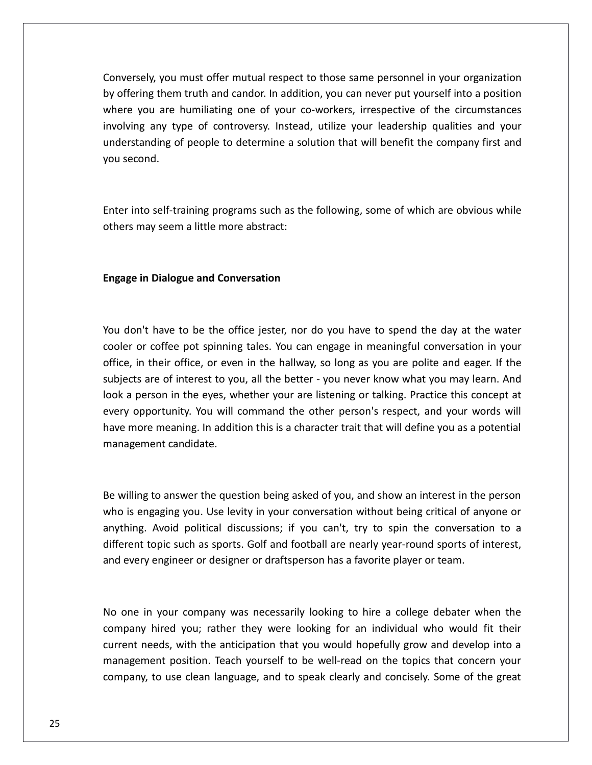Conversely, you must offer mutual respect to those same personnel in your organization by offering them truth and candor. In addition, you can never put yourself into a position where you are humiliating one of your co-workers, irrespective of the circumstances involving any type of controversy. Instead, utilize your leadership qualities and your understanding of people to determine a solution that will benefit the company first and you second.

Enter into self-training programs such as the following, some of which are obvious while others may seem a little more abstract:

**Engage in Dialogue and Conversation**

You don't have to be the office jester, nor do you have to spend the day at the water cooler or coffee pot spinning tales. You can engage in meaningful conversation in your office, in their office, or even in the hallway, so long as you are polite and eager. If the subjects are of interest to you, all the better - you never know what you may learn. And look a person in the eyes, whether your are listening or talking. Practice this concept at every opportunity. You will command the other person's respect, and your words will have more meaning. In addition this is a character trait that will define you as a potential management candidate.

Be willing to answer the question being asked of you, and show an interest in the person who is engaging you. Use levity in your conversation without being critical of anyone or anything. Avoid political discussions; if you can't, try to spin the conversation to a different topic such as sports. Golf and football are nearly year-round sports of interest, and every engineer or designer or draftsperson has a favorite player or team.

No one in your company was necessarily looking to hire a college debater when the company hired you; rather they were looking for an individual who would fit their current needs, with the anticipation that you would hopefully grow and develop into a management position. Teach yourself to be well-read on the topics that concern your company, to use clean language, and to speak clearly and concisely. Some of the great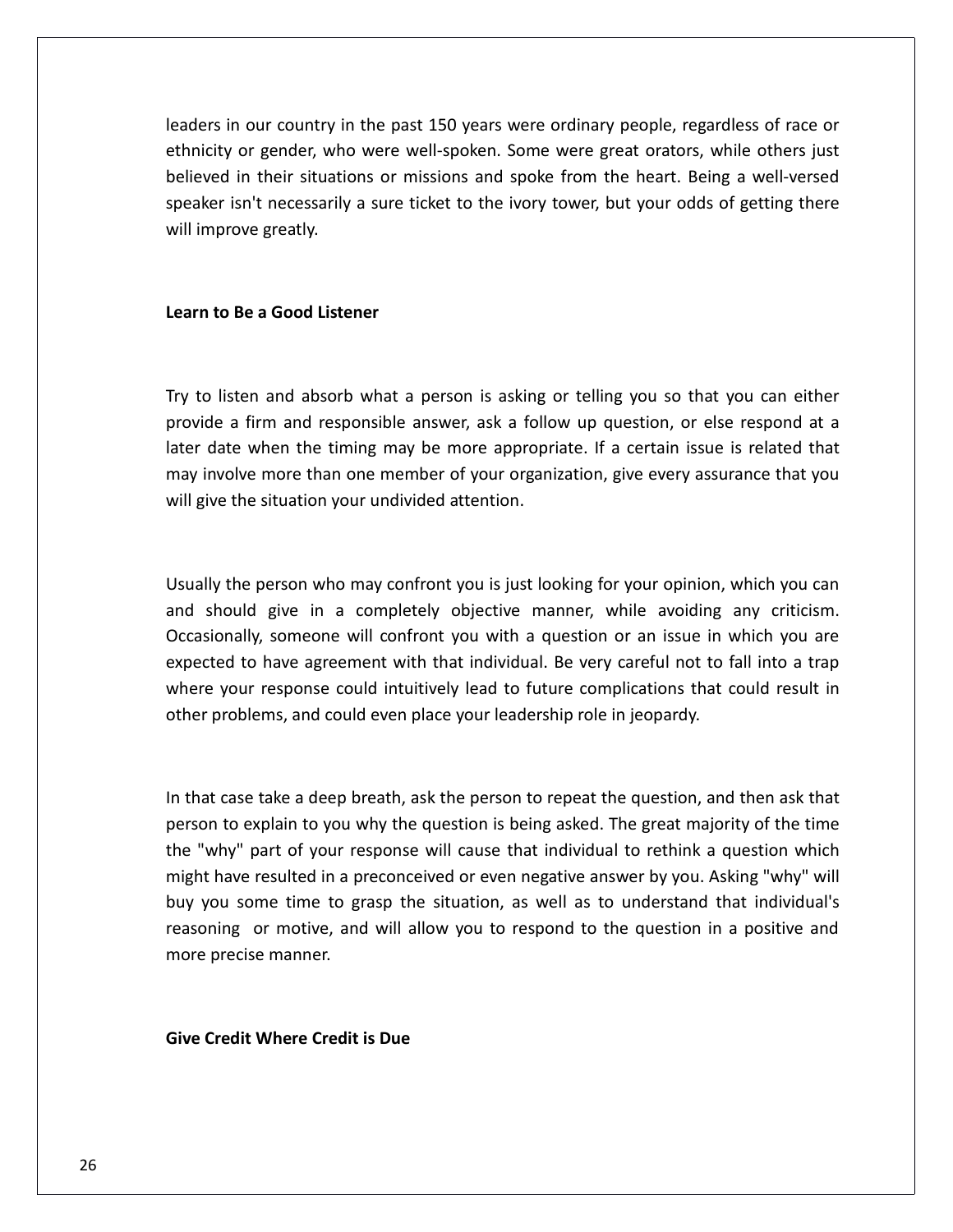leaders in our country in the past 150 years were ordinary people, regardless of race or ethnicity or gender, who were well-spoken. Some were great orators, while others just believed in their situations or missions and spoke from the heart. Being a well-versed speaker isn't necessarily a sure ticket to the ivory tower, but your odds of getting there will improve greatly.

**Learn to Be a Good Listener**

Try to listen and absorb what a person is asking or telling you so that you can either provide a firm and responsible answer, ask a follow up question, or else respond at a later date when the timing may be more appropriate. If a certain issue is related that may involve more than one member of your organization, give every assurance that you will give the situation your undivided attention.

Usually the person who may confront you is just looking for your opinion, which you can and should give in a completely objective manner, while avoiding any criticism. Occasionally, someone will confront you with a question or an issue in which you are expected to have agreement with that individual. Be very careful not to fall into a trap where your response could intuitively lead to future complications that could result in other problems, and could even place your leadership role in jeopardy.

In that case take a deep breath, ask the person to repeat the question, and then ask that person to explain to you why the question is being asked. The great majority of the time the "why" part of your response will cause that individual to rethink a question which might have resulted in a preconceived or even negative answer by you. Asking "why" will buy you some time to grasp the situation, as well as to understand that individual's reasoning or motive, and will allow you to respond to the question in a positive and more precise manner.

**Give Credit Where Credit is Due**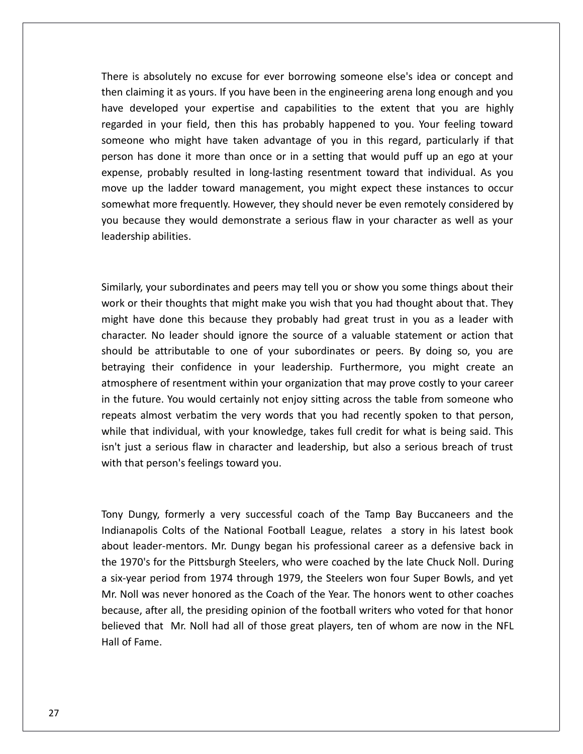There is absolutely no excuse for ever borrowing someone else's idea or concept and then claiming it as yours. If you have been in the engineering arena long enough and you have developed your expertise and capabilities to the extent that you are highly regarded in your field, then this has probably happened to you. Your feeling toward someone who might have taken advantage of you in this regard, particularly if that person has done it more than once or in a setting that would puff up an ego at your expense, probably resulted in long-lasting resentment toward that individual. As you move up the ladder toward management, you might expect these instances to occur somewhat more frequently. However, they should never be even remotely considered by you because they would demonstrate a serious flaw in your character as well as your leadership abilities.

Similarly, your subordinates and peers may tell you or show you some things about their work or their thoughts that might make you wish that you had thought about that. They might have done this because they probably had great trust in you as a leader with character. No leader should ignore the source of a valuable statement or action that should be attributable to one of your subordinates or peers. By doing so, you are betraying their confidence in your leadership. Furthermore, you might create an atmosphere of resentment within your organization that may prove costly to your career in the future. You would certainly not enjoy sitting across the table from someone who repeats almost verbatim the very words that you had recently spoken to that person, while that individual, with your knowledge, takes full credit for what is being said. This isn't just a serious flaw in character and leadership, but also a serious breach of trust with that person's feelings toward you.

Tony Dungy, formerly a very successful coach of the Tamp Bay Buccaneers and the Indianapolis Colts of the National Football League, relates a story in his latest book about leader-mentors. Mr. Dungy began his professional career as a defensive back in the 1970's for the Pittsburgh Steelers, who were coached by the late Chuck Noll. During a six-year period from 1974 through 1979, the Steelers won four Super Bowls, and yet Mr. Noll was never honored as the Coach of the Year. The honors went to other coaches because, after all, the presiding opinion of the football writers who voted for that honor believed that Mr. Noll had all of those great players, ten of whom are now in the NFL Hall of Fame.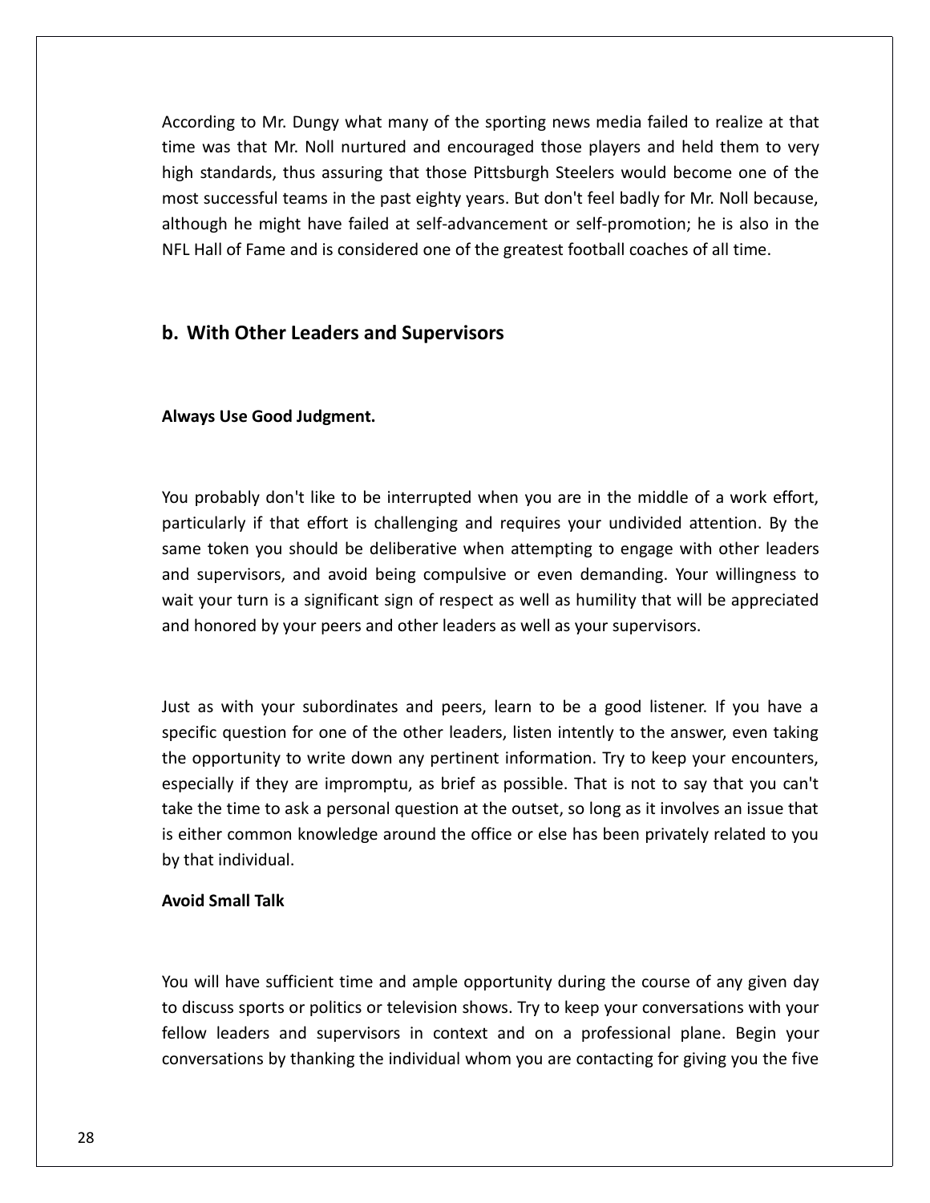According to Mr. Dungy what many of the sporting news media failed to realize at that time was that Mr. Noll nurtured and encouraged those players and held them to very high standards, thus assuring that those Pittsburgh Steelers would become one of the most successful teams in the past eighty years. But don't feel badly for Mr. Noll because, although he might have failed at self-advancement or self-promotion; he is also in the NFL Hall of Fame and is considered one of the greatest football coaches of all time.

## b. With Other Leaders and Supervisors

**Always Use Good Judgment.**

You probably don't like to be interrupted when you are in the middle of a work effort, particularly if that effort is challenging and requires your undivided attention. By the same token you should be deliberative when attempting to engage with other leaders and supervisors, and avoid being compulsive or even demanding. Your willingness to wait your turn is a significant sign of respect as well as humility that will be appreciated and honored by your peers and other leaders as well as your supervisors.

Just as with your subordinates and peers, learn to be a good listener. If you have a specific question for one of the other leaders, listen intently to the answer, even taking the opportunity to write down any pertinent information. Try to keep your encounters, especially if they are impromptu, as brief as possible. That is not to say that you can't take the time to ask a personal question at the outset, so long as it involves an issue that is either common knowledge around the office or else has been privately related to you by that individual.

**Avoid Small Talk**

You will have sufficient time and ample opportunity during the course of any given day to discuss sports or politics or television shows. Try to keep your conversations with your fellow leaders and supervisors in context and on a professional plane. Begin your conversations by thanking the individual whom you are contacting for giving you the five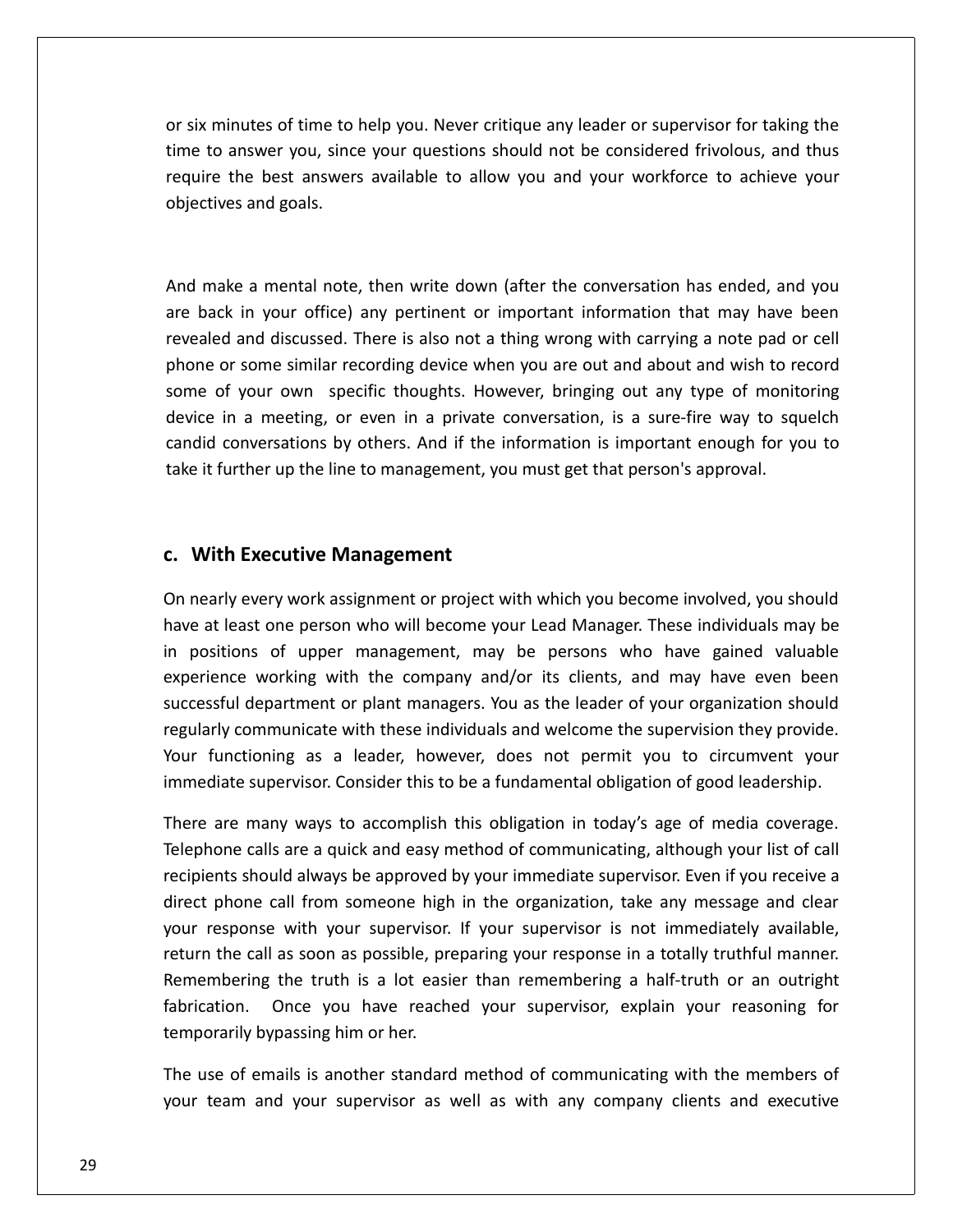or six minutes of time to help you. Never critique any leader or supervisor for taking the time to answer you, since your questions should not be considered frivolous, and thus require the best answers available to allow you and your workforce to achieve your objectives and goals.

And make a mental note, then write down (after the conversation has ended, and you are back in your office) any pertinent or important information that may have been revealed and discussed. There is also not a thing wrong with carrying a note pad or cell phone or some similar recording device when you are out and about and wish to record some of your own specific thoughts. However, bringing out any type of monitoring device in a meeting, or even in a private conversation, is a sure-fire way to squelch candid conversations by others. And if the information is important enough for you to take it further up the line to management, you must get that person's approval.

### c. With Executive Management

On nearly every work assignment or project with which you become involved, you should have at least one person who will become your Lead Manager. These individuals may be in positions of upper management, may be persons who have gained valuable experience working with the company and/or its clients, and may have even been successful department or plant managers. You as the leader of your organization should regularly communicate with these individuals and welcome the supervision they provide. Your functioning as a leader, however, does not permit you to circumvent your immediate supervisor. Consider this to be a fundamental obligation of good leadership.

There are many ways to accomplish this obligation in today's age of media coverage. Telephone calls are a quick and easy method of communicating, although your list of call recipients should always be approved by your immediate supervisor. Even if you receive a direct phone call from someone high in the organization, take any message and clear your response with your supervisor. If your supervisor is not immediately available, return the call as soon as possible, preparing your response in a totally truthful manner. Remembering the truth is a lot easier than remembering a half-truth or an outright fabrication. Once you have reached your supervisor, explain your reasoning for temporarily bypassing him or her.

The use of emails is another standard method of communicating with the members of your team and your supervisor as well as with any company clients and executive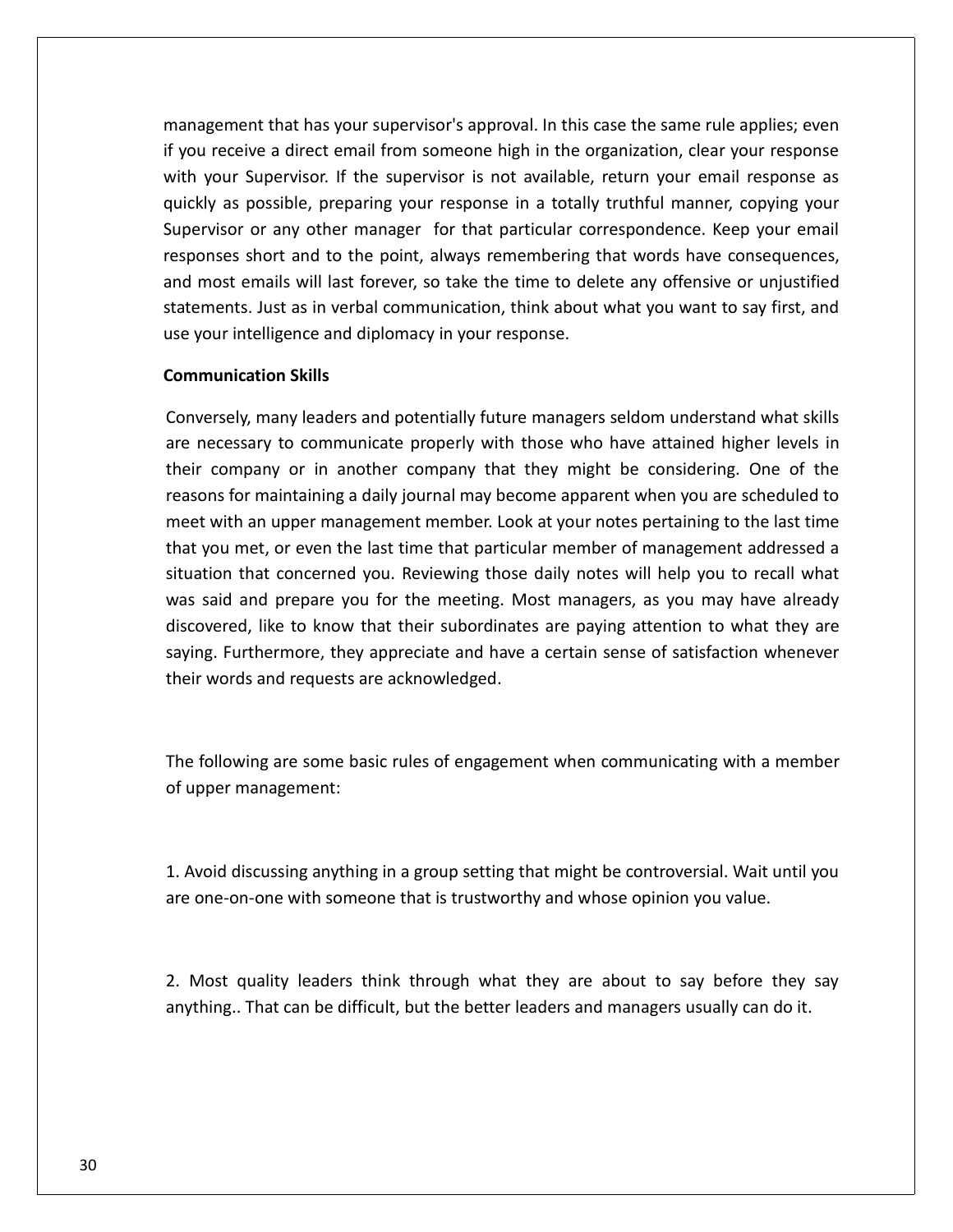management that has your supervisor's approval. In this case the same rule applies; even if you receive a direct email from someone high in the organization, clear your response with your Supervisor. If the supervisor is not available, return your email response as quickly as possible, preparing your response in a totally truthful manner, copying your Supervisor or any other manager for that particular correspondence. Keep your email responses short and to the point, always remembering that words have consequences, and most emails will last forever, so take the time to delete any offensive or unjustified statements. Just as in verbal communication, think about what you want to say first, and use your intelligence and diplomacy in your response.

**Communication Skills**

Conversely, many leaders and potentially future managers seldom understand what skills are necessary to communicate properly with those who have attained higher levels in their company or in another company that they might be considering. One of the reasons for maintaining a daily journal may become apparent when you are scheduled to meet with an upper management member. Look at your notes pertaining to the last time that you met, or even the last time that particular member of management addressed a situation that concerned you. Reviewing those daily notes will help you to recall what was said and prepare you for the meeting. Most managers, as you may have already discovered, like to know that their subordinates are paying attention to what they are saying. Furthermore, they appreciate and have a certain sense of satisfaction whenever their words and requests are acknowledged.

The following are some basic rules of engagement when communicating with a member of upper management:

1. Avoid discussing anything in a group setting that might be controversial. Wait until you are one-on-one with someone that is trustworthy and whose opinion you value.

2. Most quality leaders think through what they are about to say before they say anything.. That can be difficult, but the better leaders and managers usually can do it.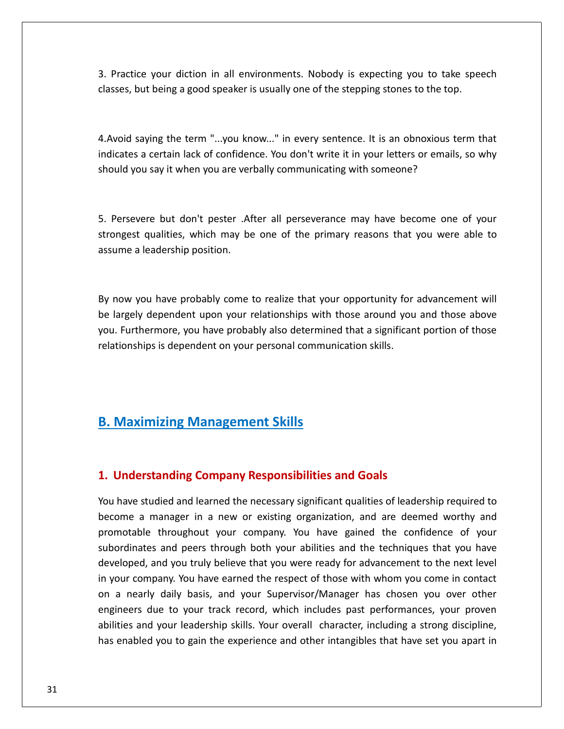3. Practice your diction in all environments. Nobody is expecting you to take speech classes, but being a good speaker is usually one of the stepping stones to the top.

4.Avoid saying the term "...you know..." in every sentence. It is an obnoxious term that indicates a certain lack of confidence. You don't write it in your letters or emails, so why should you say it when you are verbally communicating with someone?

5. Persevere but don't pester .After all perseverance may have become one of your strongest qualities, which may be one of the primary reasons that you were able to assume a leadership position.

By now you have probably come to realize that your opportunity for advancement will be largely dependent upon your relationships with those around you and those above you. Furthermore, you have probably also determined that a significant portion of those relationships is dependent on your personal communication skills.

## B. Maximizing Management Skills

### 1. Understanding Company Responsibilities and Goals

You have studied and learned the necessary significant qualities of leadership required to become a manager in a new or existing organization, and are deemed worthy and promotable throughout your company. You have gained the confidence of your subordinates and peers through both your abilities and the techniques that you have developed, and you truly believe that you were ready for advancement to the next level in your company. You have earned the respect of those with whom you come in contact on a nearly daily basis, and your Supervisor/Manager has chosen you over other engineers due to your track record, which includes past performances, your proven abilities and your leadership skills. Your overall character, including a strong discipline, has enabled you to gain the experience and other intangibles that have set you apart in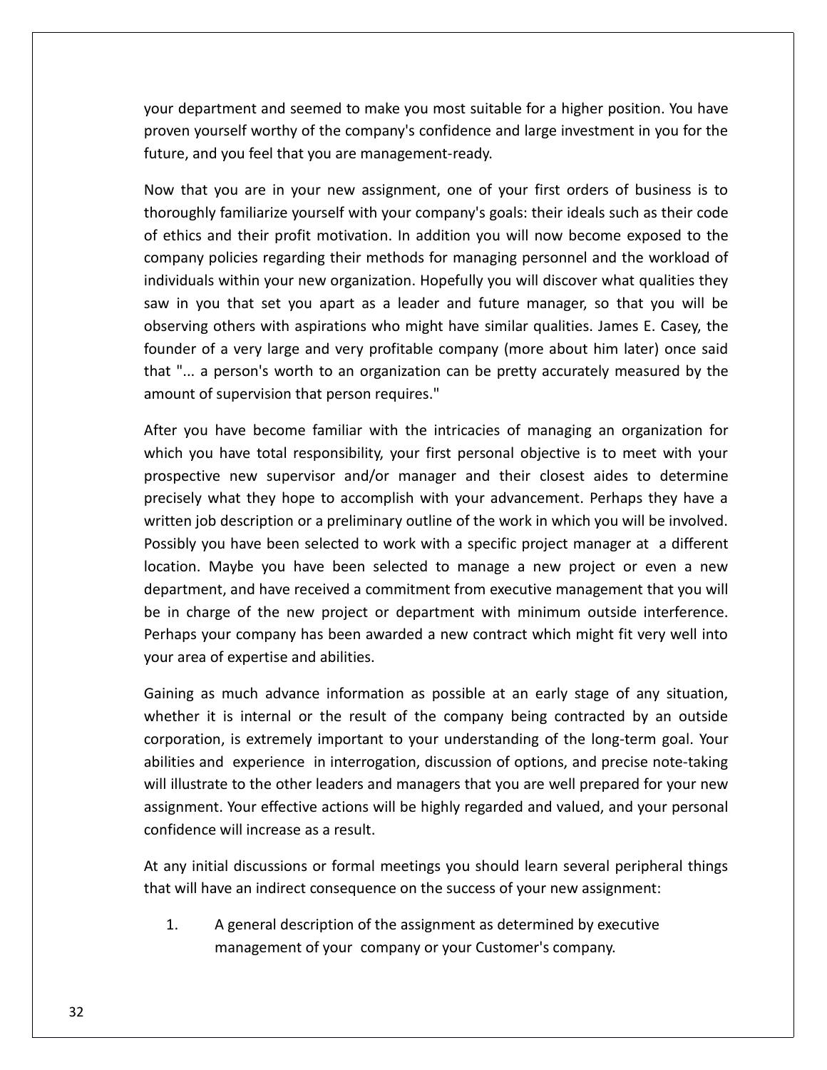your department and seemed to make you most suitable for a higher position. You have proven yourself worthy of the company's confidence and large investment in you for the future, and you feel that you are management-ready.

Now that you are in your new assignment, one of your first orders of business is to thoroughly familiarize yourself with your company's goals: their ideals such as their code of ethics and their profit motivation. In addition you will now become exposed to the company policies regarding their methods for managing personnel and the workload of individuals within your new organization. Hopefully you will discover what qualities they saw in you that set you apart as a leader and future manager, so that you will be observing others with aspirations who might have similar qualities. James E. Casey, the founder of a very large and very profitable company (more about him later) once said that "... a person's worth to an organization can be pretty accurately measured by the amount of supervision that person requires."

After you have become familiar with the intricacies of managing an organization for which you have total responsibility, your first personal objective is to meet with your prospective new supervisor and/or manager and their closest aides to determine precisely what they hope to accomplish with your advancement. Perhaps they have a written job description or a preliminary outline of the work in which you will be involved. Possibly you have been selected to work with a specific project manager at a different location. Maybe you have been selected to manage a new project or even a new department, and have received a commitment from executive management that you will be in charge of the new project or department with minimum outside interference. Perhaps your company has been awarded a new contract which might fit very well into your area of expertise and abilities.

Gaining as much advance information as possible at an early stage of any situation, whether it is internal or the result of the company being contracted by an outside corporation, is extremely important to your understanding of the long-term goal. Your abilities and experience in interrogation, discussion of options, and precise note-taking will illustrate to the other leaders and managers that you are well prepared for your new assignment. Your effective actions will be highly regarded and valued, and your personal confidence will increase as a result.

At any initial discussions or formal meetings you should learn several peripheral things that will have an indirect consequence on the success of your new assignment:

1. A general description of the assignment as determined by executive management of your company or your Customer's company.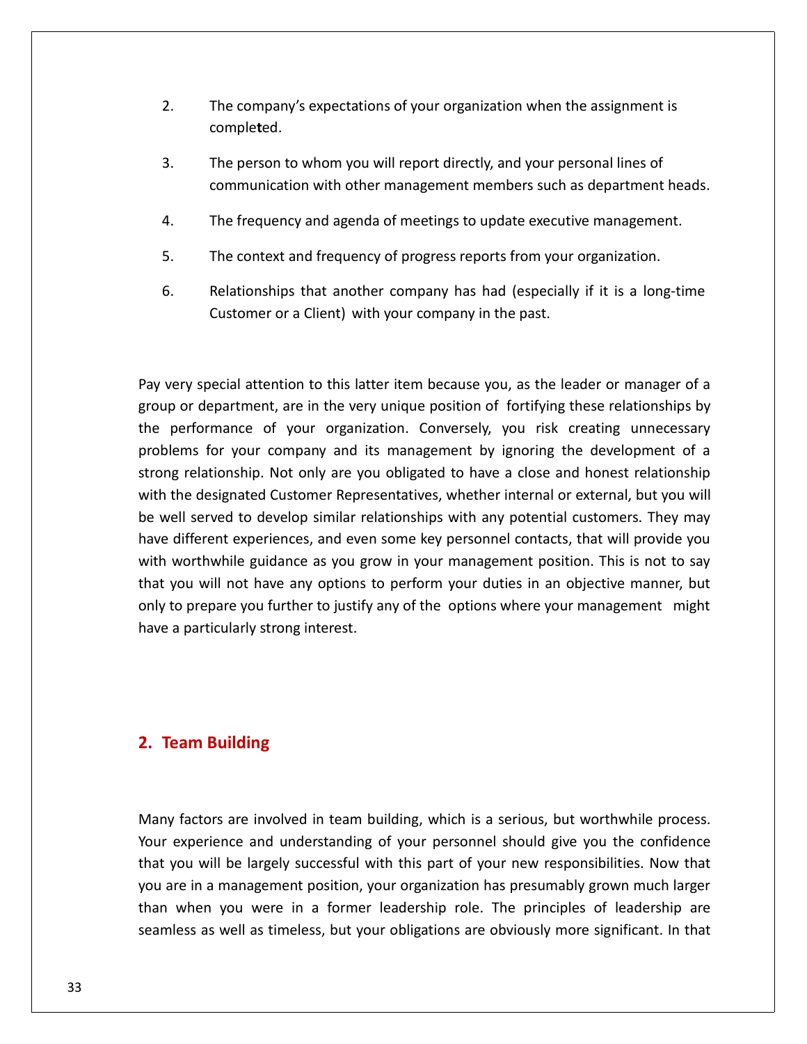2. The company's expectations of your organization when the assignment is completed.

3. The person to whom you will report directly, and your personal lines of communication with other management members such as department heads.

4. The frequency and agenda of meetings to update executive management.

5. The context and frequency of progress reports from your organization.

6. Relationships that another company has had (especially if it is a long-time Customer or a Client) with your company in the past.

Pay very special attention to this latter item because you, as the leader or manager of a group or department, are in the very unique position of fortifying these relationships by the performance of your organization. Conversely, you risk creating unnecessary problems for your company and its management by ignoring the development of a strong relationship. Not only are you obligated to have a close and honest relationship with the designated Customer Representatives, whether internal or external, but you will be well served to develop similar relationships with any potential customers. They may have different experiences, and even some key personnel contacts, that will provide you with worthwhile guidance as you grow in your management position. This is not to say that you will not have any options to perform your duties in an objective manner, but only to prepare you further to justify any of the options where your management might have a particularly strong interest.

## 2. Team Building

Many factors are involved in team building, which is a serious, but worthwhile process. Your experience and understanding of your personnel should give you the confidence that you will be largely successful with this part of your new responsibilities. Now that you are in a management position, your organization has presumably grown much larger than when you were in a former leadership role. The principles of leadership are seamless as well as timeless, but your obligations are obviously more significant. In that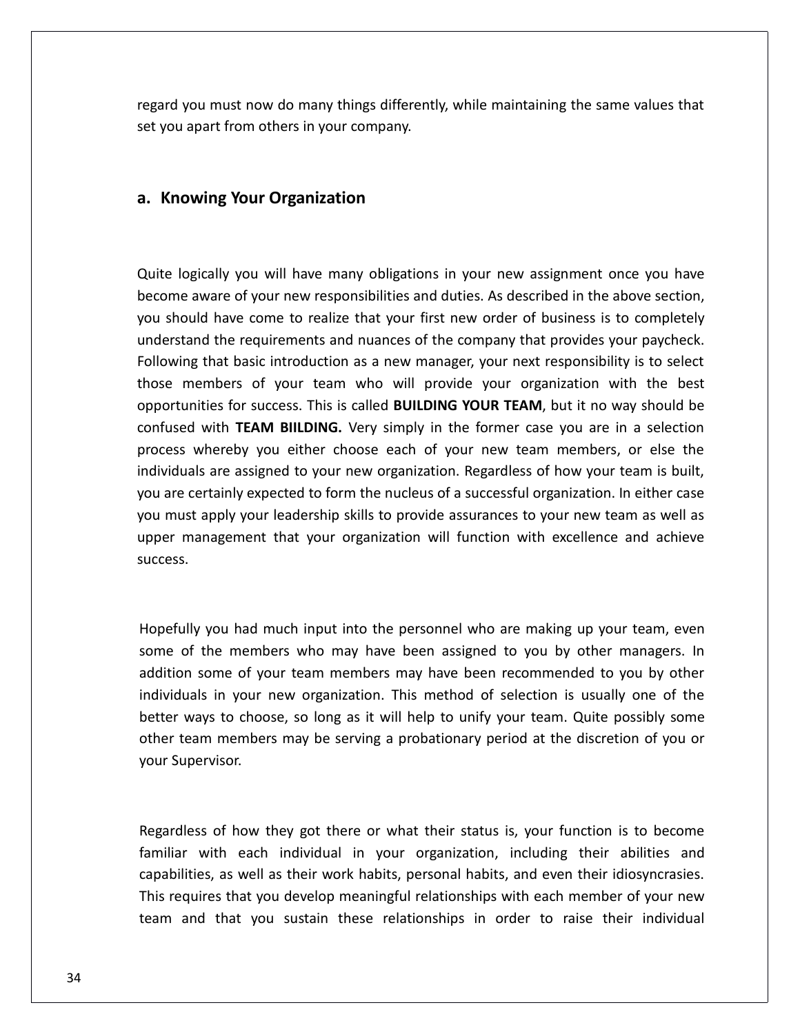regard you must now do many things differently, while maintaining the same values that set you apart from others in your company.

## a. Knowing Your Organization

Quite logically you will have many obligations in your new assignment once you have become aware of your new responsibilities and duties. As described in the above section, you should have come to realize that your first new order of business is to completely understand the requirements and nuances of the company that provides your paycheck. Following that basic introduction as a new manager, your next responsibility is to select those members of your team who will provide your organization with the best opportunities for success. This is called **BUILDING YOUR TEAM**, but it no way should be confused with **TEAM BIILDING.** Very simply in the former case you are in a selection process whereby you either choose each of your new team members, or else the individuals are assigned to your new organization. Regardless of how your team is built, you are certainly expected to form the nucleus of a successful organization. In either case you must apply your leadership skills to provide assurances to your new team as well as upper management that your organization will function with excellence and achieve success.

Hopefully you had much input into the personnel who are making up your team, even some of the members who may have been assigned to you by other managers. In addition some of your team members may have been recommended to you by other individuals in your new organization. This method of selection is usually one of the better ways to choose, so long as it will help to unify your team. Quite possibly some other team members may be serving a probationary period at the discretion of you or your Supervisor.

Regardless of how they got there or what their status is, your function is to become familiar with each individual in your organization, including their abilities and capabilities, as well as their work habits, personal habits, and even their idiosyncrasies. This requires that you develop meaningful relationships with each member of your new team and that you sustain these relationships in order to raise their individual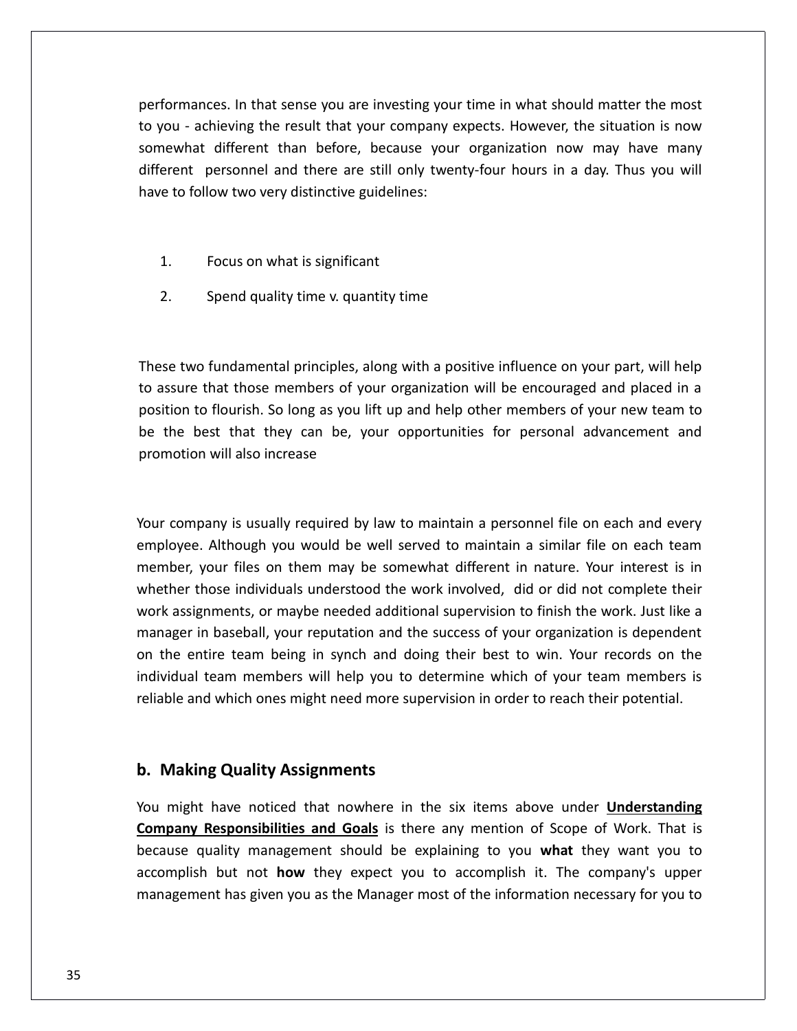performances. In that sense you are investing your time in what should matter the most to you - achieving the result that your company expects. However, the situation is now somewhat different than before, because your organization now may have many different personnel and there are still only twenty-four hours in a day. Thus you will have to follow two very distinctive guidelines:

1. Focus on what is significant
2. Spend quality time v. quantity time

These two fundamental principles, along with a positive influence on your part, will help to assure that those members of your organization will be encouraged and placed in a position to flourish. So long as you lift up and help other members of your new team to be the best that they can be, your opportunities for personal advancement and promotion will also increase

Your company is usually required by law to maintain a personnel file on each and every employee. Although you would be well served to maintain a similar file on each team member, your files on them may be somewhat different in nature. Your interest is in whether those individuals understood the work involved, did or did not complete their work assignments, or maybe needed additional supervision to finish the work. Just like a manager in baseball, your reputation and the success of your organization is dependent on the entire team being in synch and doing their best to win. Your records on the individual team members will help you to determine which of your team members is reliable and which ones might need more supervision in order to reach their potential.

## b. Making Quality Assignments

You might have noticed that nowhere in the six items above under **Understanding Company Responsibilities and Goals** is there any mention of Scope of Work. That is because quality management should be explaining to you **what** they want you to accomplish but not **how** they expect you to accomplish it. The company's upper management has given you as the Manager most of the information necessary for you to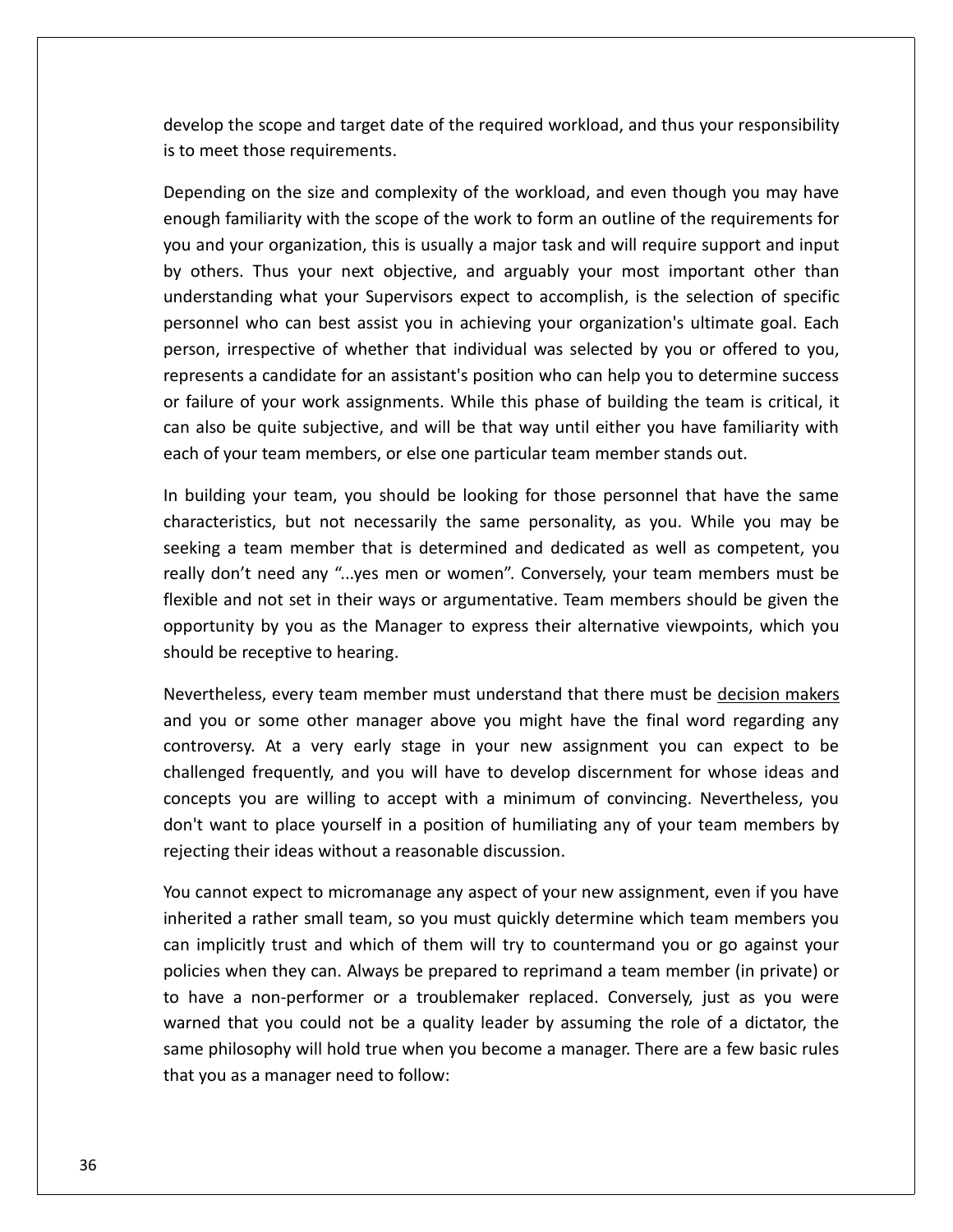develop the scope and target date of the required workload, and thus your responsibility is to meet those requirements.

Depending on the size and complexity of the workload, and even though you may have enough familiarity with the scope of the work to form an outline of the requirements for you and your organization, this is usually a major task and will require support and input by others. Thus your next objective, and arguably your most important other than understanding what your Supervisors expect to accomplish, is the selection of specific personnel who can best assist you in achieving your organization's ultimate goal. Each person, irrespective of whether that individual was selected by you or offered to you, represents a candidate for an assistant's position who can help you to determine success or failure of your work assignments. While this phase of building the team is critical, it can also be quite subjective, and will be that way until either you have familiarity with each of your team members, or else one particular team member stands out.

In building your team, you should be looking for those personnel that have the same characteristics, but not necessarily the same personality, as you. While you may be seeking a team member that is determined and dedicated as well as competent, you really don't need any "...yes men or women". Conversely, your team members must be flexible and not set in their ways or argumentative. Team members should be given the opportunity by you as the Manager to express their alternative viewpoints, which you should be receptive to hearing.

Nevertheless, every team member must understand that there must be <u>decision makers</u> and you or some other manager above you might have the final word regarding any controversy. At a very early stage in your new assignment you can expect to be challenged frequently, and you will have to develop discernment for whose ideas and concepts you are willing to accept with a minimum of convincing. Nevertheless, you don't want to place yourself in a position of humiliating any of your team members by rejecting their ideas without a reasonable discussion.

You cannot expect to micromanage any aspect of your new assignment, even if you have inherited a rather small team, so you must quickly determine which team members you can implicitly trust and which of them will try to countermand you or go against your policies when they can. Always be prepared to reprimand a team member (in private) or to have a non-performer or a troublemaker replaced. Conversely, just as you were warned that you could not be a quality leader by assuming the role of a dictator, the same philosophy will hold true when you become a manager. There are a few basic rules that you as a manager need to follow: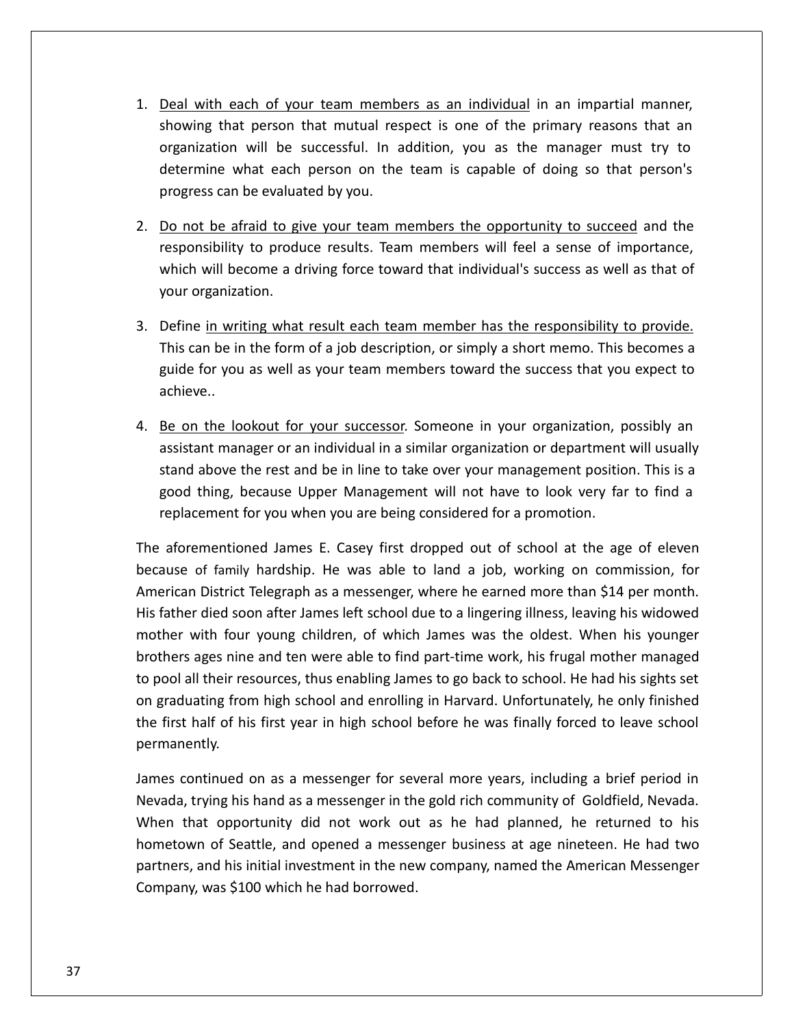1. Deal with each of your team members as an individual in an impartial manner, showing that person that mutual respect is one of the primary reasons that an organization will be successful. In addition, you as the manager must try to determine what each person on the team is capable of doing so that person's progress can be evaluated by you.

2. Do not be afraid to give your team members the opportunity to succeed and the responsibility to produce results. Team members will feel a sense of importance, which will become a driving force toward that individual's success as well as that of your organization.

3. Define in writing what result each team member has the responsibility to provide. This can be in the form of a job description, or simply a short memo. This becomes a guide for you as well as your team members toward the success that you expect to achieve..

4. Be on the lookout for your successor. Someone in your organization, possibly an assistant manager or an individual in a similar organization or department will usually stand above the rest and be in line to take over your management position. This is a good thing, because Upper Management will not have to look very far to find a replacement for you when you are being considered for a promotion.

The aforementioned James E. Casey first dropped out of school at the age of eleven because of family hardship. He was able to land a job, working on commission, for American District Telegraph as a messenger, where he earned more than $14 per month. His father died soon after James left school due to a lingering illness, leaving his widowed mother with four young children, of which James was the oldest. When his younger brothers ages nine and ten were able to find part-time work, his frugal mother managed to pool all their resources, thus enabling James to go back to school. He had his sights set on graduating from high school and enrolling in Harvard. Unfortunately, he only finished the first half of his first year in high school before he was finally forced to leave school permanently.

James continued on as a messenger for several more years, including a brief period in Nevada, trying his hand as a messenger in the gold rich community of Goldfield, Nevada. When that opportunity did not work out as he had planned, he returned to his hometown of Seattle, and opened a messenger business at age nineteen. He had two partners, and his initial investment in the new company, named the American Messenger Company, was $100 which he had borrowed.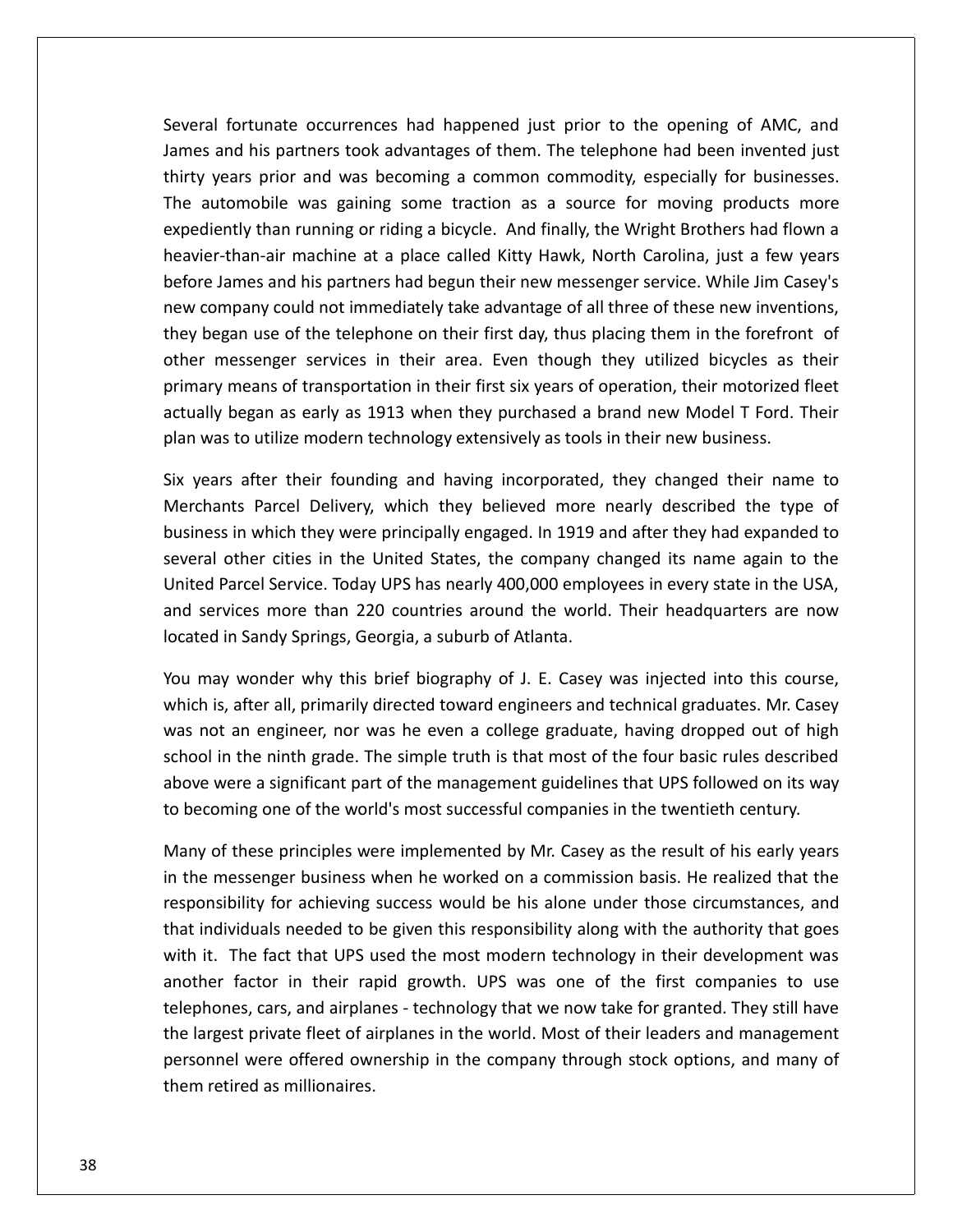Several fortunate occurrences had happened just prior to the opening of AMC, and James and his partners took advantages of them. The telephone had been invented just thirty years prior and was becoming a common commodity, especially for businesses. The automobile was gaining some traction as a source for moving products more expediently than running or riding a bicycle. And finally, the Wright Brothers had flown a heavier-than-air machine at a place called Kitty Hawk, North Carolina, just a few years before James and his partners had begun their new messenger service. While Jim Casey's new company could not immediately take advantage of all three of these new inventions, they began use of the telephone on their first day, thus placing them in the forefront of other messenger services in their area. Even though they utilized bicycles as their primary means of transportation in their first six years of operation, their motorized fleet actually began as early as 1913 when they purchased a brand new Model T Ford. Their plan was to utilize modern technology extensively as tools in their new business.

Six years after their founding and having incorporated, they changed their name to Merchants Parcel Delivery, which they believed more nearly described the type of business in which they were principally engaged. In 1919 and after they had expanded to several other cities in the United States, the company changed its name again to the United Parcel Service. Today UPS has nearly 400,000 employees in every state in the USA, and services more than 220 countries around the world. Their headquarters are now located in Sandy Springs, Georgia, a suburb of Atlanta.

You may wonder why this brief biography of J. E. Casey was injected into this course, which is, after all, primarily directed toward engineers and technical graduates. Mr. Casey was not an engineer, nor was he even a college graduate, having dropped out of high school in the ninth grade. The simple truth is that most of the four basic rules described above were a significant part of the management guidelines that UPS followed on its way to becoming one of the world's most successful companies in the twentieth century.

Many of these principles were implemented by Mr. Casey as the result of his early years in the messenger business when he worked on a commission basis. He realized that the responsibility for achieving success would be his alone under those circumstances, and that individuals needed to be given this responsibility along with the authority that goes with it. The fact that UPS used the most modern technology in their development was another factor in their rapid growth. UPS was one of the first companies to use telephones, cars, and airplanes - technology that we now take for granted. They still have the largest private fleet of airplanes in the world. Most of their leaders and management personnel were offered ownership in the company through stock options, and many of them retired as millionaires.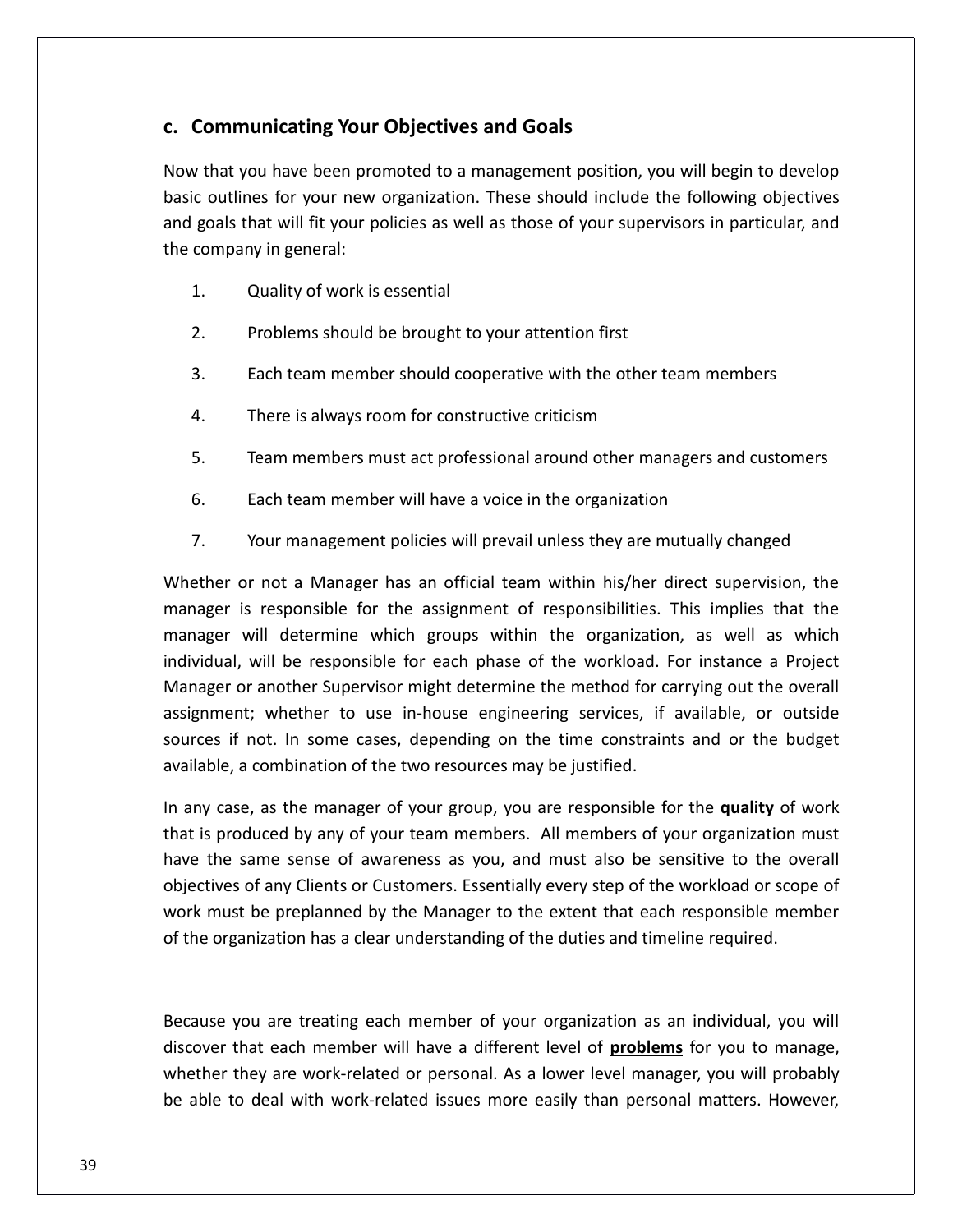## c. Communicating Your Objectives and Goals

Now that you have been promoted to a management position, you will begin to develop basic outlines for your new organization. These should include the following objectives and goals that will fit your policies as well as those of your supervisors in particular, and the company in general:

1. Quality of work is essential
2. Problems should be brought to your attention first
3. Each team member should cooperative with the other team members
4. There is always room for constructive criticism
5. Team members must act professional around other managers and customers
6. Each team member will have a voice in the organization
7. Your management policies will prevail unless they are mutually changed

Whether or not a Manager has an official team within his/her direct supervision, the manager is responsible for the assignment of responsibilities. This implies that the manager will determine which groups within the organization, as well as which individual, will be responsible for each phase of the workload. For instance a Project Manager or another Supervisor might determine the method for carrying out the overall assignment; whether to use in-house engineering services, if available, or outside sources if not. In some cases, depending on the time constraints and or the budget available, a combination of the two resources may be justified.

In any case, as the manager of your group, you are responsible for the **quality** of work that is produced by any of your team members. All members of your organization must have the same sense of awareness as you, and must also be sensitive to the overall objectives of any Clients or Customers. Essentially every step of the workload or scope of work must be preplanned by the Manager to the extent that each responsible member of the organization has a clear understanding of the duties and timeline required.

Because you are treating each member of your organization as an individual, you will discover that each member will have a different level of **problems** for you to manage, whether they are work-related or personal. As a lower level manager, you will probably be able to deal with work-related issues more easily than personal matters. However,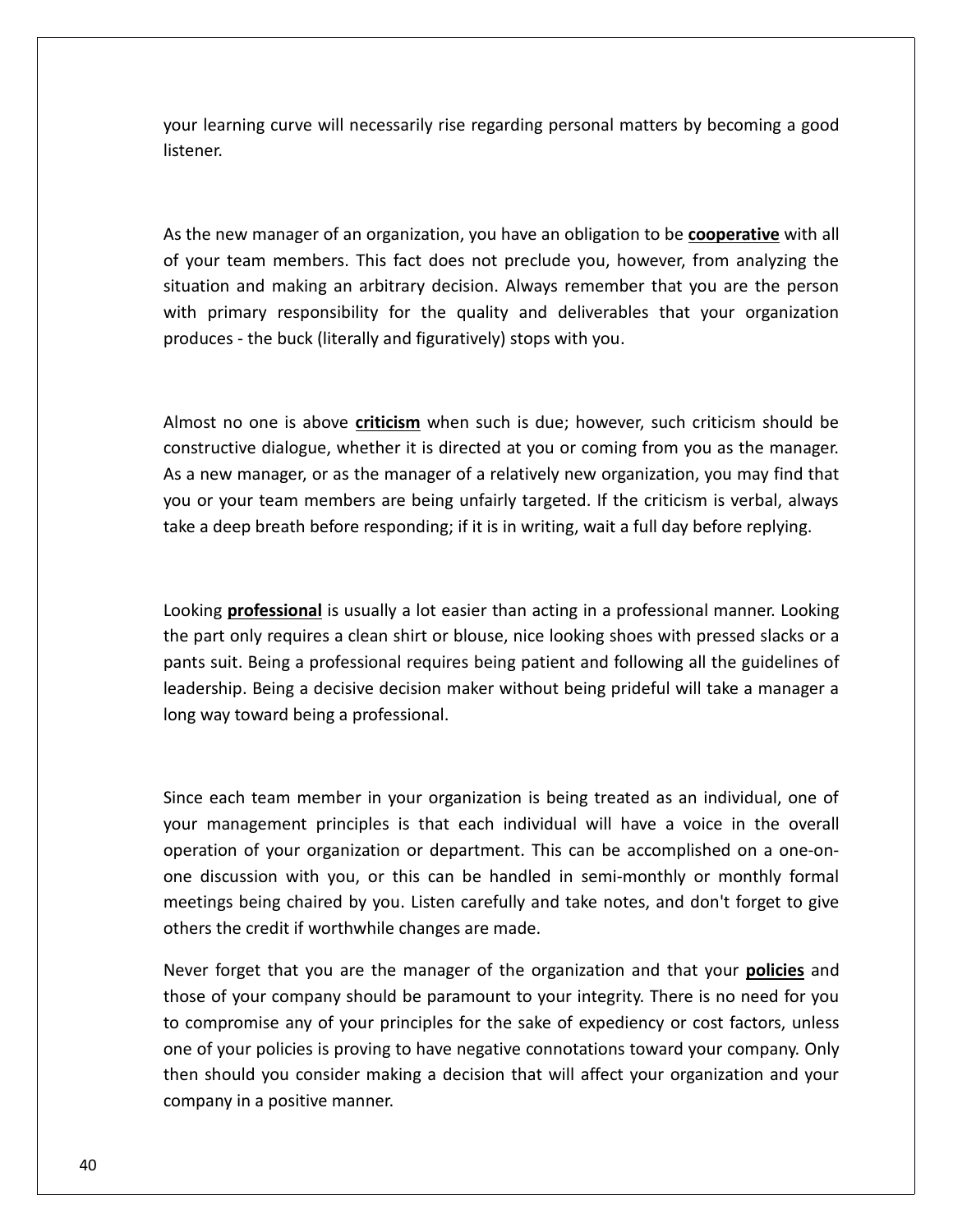your learning curve will necessarily rise regarding personal matters by becoming a good listener.

As the new manager of an organization, you have an obligation to be **cooperative** with all of your team members. This fact does not preclude you, however, from analyzing the situation and making an arbitrary decision. Always remember that you are the person with primary responsibility for the quality and deliverables that your organization produces - the buck (literally and figuratively) stops with you.

Almost no one is above **criticism** when such is due; however, such criticism should be constructive dialogue, whether it is directed at you or coming from you as the manager. As a new manager, or as the manager of a relatively new organization, you may find that you or your team members are being unfairly targeted. If the criticism is verbal, always take a deep breath before responding; if it is in writing, wait a full day before replying.

Looking **professional** is usually a lot easier than acting in a professional manner. Looking the part only requires a clean shirt or blouse, nice looking shoes with pressed slacks or a pants suit. Being a professional requires being patient and following all the guidelines of leadership. Being a decisive decision maker without being prideful will take a manager a long way toward being a professional.

Since each team member in your organization is being treated as an individual, one of your management principles is that each individual will have a voice in the overall operation of your organization or department. This can be accomplished on a one-on-one discussion with you, or this can be handled in semi-monthly or monthly formal meetings being chaired by you. Listen carefully and take notes, and don't forget to give others the credit if worthwhile changes are made.

Never forget that you are the manager of the organization and that your **policies** and those of your company should be paramount to your integrity. There is no need for you to compromise any of your principles for the sake of expediency or cost factors, unless one of your policies is proving to have negative connotations toward your company. Only then should you consider making a decision that will affect your organization and your company in a positive manner.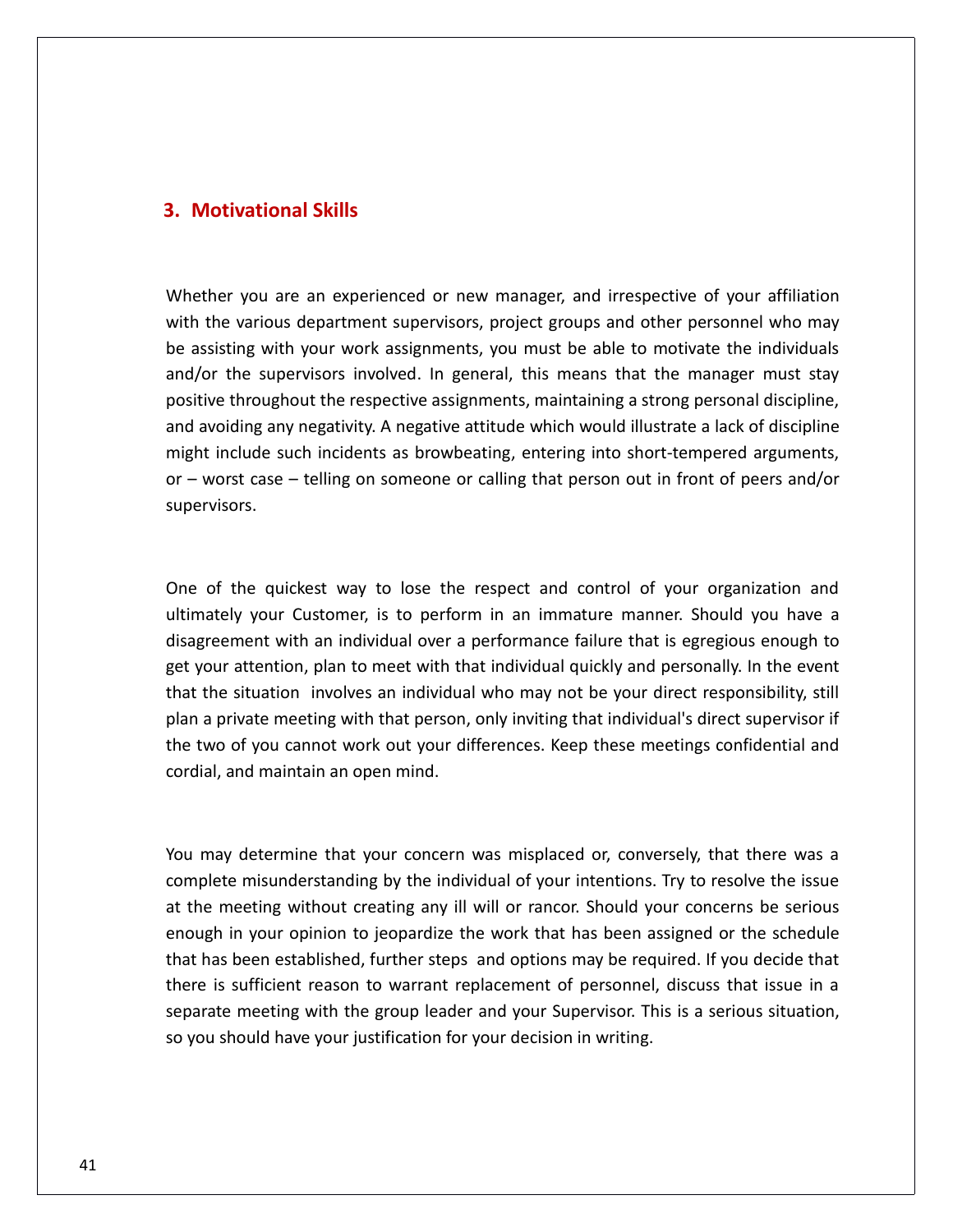## 3. Motivational Skills

Whether you are an experienced or new manager, and irrespective of your affiliation with the various department supervisors, project groups and other personnel who may be assisting with your work assignments, you must be able to motivate the individuals and/or the supervisors involved. In general, this means that the manager must stay positive throughout the respective assignments, maintaining a strong personal discipline, and avoiding any negativity. A negative attitude which would illustrate a lack of discipline might include such incidents as browbeating, entering into short-tempered arguments, or – worst case – telling on someone or calling that person out in front of peers and/or supervisors.

One of the quickest way to lose the respect and control of your organization and ultimately your Customer, is to perform in an immature manner. Should you have a disagreement with an individual over a performance failure that is egregious enough to get your attention, plan to meet with that individual quickly and personally. In the event that the situation involves an individual who may not be your direct responsibility, still plan a private meeting with that person, only inviting that individual's direct supervisor if the two of you cannot work out your differences. Keep these meetings confidential and cordial, and maintain an open mind.

You may determine that your concern was misplaced or, conversely, that there was a complete misunderstanding by the individual of your intentions. Try to resolve the issue at the meeting without creating any ill will or rancor. Should your concerns be serious enough in your opinion to jeopardize the work that has been assigned or the schedule that has been established, further steps and options may be required. If you decide that there is sufficient reason to warrant replacement of personnel, discuss that issue in a separate meeting with the group leader and your Supervisor. This is a serious situation, so you should have your justification for your decision in writing.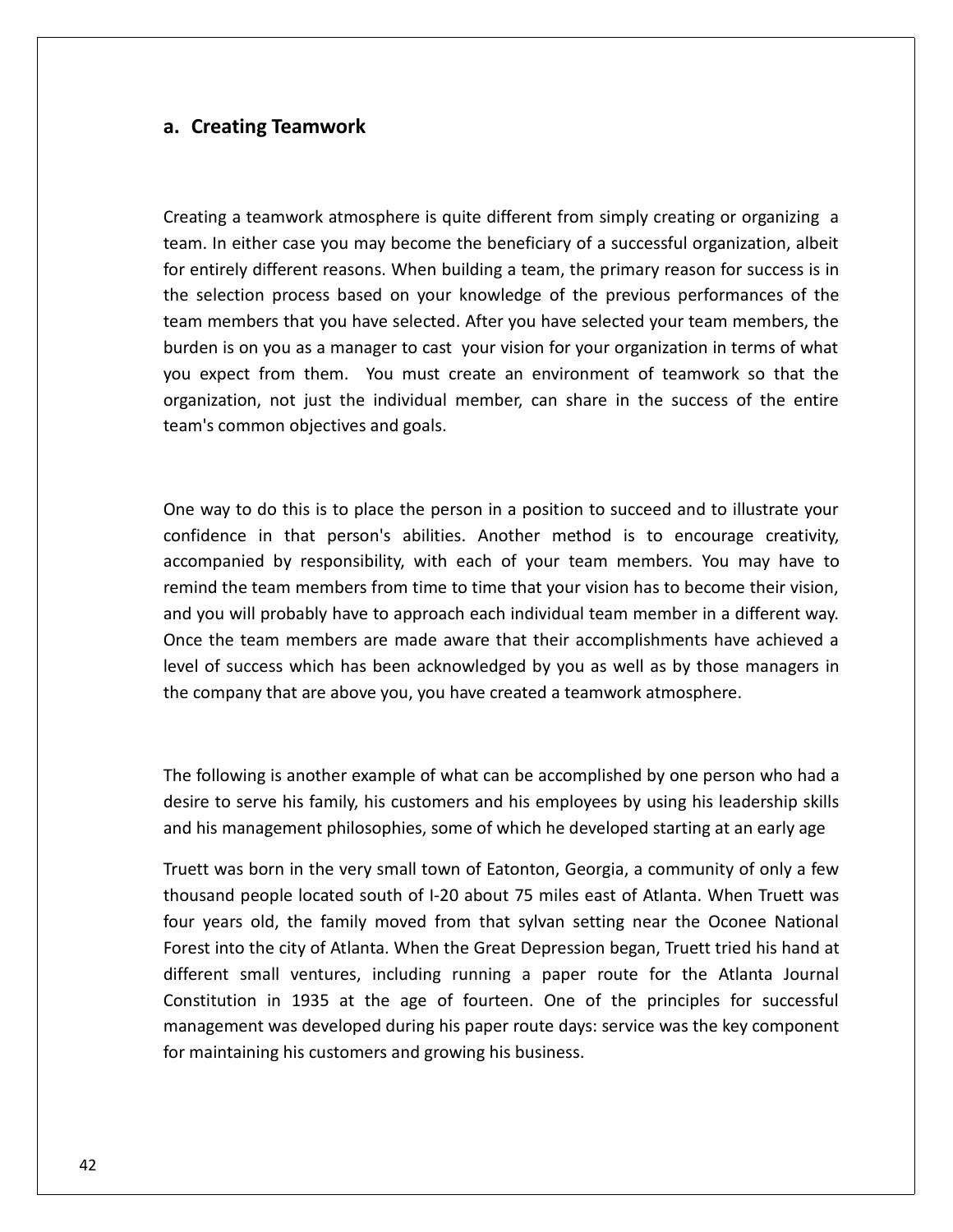## a. Creating Teamwork

Creating a teamwork atmosphere is quite different from simply creating or organizing a team. In either case you may become the beneficiary of a successful organization, albeit for entirely different reasons. When building a team, the primary reason for success is in the selection process based on your knowledge of the previous performances of the team members that you have selected. After you have selected your team members, the burden is on you as a manager to cast your vision for your organization in terms of what you expect from them. You must create an environment of teamwork so that the organization, not just the individual member, can share in the success of the entire team's common objectives and goals.

One way to do this is to place the person in a position to succeed and to illustrate your confidence in that person's abilities. Another method is to encourage creativity, accompanied by responsibility, with each of your team members. You may have to remind the team members from time to time that your vision has to become their vision, and you will probably have to approach each individual team member in a different way. Once the team members are made aware that their accomplishments have achieved a level of success which has been acknowledged by you as well as by those managers in the company that are above you, you have created a teamwork atmosphere.

The following is another example of what can be accomplished by one person who had a desire to serve his family, his customers and his employees by using his leadership skills and his management philosophies, some of which he developed starting at an early age

Truett was born in the very small town of Eatonton, Georgia, a community of only a few thousand people located south of I-20 about 75 miles east of Atlanta. When Truett was four years old, the family moved from that sylvan setting near the Oconee National Forest into the city of Atlanta. When the Great Depression began, Truett tried his hand at different small ventures, including running a paper route for the Atlanta Journal Constitution in 1935 at the age of fourteen. One of the principles for successful management was developed during his paper route days: service was the key component for maintaining his customers and growing his business.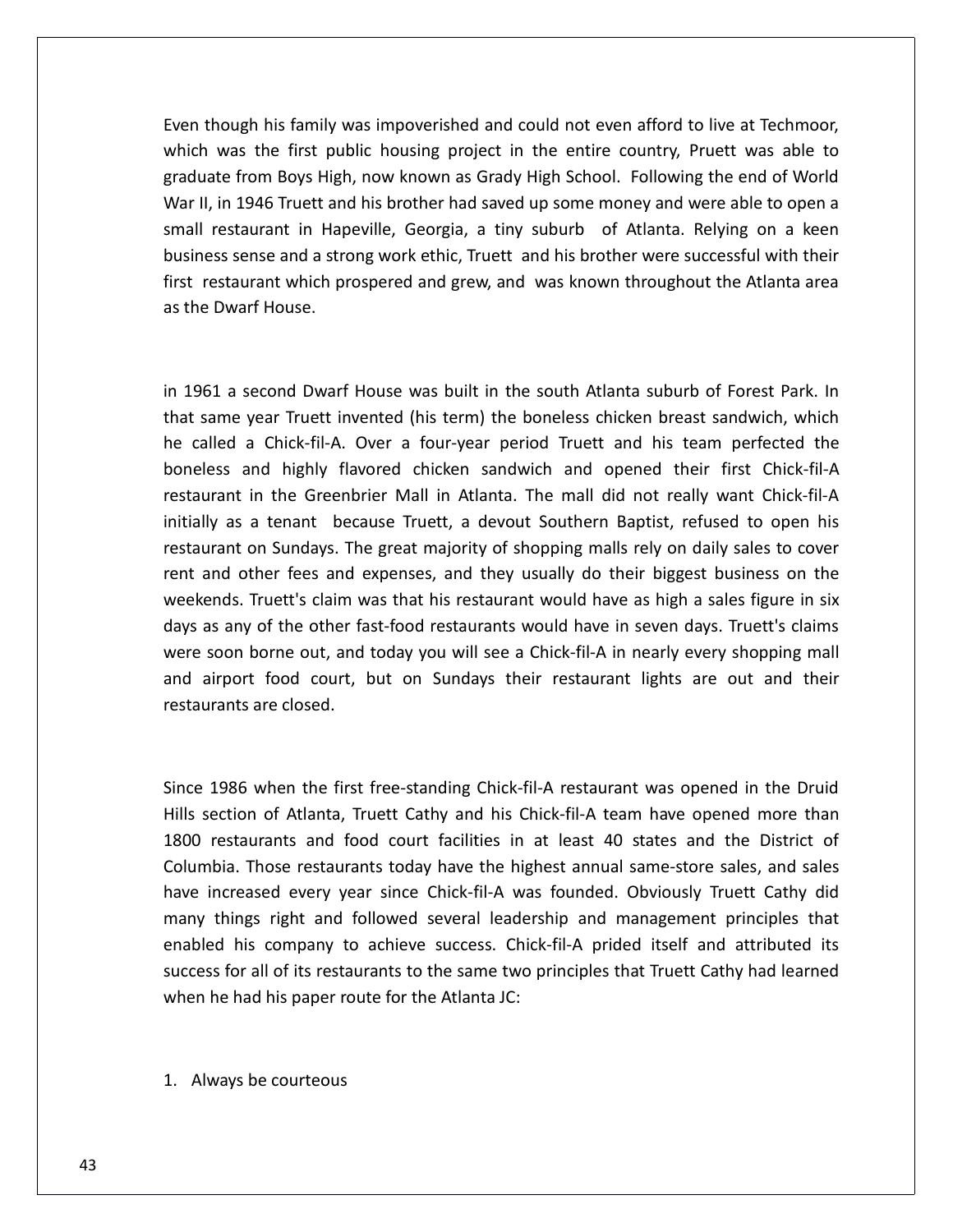Even though his family was impoverished and could not even afford to live at Techmoor, which was the first public housing project in the entire country, Pruett was able to graduate from Boys High, now known as Grady High School. Following the end of World War II, in 1946 Truett and his brother had saved up some money and were able to open a small restaurant in Hapeville, Georgia, a tiny suburb of Atlanta. Relying on a keen business sense and a strong work ethic, Truett and his brother were successful with their first restaurant which prospered and grew, and was known throughout the Atlanta area as the Dwarf House.

in 1961 a second Dwarf House was built in the south Atlanta suburb of Forest Park. In that same year Truett invented (his term) the boneless chicken breast sandwich, which he called a Chick-fil-A. Over a four-year period Truett and his team perfected the boneless and highly flavored chicken sandwich and opened their first Chick-fil-A restaurant in the Greenbrier Mall in Atlanta. The mall did not really want Chick-fil-A initially as a tenant because Truett, a devout Southern Baptist, refused to open his restaurant on Sundays. The great majority of shopping malls rely on daily sales to cover rent and other fees and expenses, and they usually do their biggest business on the weekends. Truett's claim was that his restaurant would have as high a sales figure in six days as any of the other fast-food restaurants would have in seven days. Truett's claims were soon borne out, and today you will see a Chick-fil-A in nearly every shopping mall and airport food court, but on Sundays their restaurant lights are out and their restaurants are closed.

Since 1986 when the first free-standing Chick-fil-A restaurant was opened in the Druid Hills section of Atlanta, Truett Cathy and his Chick-fil-A team have opened more than 1800 restaurants and food court facilities in at least 40 states and the District of Columbia. Those restaurants today have the highest annual same-store sales, and sales have increased every year since Chick-fil-A was founded. Obviously Truett Cathy did many things right and followed several leadership and management principles that enabled his company to achieve success. Chick-fil-A prided itself and attributed its success for all of its restaurants to the same two principles that Truett Cathy had learned when he had his paper route for the Atlanta JC:

1. Always be courteous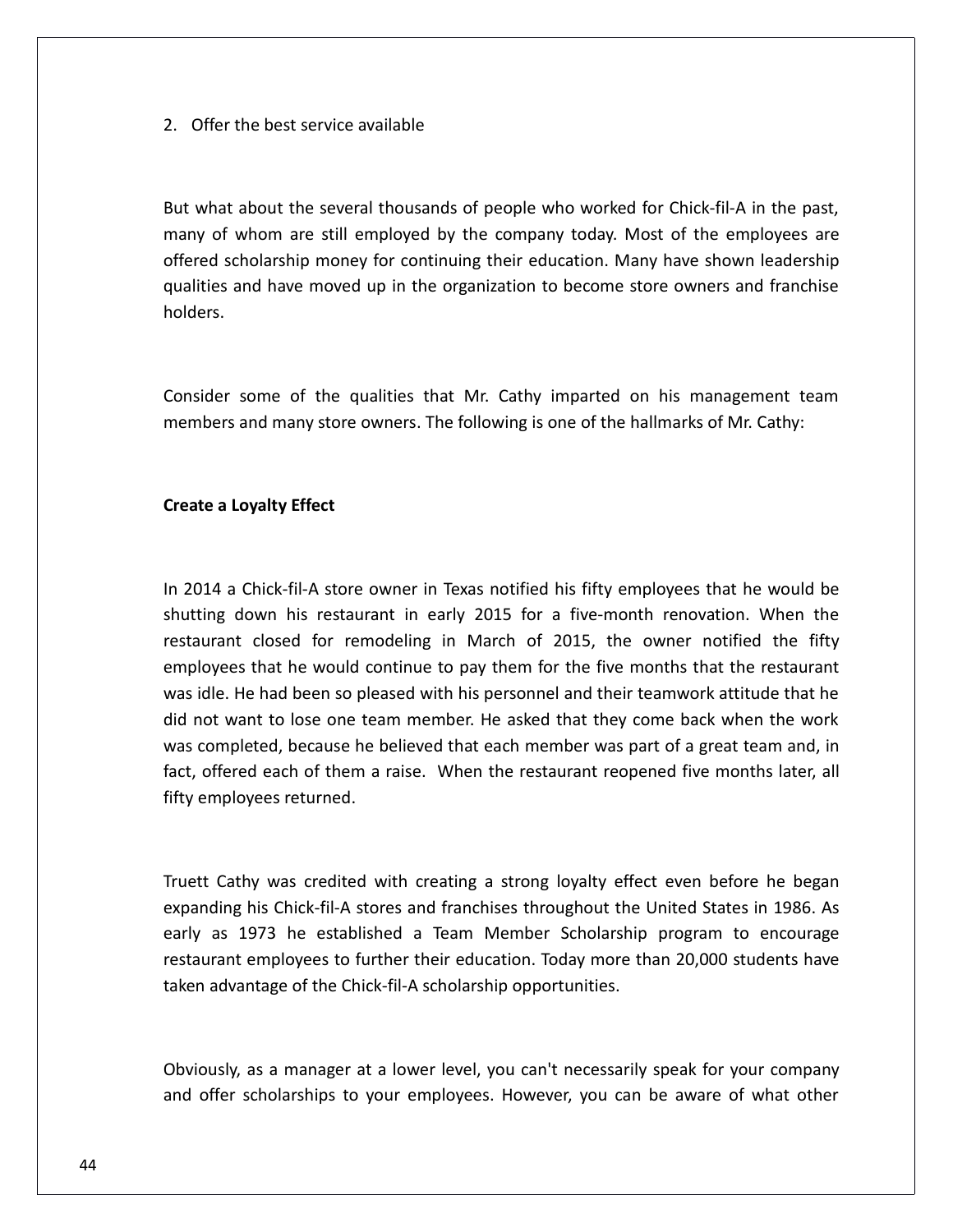2. Offer the best service available

But what about the several thousands of people who worked for Chick-fil-A in the past, many of whom are still employed by the company today. Most of the employees are offered scholarship money for continuing their education. Many have shown leadership qualities and have moved up in the organization to become store owners and franchise holders.

Consider some of the qualities that Mr. Cathy imparted on his management team members and many store owners. The following is one of the hallmarks of Mr. Cathy:

**Create a Loyalty Effect**

In 2014 a Chick-fil-A store owner in Texas notified his fifty employees that he would be shutting down his restaurant in early 2015 for a five-month renovation. When the restaurant closed for remodeling in March of 2015, the owner notified the fifty employees that he would continue to pay them for the five months that the restaurant was idle. He had been so pleased with his personnel and their teamwork attitude that he did not want to lose one team member. He asked that they come back when the work was completed, because he believed that each member was part of a great team and, in fact, offered each of them a raise. When the restaurant reopened five months later, all fifty employees returned.

Truett Cathy was credited with creating a strong loyalty effect even before he began expanding his Chick-fil-A stores and franchises throughout the United States in 1986. As early as 1973 he established a Team Member Scholarship program to encourage restaurant employees to further their education. Today more than 20,000 students have taken advantage of the Chick-fil-A scholarship opportunities.

Obviously, as a manager at a lower level, you can't necessarily speak for your company and offer scholarships to your employees. However, you can be aware of what other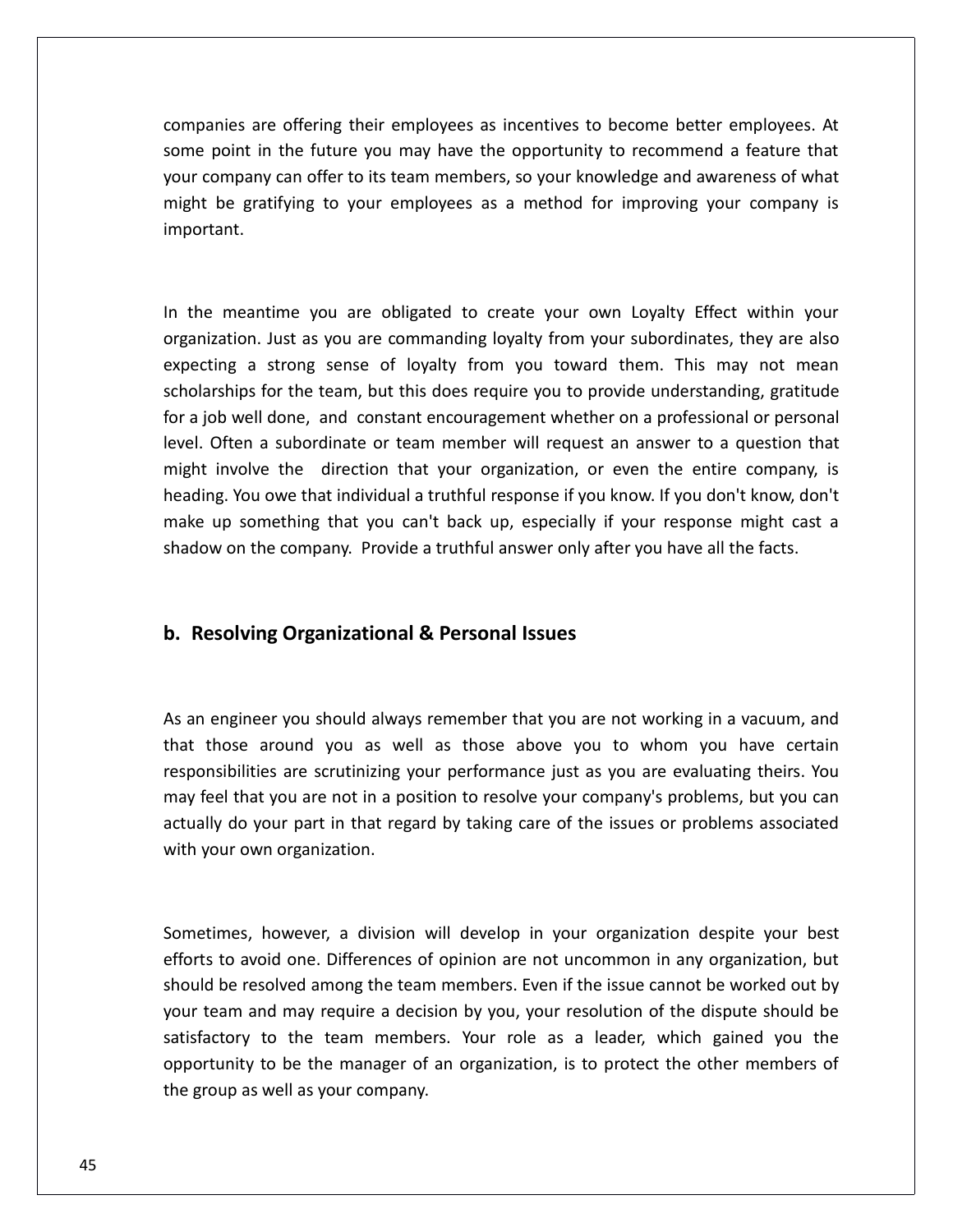companies are offering their employees as incentives to become better employees. At some point in the future you may have the opportunity to recommend a feature that your company can offer to its team members, so your knowledge and awareness of what might be gratifying to your employees as a method for improving your company is important.

In the meantime you are obligated to create your own Loyalty Effect within your organization. Just as you are commanding loyalty from your subordinates, they are also expecting a strong sense of loyalty from you toward them. This may not mean scholarships for the team, but this does require you to provide understanding, gratitude for a job well done, and constant encouragement whether on a professional or personal level. Often a subordinate or team member will request an answer to a question that might involve the direction that your organization, or even the entire company, is heading. You owe that individual a truthful response if you know. If you don't know, don't make up something that you can't back up, especially if your response might cast a shadow on the company. Provide a truthful answer only after you have all the facts.

## b. Resolving Organizational & Personal Issues

As an engineer you should always remember that you are not working in a vacuum, and that those around you as well as those above you to whom you have certain responsibilities are scrutinizing your performance just as you are evaluating theirs. You may feel that you are not in a position to resolve your company's problems, but you can actually do your part in that regard by taking care of the issues or problems associated with your own organization.

Sometimes, however, a division will develop in your organization despite your best efforts to avoid one. Differences of opinion are not uncommon in any organization, but should be resolved among the team members. Even if the issue cannot be worked out by your team and may require a decision by you, your resolution of the dispute should be satisfactory to the team members. Your role as a leader, which gained you the opportunity to be the manager of an organization, is to protect the other members of the group as well as your company.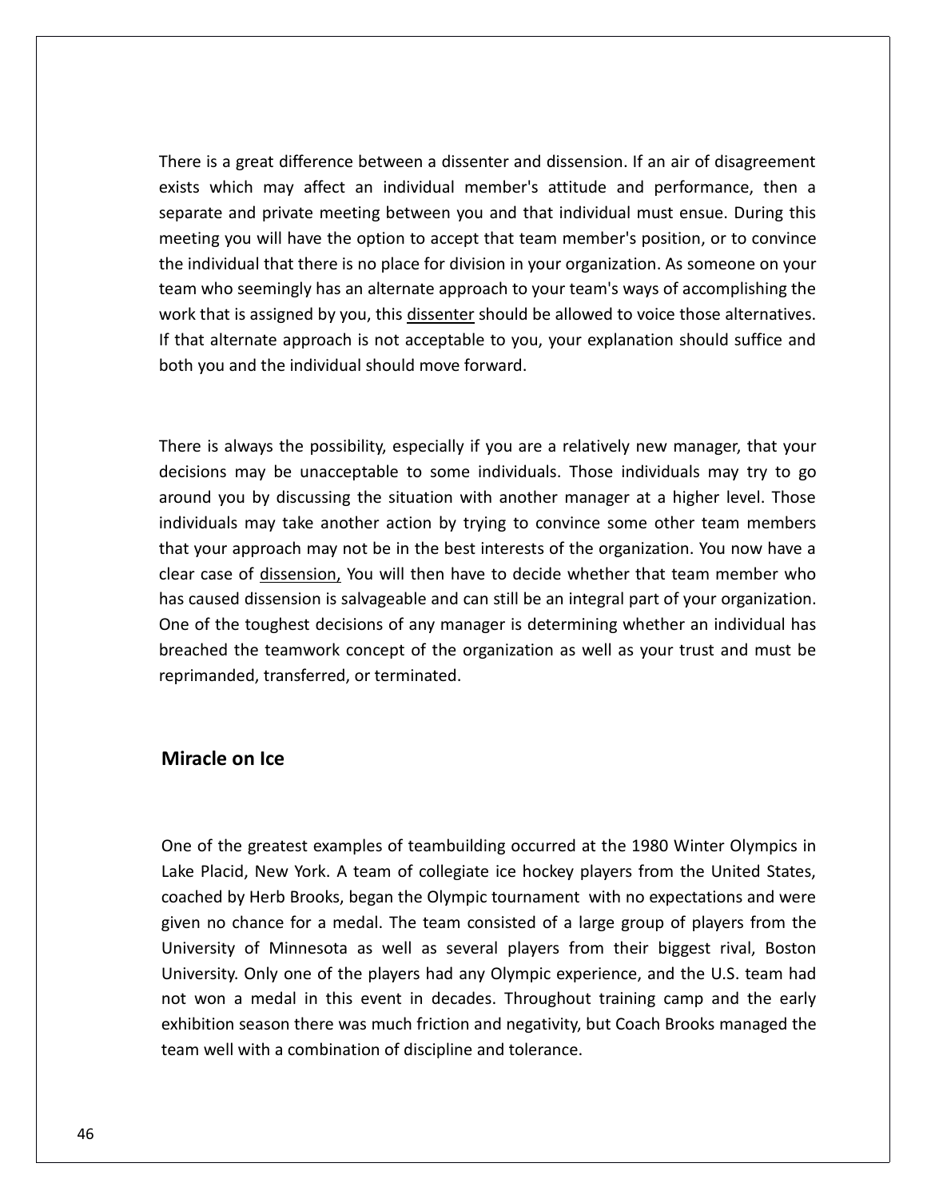There is a great difference between a dissenter and dissension. If an air of disagreement exists which may affect an individual member's attitude and performance, then a separate and private meeting between you and that individual must ensue. During this meeting you will have the option to accept that team member's position, or to convince the individual that there is no place for division in your organization. As someone on your team who seemingly has an alternate approach to your team's ways of accomplishing the work that is assigned by you, this <u>dissenter</u> should be allowed to voice those alternatives. If that alternate approach is not acceptable to you, your explanation should suffice and both you and the individual should move forward.

There is always the possibility, especially if you are a relatively new manager, that your decisions may be unacceptable to some individuals. Those individuals may try to go around you by discussing the situation with another manager at a higher level. Those individuals may take another action by trying to convince some other team members that your approach may not be in the best interests of the organization. You now have a clear case of <u>dissension,</u> You will then have to decide whether that team member who has caused dissension is salvageable and can still be an integral part of your organization. One of the toughest decisions of any manager is determining whether an individual has breached the teamwork concept of the organization as well as your trust and must be reprimanded, transferred, or terminated.

## Miracle on Ice

One of the greatest examples of teambuilding occurred at the 1980 Winter Olympics in Lake Placid, New York. A team of collegiate ice hockey players from the United States, coached by Herb Brooks, began the Olympic tournament with no expectations and were given no chance for a medal. The team consisted of a large group of players from the University of Minnesota as well as several players from their biggest rival, Boston University. Only one of the players had any Olympic experience, and the U.S. team had not won a medal in this event in decades. Throughout training camp and the early exhibition season there was much friction and negativity, but Coach Brooks managed the team well with a combination of discipline and tolerance.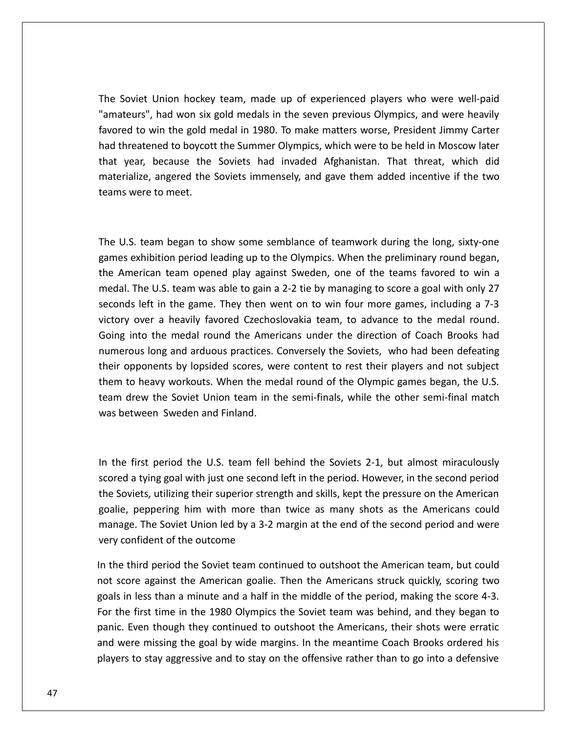The Soviet Union hockey team, made up of experienced players who were well-paid "amateurs", had won six gold medals in the seven previous Olympics, and were heavily favored to win the gold medal in 1980. To make matters worse, President Jimmy Carter had threatened to boycott the Summer Olympics, which were to be held in Moscow later that year, because the Soviets had invaded Afghanistan. That threat, which did materialize, angered the Soviets immensely, and gave them added incentive if the two teams were to meet.

The U.S. team began to show some semblance of teamwork during the long, sixty-one games exhibition period leading up to the Olympics. When the preliminary round began, the American team opened play against Sweden, one of the teams favored to win a medal. The U.S. team was able to gain a 2-2 tie by managing to score a goal with only 27 seconds left in the game. They then went on to win four more games, including a 7-3 victory over a heavily favored Czechoslovakia team, to advance to the medal round. Going into the medal round the Americans under the direction of Coach Brooks had numerous long and arduous practices. Conversely the Soviets, who had been defeating their opponents by lopsided scores, were content to rest their players and not subject them to heavy workouts. When the medal round of the Olympic games began, the U.S. team drew the Soviet Union team in the semi-finals, while the other semi-final match was between Sweden and Finland.

In the first period the U.S. team fell behind the Soviets 2-1, but almost miraculously scored a tying goal with just one second left in the period. However, in the second period the Soviets, utilizing their superior strength and skills, kept the pressure on the American goalie, peppering him with more than twice as many shots as the Americans could manage. The Soviet Union led by a 3-2 margin at the end of the second period and were very confident of the outcome

In the third period the Soviet team continued to outshoot the American team, but could not score against the American goalie. Then the Americans struck quickly, scoring two goals in less than a minute and a half in the middle of the period, making the score 4-3. For the first time in the 1980 Olympics the Soviet team was behind, and they began to panic. Even though they continued to outshoot the Americans, their shots were erratic and were missing the goal by wide margins. In the meantime Coach Brooks ordered his players to stay aggressive and to stay on the offensive rather than to go into a defensive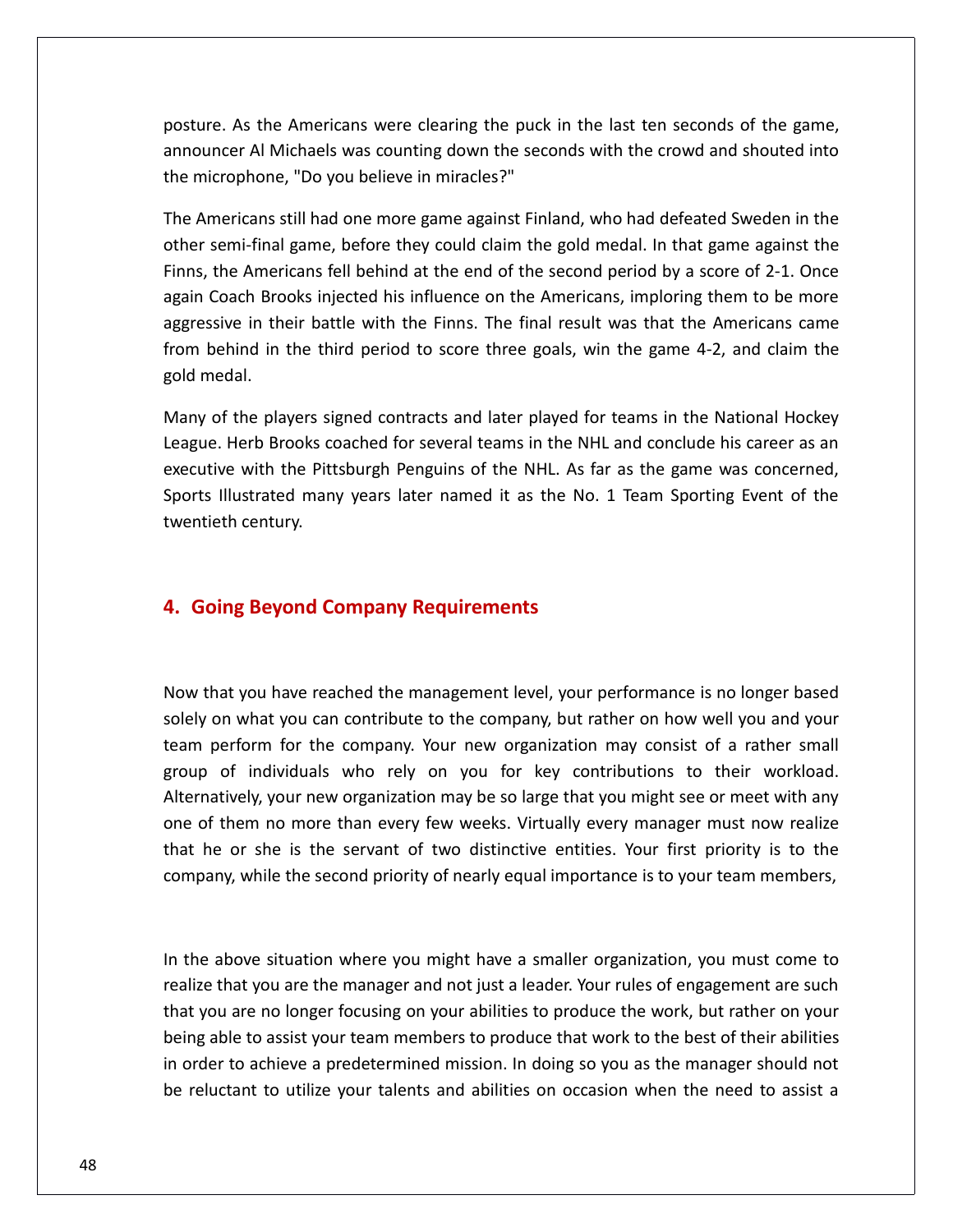posture. As the Americans were clearing the puck in the last ten seconds of the game, announcer Al Michaels was counting down the seconds with the crowd and shouted into the microphone, "Do you believe in miracles?"

The Americans still had one more game against Finland, who had defeated Sweden in the other semi-final game, before they could claim the gold medal. In that game against the Finns, the Americans fell behind at the end of the second period by a score of 2-1. Once again Coach Brooks injected his influence on the Americans, imploring them to be more aggressive in their battle with the Finns. The final result was that the Americans came from behind in the third period to score three goals, win the game 4-2, and claim the gold medal.

Many of the players signed contracts and later played for teams in the National Hockey League. Herb Brooks coached for several teams in the NHL and conclude his career as an executive with the Pittsburgh Penguins of the NHL. As far as the game was concerned, Sports Illustrated many years later named it as the No. 1 Team Sporting Event of the twentieth century.

## 4. Going Beyond Company Requirements

Now that you have reached the management level, your performance is no longer based solely on what you can contribute to the company, but rather on how well you and your team perform for the company. Your new organization may consist of a rather small group of individuals who rely on you for key contributions to their workload. Alternatively, your new organization may be so large that you might see or meet with any one of them no more than every few weeks. Virtually every manager must now realize that he or she is the servant of two distinctive entities. Your first priority is to the company, while the second priority of nearly equal importance is to your team members,

In the above situation where you might have a smaller organization, you must come to realize that you are the manager and not just a leader. Your rules of engagement are such that you are no longer focusing on your abilities to produce the work, but rather on your being able to assist your team members to produce that work to the best of their abilities in order to achieve a predetermined mission. In doing so you as the manager should not be reluctant to utilize your talents and abilities on occasion when the need to assist a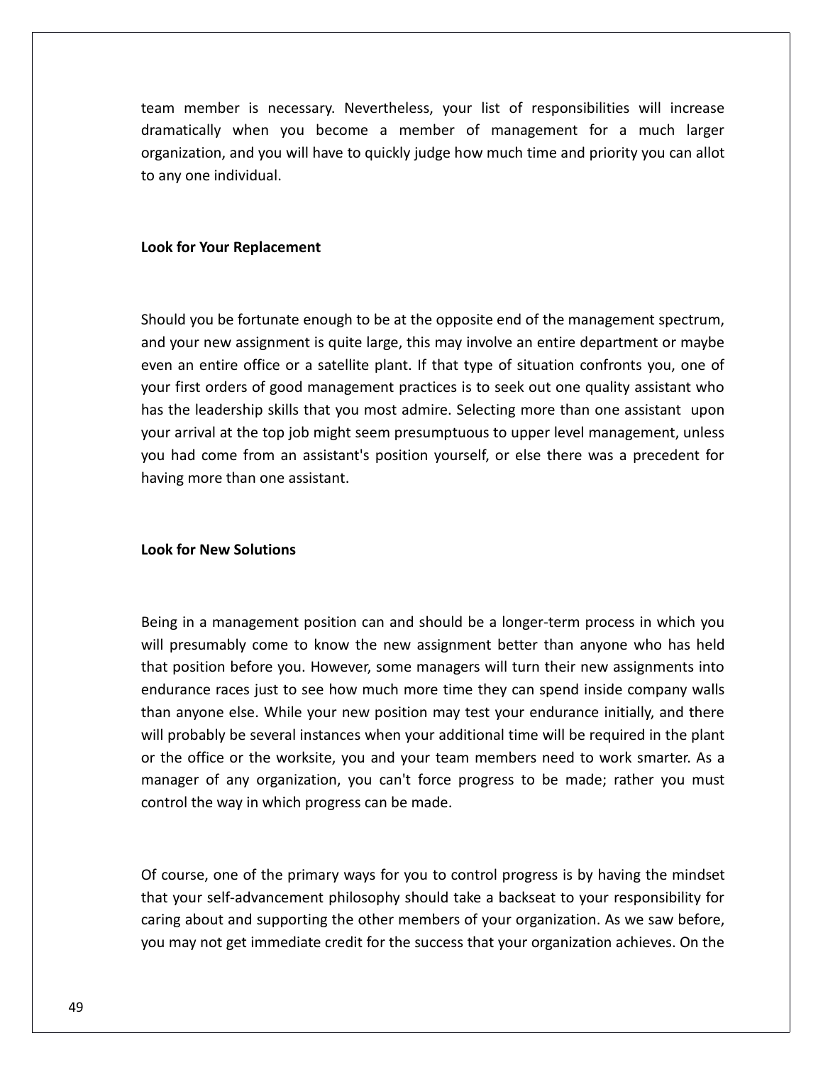team member is necessary. Nevertheless, your list of responsibilities will increase dramatically when you become a member of management for a much larger organization, and you will have to quickly judge how much time and priority you can allot to any one individual.

**Look for Your Replacement**

Should you be fortunate enough to be at the opposite end of the management spectrum, and your new assignment is quite large, this may involve an entire department or maybe even an entire office or a satellite plant. If that type of situation confronts you, one of your first orders of good management practices is to seek out one quality assistant who has the leadership skills that you most admire. Selecting more than one assistant upon your arrival at the top job might seem presumptuous to upper level management, unless you had come from an assistant's position yourself, or else there was a precedent for having more than one assistant.

**Look for New Solutions**

Being in a management position can and should be a longer-term process in which you will presumably come to know the new assignment better than anyone who has held that position before you. However, some managers will turn their new assignments into endurance races just to see how much more time they can spend inside company walls than anyone else. While your new position may test your endurance initially, and there will probably be several instances when your additional time will be required in the plant or the office or the worksite, you and your team members need to work smarter. As a manager of any organization, you can't force progress to be made; rather you must control the way in which progress can be made.

Of course, one of the primary ways for you to control progress is by having the mindset that your self-advancement philosophy should take a backseat to your responsibility for caring about and supporting the other members of your organization. As we saw before, you may not get immediate credit for the success that your organization achieves. On the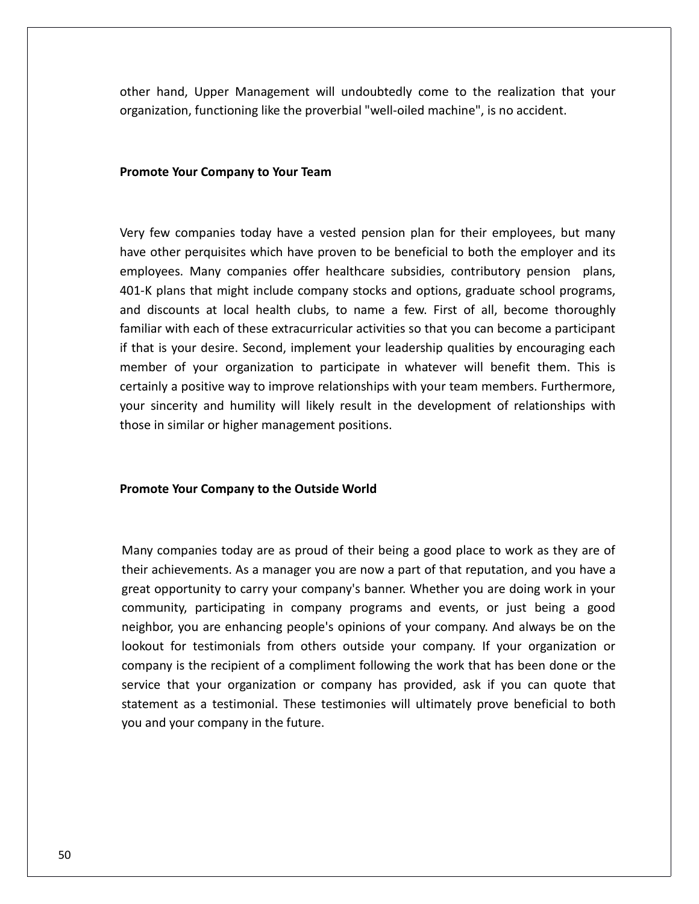other hand, Upper Management will undoubtedly come to the realization that your organization, functioning like the proverbial "well-oiled machine", is no accident.

**Promote Your Company to Your Team**

Very few companies today have a vested pension plan for their employees, but many have other perquisites which have proven to be beneficial to both the employer and its employees. Many companies offer healthcare subsidies, contributory pension plans, 401-K plans that might include company stocks and options, graduate school programs, and discounts at local health clubs, to name a few. First of all, become thoroughly familiar with each of these extracurricular activities so that you can become a participant if that is your desire. Second, implement your leadership qualities by encouraging each member of your organization to participate in whatever will benefit them. This is certainly a positive way to improve relationships with your team members. Furthermore, your sincerity and humility will likely result in the development of relationships with those in similar or higher management positions.

**Promote Your Company to the Outside World**

Many companies today are as proud of their being a good place to work as they are of their achievements. As a manager you are now a part of that reputation, and you have a great opportunity to carry your company's banner. Whether you are doing work in your community, participating in company programs and events, or just being a good neighbor, you are enhancing people's opinions of your company. And always be on the lookout for testimonials from others outside your company. If your organization or company is the recipient of a compliment following the work that has been done or the service that your organization or company has provided, ask if you can quote that statement as a testimonial. These testimonies will ultimately prove beneficial to both you and your company in the future.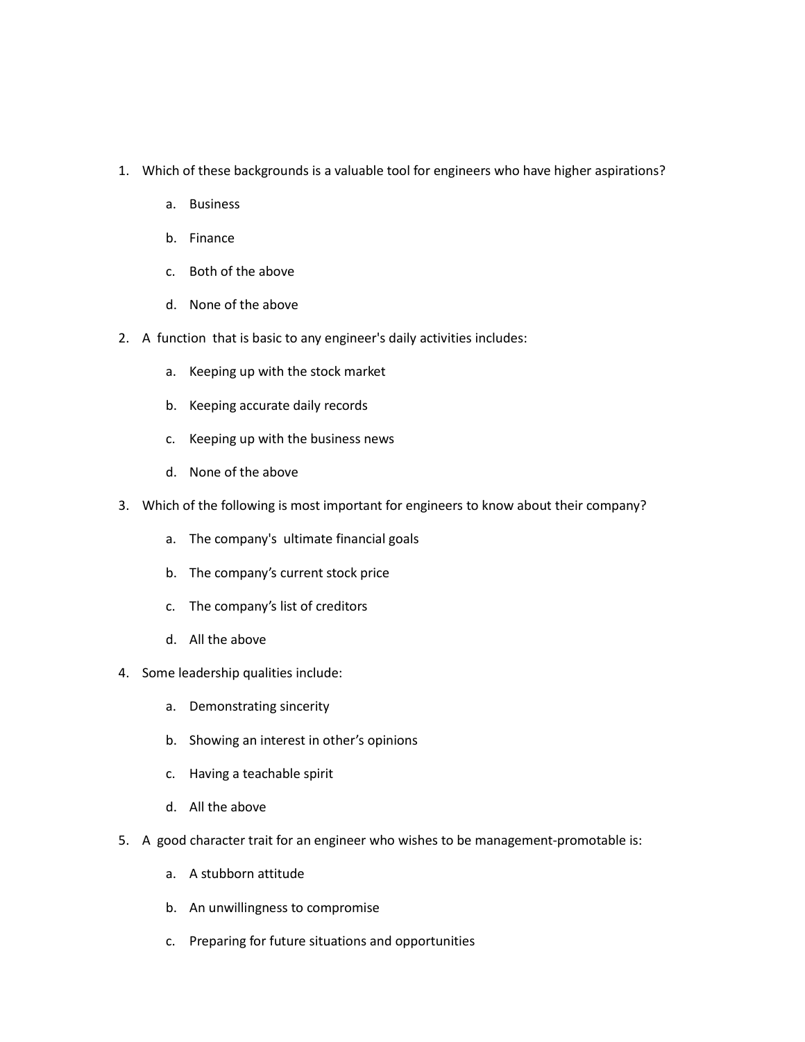1. Which of these backgrounds is a valuable tool for engineers who have higher aspirations?

    a. Business

    b. Finance

    c. Both of the above

    d. None of the above

2. A function that is basic to any engineer's daily activities includes:

    a. Keeping up with the stock market

    b. Keeping accurate daily records

    c. Keeping up with the business news

    d. None of the above

3. Which of the following is most important for engineers to know about their company?

    a. The company's ultimate financial goals

    b. The company's current stock price

    c. The company's list of creditors

    d. All the above

4. Some leadership qualities include:

    a. Demonstrating sincerity

    b. Showing an interest in other's opinions

    c. Having a teachable spirit

    d. All the above

5. A good character trait for an engineer who wishes to be management-promotable is:

    a. A stubborn attitude

    b. An unwillingness to compromise

    c. Preparing for future situations and opportunities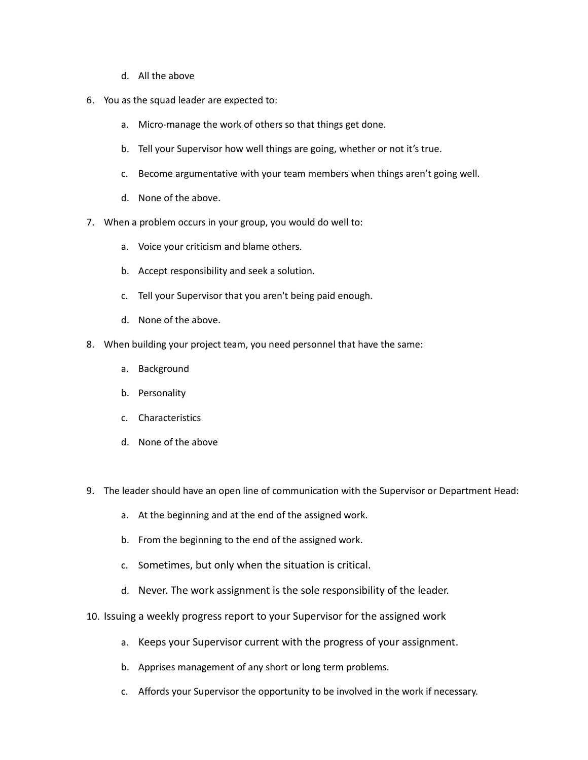d. All the above

6. You as the squad leader are expected to:

   a. Micro-manage the work of others so that things get done.

   b. Tell your Supervisor how well things are going, whether or not it's true.

   c. Become argumentative with your team members when things aren't going well.

   d. None of the above.

7. When a problem occurs in your group, you would do well to:

   a. Voice your criticism and blame others.

   b. Accept responsibility and seek a solution.

   c. Tell your Supervisor that you aren't being paid enough.

   d. None of the above.

8. When building your project team, you need personnel that have the same:

   a. Background

   b. Personality

   c. Characteristics

   d. None of the above

9. The leader should have an open line of communication with the Supervisor or Department Head:

   a. At the beginning and at the end of the assigned work.

   b. From the beginning to the end of the assigned work.

   c. Sometimes, but only when the situation is critical.

   d. Never. The work assignment is the sole responsibility of the leader.

10. Issuing a weekly progress report to your Supervisor for the assigned work

    a. Keeps your Supervisor current with the progress of your assignment.

    b. Apprises management of any short or long term problems.

    c. Affords your Supervisor the opportunity to be involved in the work if necessary.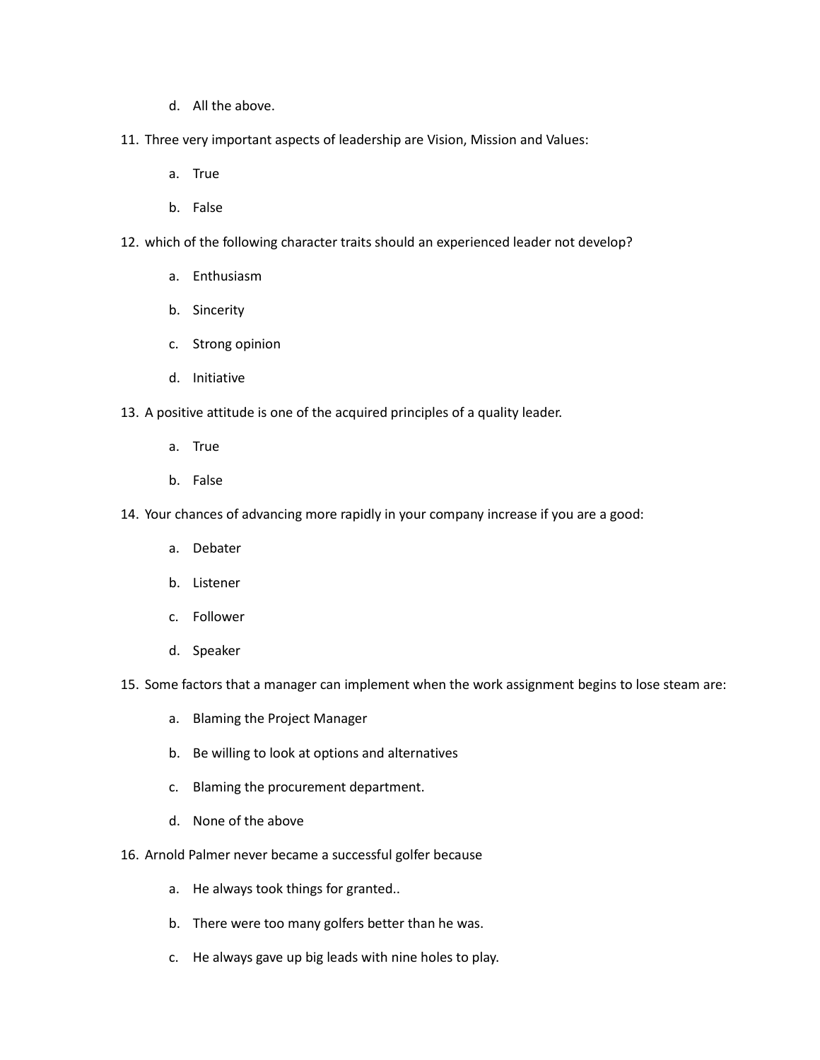d. All the above.

11. Three very important aspects of leadership are Vision, Mission and Values:

    a. True

    b. False

12. which of the following character traits should an experienced leader not develop?

    a. Enthusiasm

    b. Sincerity

    c. Strong opinion

    d. Initiative

13. A positive attitude is one of the acquired principles of a quality leader.

    a. True

    b. False

14. Your chances of advancing more rapidly in your company increase if you are a good:

    a. Debater

    b. Listener

    c. Follower

    d. Speaker

15. Some factors that a manager can implement when the work assignment begins to lose steam are:

    a. Blaming the Project Manager

    b. Be willing to look at options and alternatives

    c. Blaming the procurement department.

    d. None of the above

16. Arnold Palmer never became a successful golfer because

    a. He always took things for granted..

    b. There were too many golfers better than he was.

    c. He always gave up big leads with nine holes to play.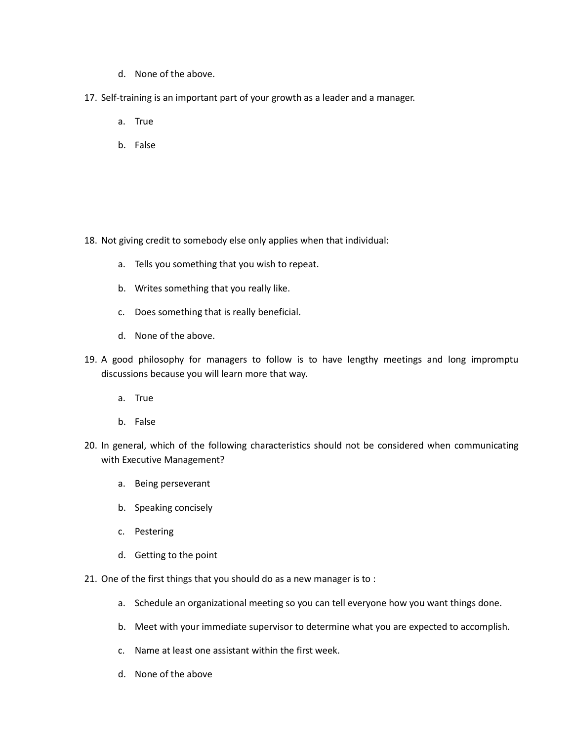d. None of the above.

17. Self-training is an important part of your growth as a leader and a manager.

    a. True

    b. False

18. Not giving credit to somebody else only applies when that individual:

    a. Tells you something that you wish to repeat.

    b. Writes something that you really like.

    c. Does something that is really beneficial.

    d. None of the above.

19. A good philosophy for managers to follow is to have lengthy meetings and long impromptu discussions because you will learn more that way.

    a. True

    b. False

20. In general, which of the following characteristics should not be considered when communicating with Executive Management?

    a. Being perseverant

    b. Speaking concisely

    c. Pestering

    d. Getting to the point

21. One of the first things that you should do as a new manager is to :

    a. Schedule an organizational meeting so you can tell everyone how you want things done.

    b. Meet with your immediate supervisor to determine what you are expected to accomplish.

    c. Name at least one assistant within the first week.

    d. None of the above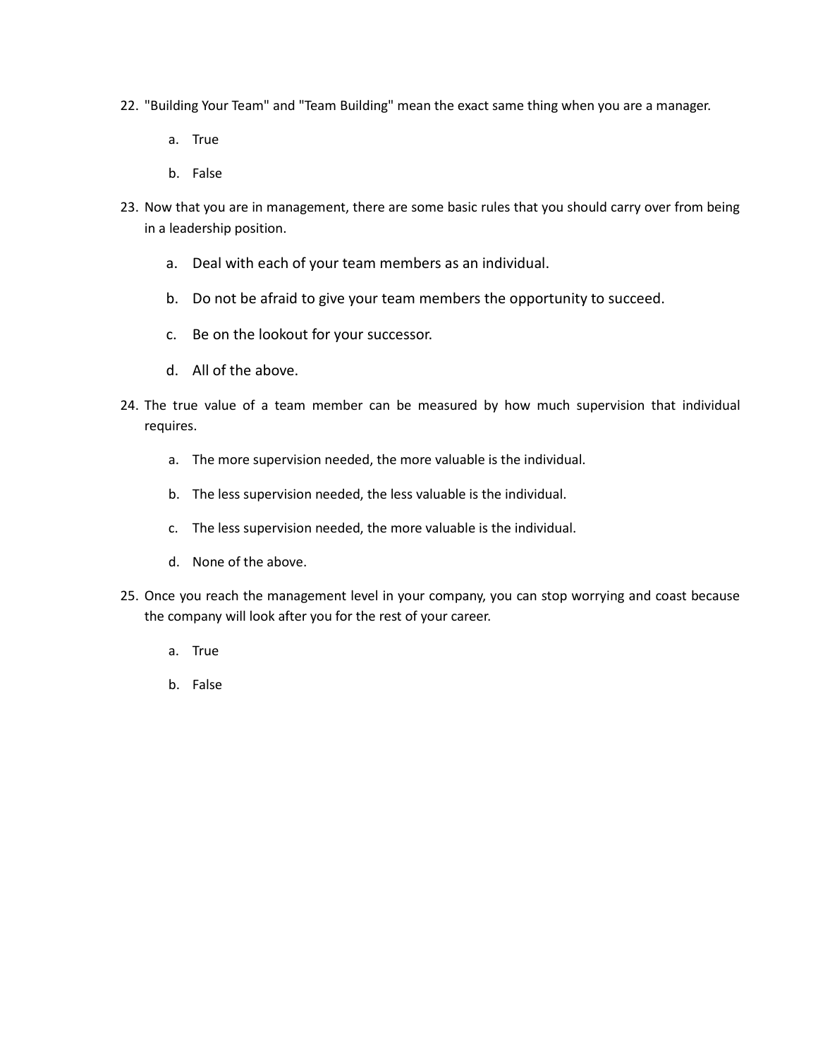22. "Building Your Team" and "Team Building" mean the exact same thing when you are a manager.

    a. True

    b. False

23. Now that you are in management, there are some basic rules that you should carry over from being in a leadership position.

    a. Deal with each of your team members as an individual.

    b. Do not be afraid to give your team members the opportunity to succeed.

    c. Be on the lookout for your successor.

    d. All of the above.

24. The true value of a team member can be measured by how much supervision that individual requires.

    a. The more supervision needed, the more valuable is the individual.

    b. The less supervision needed, the less valuable is the individual.

    c. The less supervision needed, the more valuable is the individual.

    d. None of the above.

25. Once you reach the management level in your company, you can stop worrying and coast because the company will look after you for the rest of your career.

    a. True

    b. False